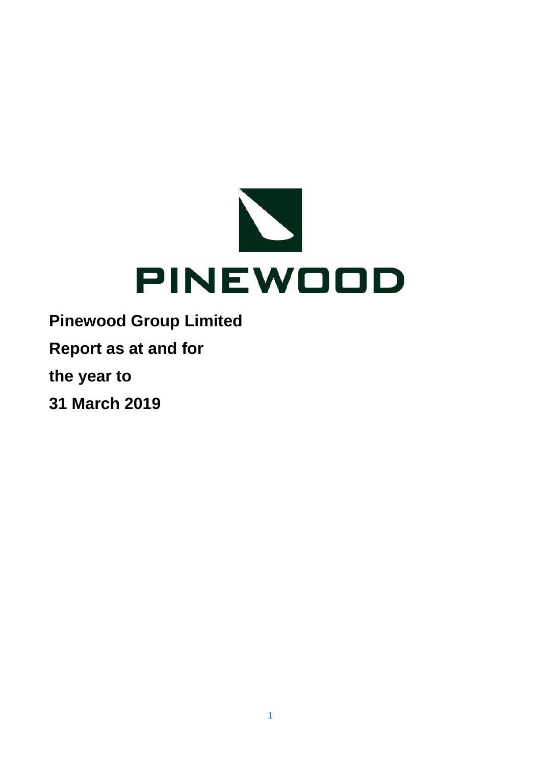PINEWOOD

**Pinewood Group Limited**

**Report as at and for**

**the year to**

**31 March 2019**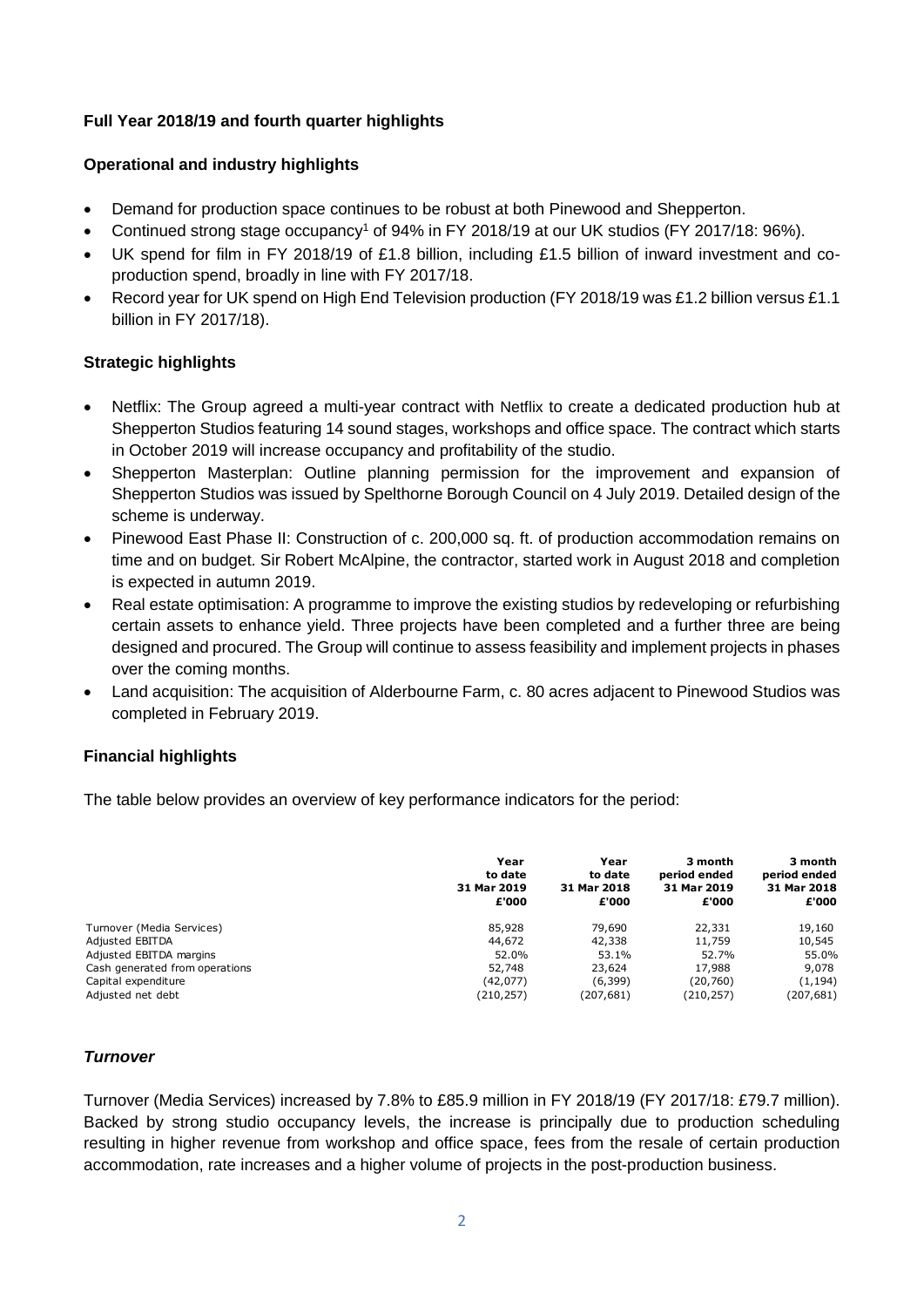## Full Year 2018/19 and fourth quarter highlights

### Operational and industry highlights

- Demand for production space continues to be robust at both Pinewood and Shepperton.
- Continued strong stage occupancy[1] of 94% in FY 2018/19 at our UK studios (FY 2017/18: 96%).
- UK spend for film in FY 2018/19 of £1.8 billion, including £1.5 billion of inward investment and co-production spend, broadly in line with FY 2017/18.
- Record year for UK spend on High End Television production (FY 2018/19 was £1.2 billion versus £1.1 billion in FY 2017/18).

### Strategic highlights

- Netflix: The Group agreed a multi-year contract with Netflix to create a dedicated production hub at Shepperton Studios featuring 14 sound stages, workshops and office space. The contract which starts in October 2019 will increase occupancy and profitability of the studio.
- Shepperton Masterplan: Outline planning permission for the improvement and expansion of Shepperton Studios was issued by Spelthorne Borough Council on 4 July 2019. Detailed design of the scheme is underway.
- Pinewood East Phase II: Construction of c. 200,000 sq. ft. of production accommodation remains on time and on budget. Sir Robert McAlpine, the contractor, started work in August 2018 and completion is expected in autumn 2019.
- Real estate optimisation: A programme to improve the existing studios by redeveloping or refurbishing certain assets to enhance yield. Three projects have been completed and a further three are being designed and procured. The Group will continue to assess feasibility and implement projects in phases over the coming months.
- Land acquisition: The acquisition of Alderbourne Farm, c. 80 acres adjacent to Pinewood Studios was completed in February 2019.

### Financial highlights

The table below provides an overview of key performance indicators for the period:

| | Year to date 31 Mar 2019 £'000 | Year to date 31 Mar 2018 £'000 | 3 month period ended 31 Mar 2019 £'000 | 3 month period ended 31 Mar 2018 £'000 |
|---|---|---|---|---|
| Turnover (Media Services) | 85,928 | 79,690 | 22,331 | 19,160 |
| Adjusted EBITDA | 44,672 | 42,338 | 11,759 | 10,545 |
| Adjusted EBITDA margins | 52.0% | 53.1% | 52.7% | 55.0% |
| Cash generated from operations | 52,748 | 23,624 | 17,988 | 9,078 |
| Capital expenditure | (42,077) | (6,399) | (20,760) | (1,194) |
| Adjusted net debt | (210,257) | (207,681) | (210,257) | (207,681) |

#### *Turnover*

Turnover (Media Services) increased by 7.8% to £85.9 million in FY 2018/19 (FY 2017/18: £79.7 million). Backed by strong studio occupancy levels, the increase is principally due to production scheduling resulting in higher revenue from workshop and office space, fees from the resale of certain production accommodation, rate increases and a higher volume of projects in the post-production business.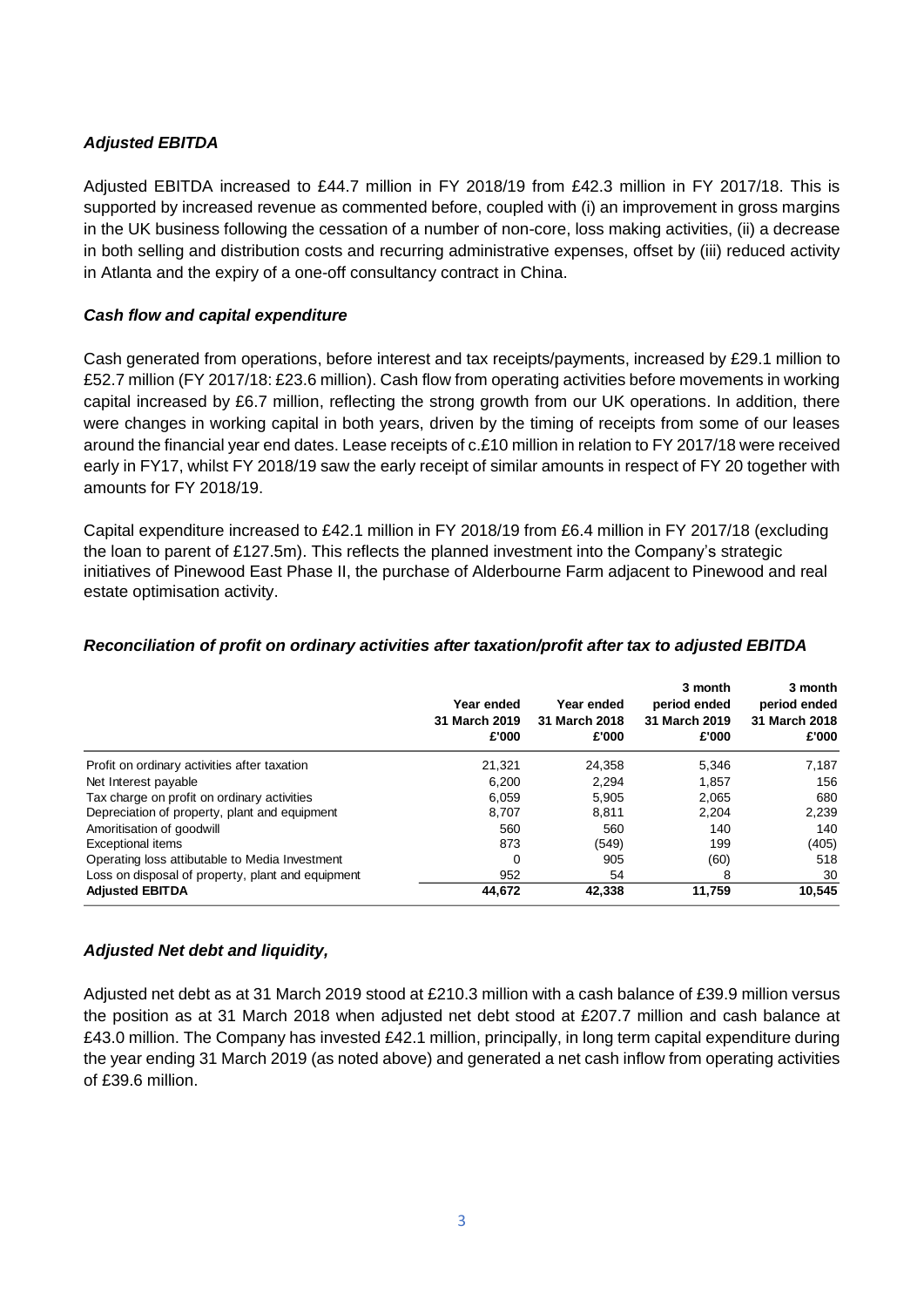### *Adjusted EBITDA*

Adjusted EBITDA increased to £44.7 million in FY 2018/19 from £42.3 million in FY 2017/18. This is supported by increased revenue as commented before, coupled with (i) an improvement in gross margins in the UK business following the cessation of a number of non-core, loss making activities, (ii) a decrease in both selling and distribution costs and recurring administrative expenses, offset by (iii) reduced activity in Atlanta and the expiry of a one-off consultancy contract in China.

### *Cash flow and capital expenditure*

Cash generated from operations, before interest and tax receipts/payments, increased by £29.1 million to £52.7 million (FY 2017/18: £23.6 million). Cash flow from operating activities before movements in working capital increased by £6.7 million, reflecting the strong growth from our UK operations. In addition, there were changes in working capital in both years, driven by the timing of receipts from some of our leases around the financial year end dates. Lease receipts of c.£10 million in relation to FY 2017/18 were received early in FY17, whilst FY 2018/19 saw the early receipt of similar amounts in respect of FY 20 together with amounts for FY 2018/19.

Capital expenditure increased to £42.1 million in FY 2018/19 from £6.4 million in FY 2017/18 (excluding the loan to parent of £127.5m). This reflects the planned investment into the Company's strategic initiatives of Pinewood East Phase II, the purchase of Alderbourne Farm adjacent to Pinewood and real estate optimisation activity.

### *Reconciliation of profit on ordinary activities after taxation/profit after tax to adjusted EBITDA*

| | Year ended 31 March 2019 £'000 | Year ended 31 March 2018 £'000 | 3 month period ended 31 March 2019 £'000 | 3 month period ended 31 March 2018 £'000 |
|---|---|---|---|---|
| Profit on ordinary activities after taxation | 21,321 | 24,358 | 5,346 | 7,187 |
| Net Interest payable | 6,200 | 2,294 | 1,857 | 156 |
| Tax charge on profit on ordinary activities | 6,059 | 5,905 | 2,065 | 680 |
| Depreciation of property, plant and equipment | 8,707 | 8,811 | 2,204 | 2,239 |
| Amoritisation of goodwill | 560 | 560 | 140 | 140 |
| Exceptional items | 873 | (549) | 199 | (405) |
| Operating loss attibutable to Media Investment | 0 | 905 | (60) | 518 |
| Loss on disposal of property, plant and equipment | 952 | 54 | 8 | 30 |
| **Adjusted EBITDA** | **44,672** | **42,338** | **11,759** | **10,545** |

### *Adjusted Net debt and liquidity,*

Adjusted net debt as at 31 March 2019 stood at £210.3 million with a cash balance of £39.9 million versus the position as at 31 March 2018 when adjusted net debt stood at £207.7 million and cash balance at £43.0 million. The Company has invested £42.1 million, principally, in long term capital expenditure during the year ending 31 March 2019 (as noted above) and generated a net cash inflow from operating activities of £39.6 million.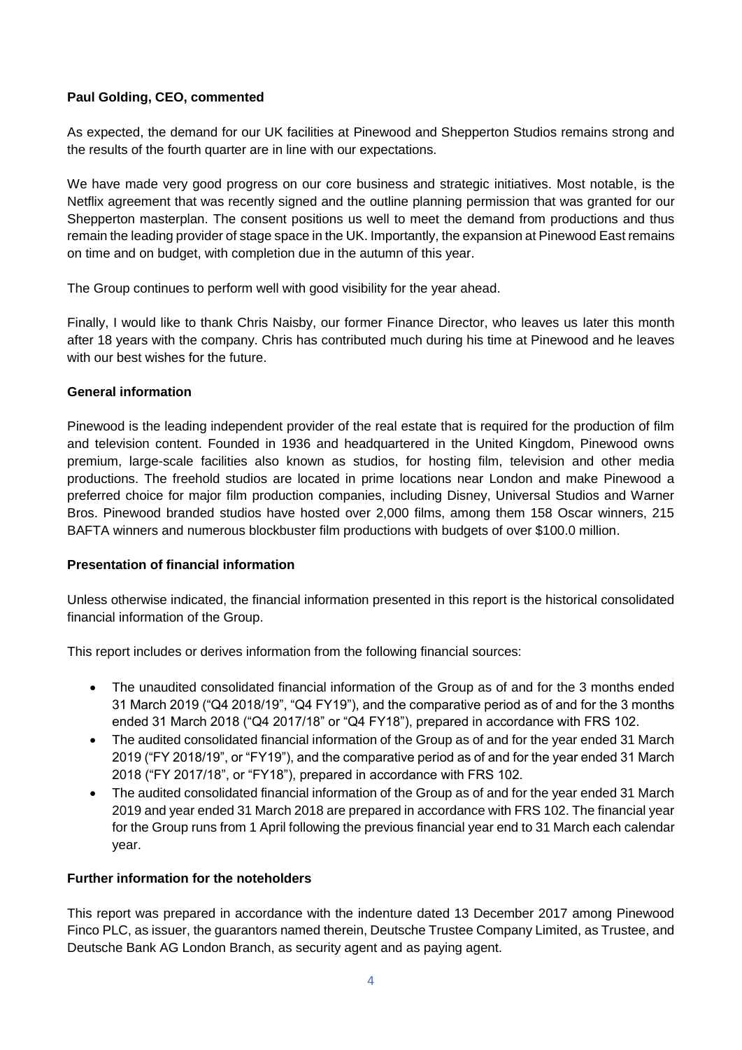**Paul Golding, CEO, commented**

As expected, the demand for our UK facilities at Pinewood and Shepperton Studios remains strong and the results of the fourth quarter are in line with our expectations.

We have made very good progress on our core business and strategic initiatives. Most notable, is the Netflix agreement that was recently signed and the outline planning permission that was granted for our Shepperton masterplan. The consent positions us well to meet the demand from productions and thus remain the leading provider of stage space in the UK. Importantly, the expansion at Pinewood East remains on time and on budget, with completion due in the autumn of this year.

The Group continues to perform well with good visibility for the year ahead.

Finally, I would like to thank Chris Naisby, our former Finance Director, who leaves us later this month after 18 years with the company. Chris has contributed much during his time at Pinewood and he leaves with our best wishes for the future.

**General information**

Pinewood is the leading independent provider of the real estate that is required for the production of film and television content. Founded in 1936 and headquartered in the United Kingdom, Pinewood owns premium, large-scale facilities also known as studios, for hosting film, television and other media productions. The freehold studios are located in prime locations near London and make Pinewood a preferred choice for major film production companies, including Disney, Universal Studios and Warner Bros. Pinewood branded studios have hosted over 2,000 films, among them 158 Oscar winners, 215 BAFTA winners and numerous blockbuster film productions with budgets of over $100.0 million.

**Presentation of financial information**

Unless otherwise indicated, the financial information presented in this report is the historical consolidated financial information of the Group.

This report includes or derives information from the following financial sources:

- The unaudited consolidated financial information of the Group as of and for the 3 months ended 31 March 2019 ("Q4 2018/19", "Q4 FY19"), and the comparative period as of and for the 3 months ended 31 March 2018 ("Q4 2017/18" or "Q4 FY18"), prepared in accordance with FRS 102.
- The audited consolidated financial information of the Group as of and for the year ended 31 March 2019 ("FY 2018/19", or "FY19"), and the comparative period as of and for the year ended 31 March 2018 ("FY 2017/18", or "FY18"), prepared in accordance with FRS 102.
- The audited consolidated financial information of the Group as of and for the year ended 31 March 2019 and year ended 31 March 2018 are prepared in accordance with FRS 102. The financial year for the Group runs from 1 April following the previous financial year end to 31 March each calendar year.

**Further information for the noteholders**

This report was prepared in accordance with the indenture dated 13 December 2017 among Pinewood Finco PLC, as issuer, the guarantors named therein, Deutsche Trustee Company Limited, as Trustee, and Deutsche Bank AG London Branch, as security agent and as paying agent.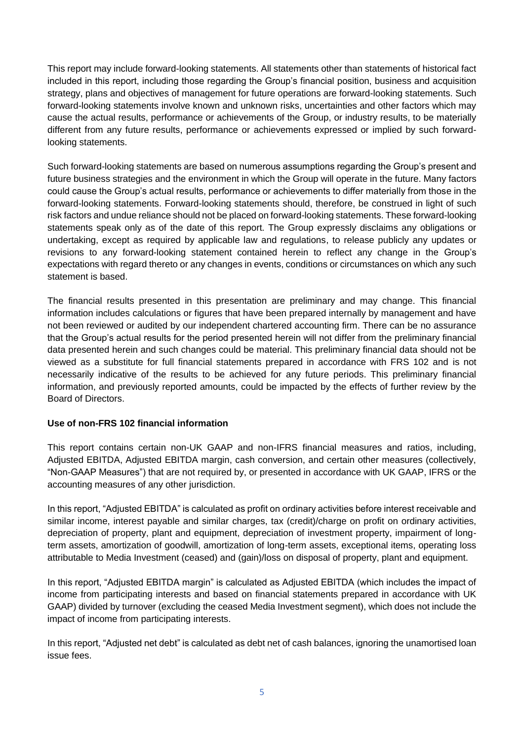This report may include forward-looking statements. All statements other than statements of historical fact included in this report, including those regarding the Group's financial position, business and acquisition strategy, plans and objectives of management for future operations are forward-looking statements. Such forward-looking statements involve known and unknown risks, uncertainties and other factors which may cause the actual results, performance or achievements of the Group, or industry results, to be materially different from any future results, performance or achievements expressed or implied by such forward-looking statements.

Such forward-looking statements are based on numerous assumptions regarding the Group's present and future business strategies and the environment in which the Group will operate in the future. Many factors could cause the Group's actual results, performance or achievements to differ materially from those in the forward-looking statements. Forward-looking statements should, therefore, be construed in light of such risk factors and undue reliance should not be placed on forward-looking statements. These forward-looking statements speak only as of the date of this report. The Group expressly disclaims any obligations or undertaking, except as required by applicable law and regulations, to release publicly any updates or revisions to any forward-looking statement contained herein to reflect any change in the Group's expectations with regard thereto or any changes in events, conditions or circumstances on which any such statement is based.

The financial results presented in this presentation are preliminary and may change. This financial information includes calculations or figures that have been prepared internally by management and have not been reviewed or audited by our independent chartered accounting firm. There can be no assurance that the Group's actual results for the period presented herein will not differ from the preliminary financial data presented herein and such changes could be material. This preliminary financial data should not be viewed as a substitute for full financial statements prepared in accordance with FRS 102 and is not necessarily indicative of the results to be achieved for any future periods. This preliminary financial information, and previously reported amounts, could be impacted by the effects of further review by the Board of Directors.

**Use of non-FRS 102 financial information**

This report contains certain non-UK GAAP and non-IFRS financial measures and ratios, including, Adjusted EBITDA, Adjusted EBITDA margin, cash conversion, and certain other measures (collectively, "Non-GAAP Measures") that are not required by, or presented in accordance with UK GAAP, IFRS or the accounting measures of any other jurisdiction.

In this report, "Adjusted EBITDA" is calculated as profit on ordinary activities before interest receivable and similar income, interest payable and similar charges, tax (credit)/charge on profit on ordinary activities, depreciation of property, plant and equipment, depreciation of investment property, impairment of long-term assets, amortization of goodwill, amortization of long-term assets, exceptional items, operating loss attributable to Media Investment (ceased) and (gain)/loss on disposal of property, plant and equipment.

In this report, "Adjusted EBITDA margin" is calculated as Adjusted EBITDA (which includes the impact of income from participating interests and based on financial statements prepared in accordance with UK GAAP) divided by turnover (excluding the ceased Media Investment segment), which does not include the impact of income from participating interests.

In this report, "Adjusted net debt" is calculated as debt net of cash balances, ignoring the unamortised loan issue fees.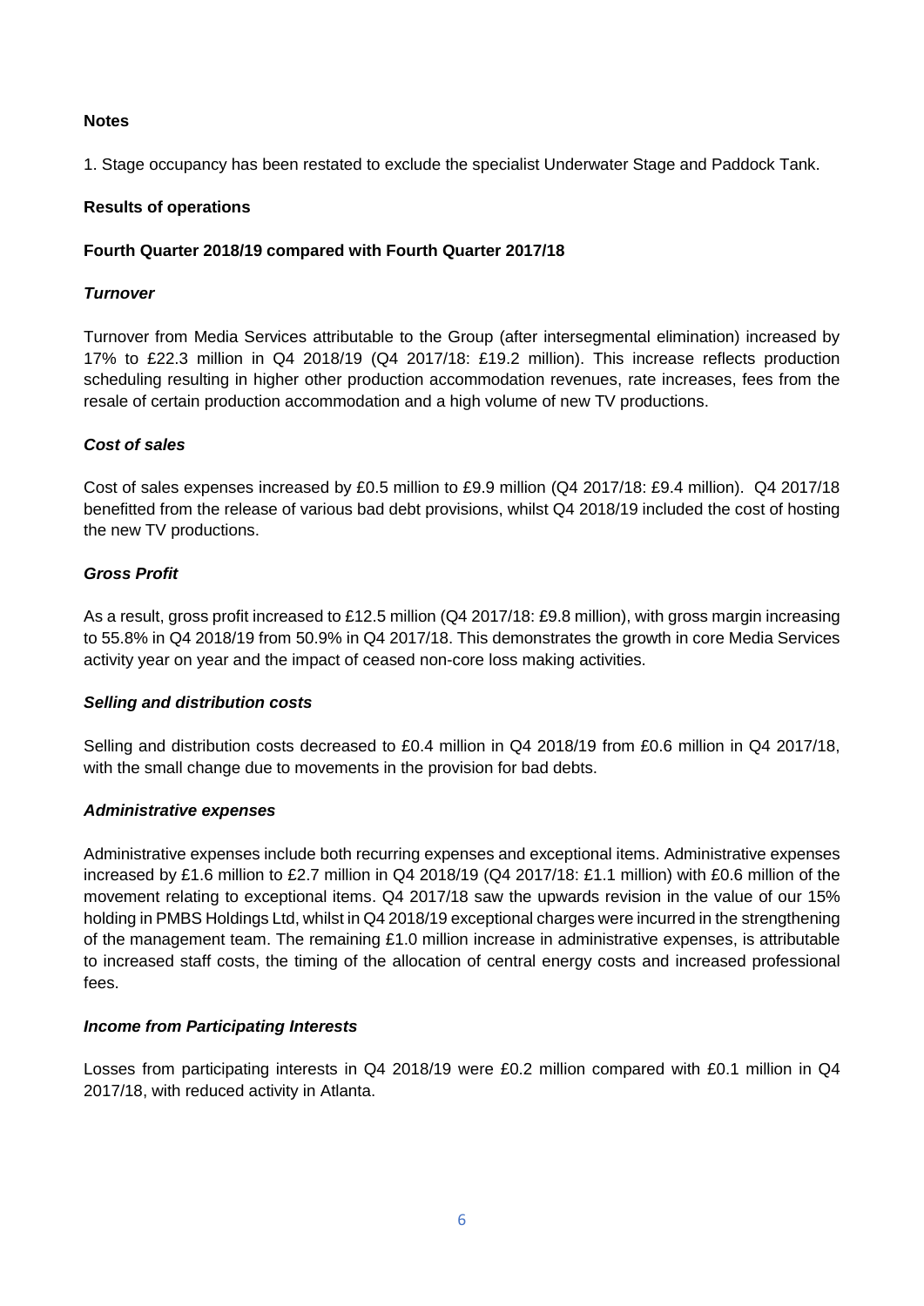**Notes**

1. Stage occupancy has been restated to exclude the specialist Underwater Stage and Paddock Tank.

## Results of operations

### Fourth Quarter 2018/19 compared with Fourth Quarter 2017/18

***Turnover***

Turnover from Media Services attributable to the Group (after intersegmental elimination) increased by 17% to £22.3 million in Q4 2018/19 (Q4 2017/18: £19.2 million). This increase reflects production scheduling resulting in higher other production accommodation revenues, rate increases, fees from the resale of certain production accommodation and a high volume of new TV productions.

***Cost of sales***

Cost of sales expenses increased by £0.5 million to £9.9 million (Q4 2017/18: £9.4 million). Q4 2017/18 benefitted from the release of various bad debt provisions, whilst Q4 2018/19 included the cost of hosting the new TV productions.

***Gross Profit***

As a result, gross profit increased to £12.5 million (Q4 2017/18: £9.8 million), with gross margin increasing to 55.8% in Q4 2018/19 from 50.9% in Q4 2017/18. This demonstrates the growth in core Media Services activity year on year and the impact of ceased non-core loss making activities.

***Selling and distribution costs***

Selling and distribution costs decreased to £0.4 million in Q4 2018/19 from £0.6 million in Q4 2017/18, with the small change due to movements in the provision for bad debts.

***Administrative expenses***

Administrative expenses include both recurring expenses and exceptional items. Administrative expenses increased by £1.6 million to £2.7 million in Q4 2018/19 (Q4 2017/18: £1.1 million) with £0.6 million of the movement relating to exceptional items. Q4 2017/18 saw the upwards revision in the value of our 15% holding in PMBS Holdings Ltd, whilst in Q4 2018/19 exceptional charges were incurred in the strengthening of the management team. The remaining £1.0 million increase in administrative expenses, is attributable to increased staff costs, the timing of the allocation of central energy costs and increased professional fees.

***Income from Participating Interests***

Losses from participating interests in Q4 2018/19 were £0.2 million compared with £0.1 million in Q4 2017/18, with reduced activity in Atlanta.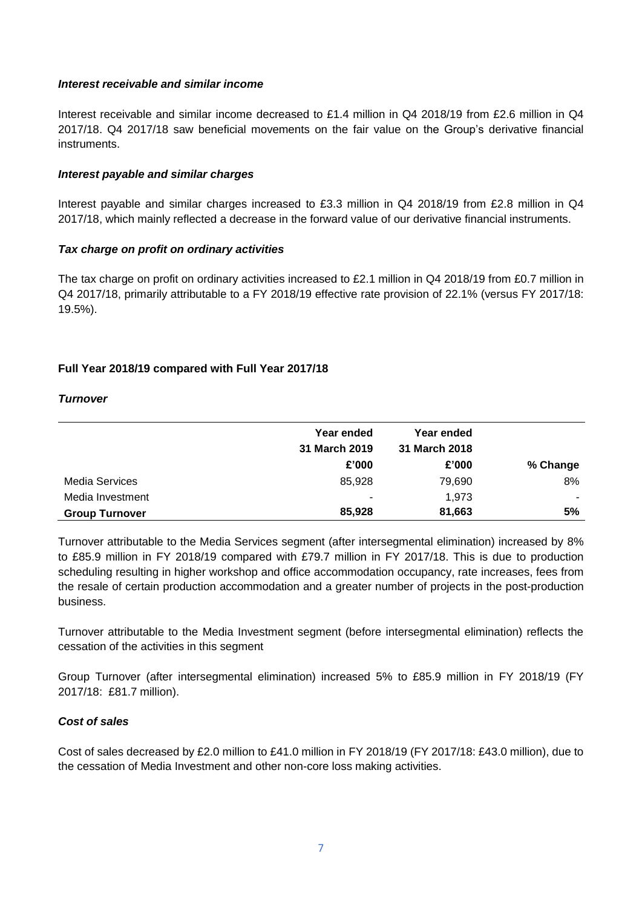***Interest receivable and similar income***

Interest receivable and similar income decreased to £1.4 million in Q4 2018/19 from £2.6 million in Q4 2017/18. Q4 2017/18 saw beneficial movements on the fair value on the Group's derivative financial instruments.

***Interest payable and similar charges***

Interest payable and similar charges increased to £3.3 million in Q4 2018/19 from £2.8 million in Q4 2017/18, which mainly reflected a decrease in the forward value of our derivative financial instruments.

***Tax charge on profit on ordinary activities***

The tax charge on profit on ordinary activities increased to £2.1 million in Q4 2018/19 from £0.7 million in Q4 2017/18, primarily attributable to a FY 2018/19 effective rate provision of 22.1% (versus FY 2017/18: 19.5%).

**Full Year 2018/19 compared with Full Year 2017/18**

***Turnover***

| | Year ended 31 March 2019 £'000 | Year ended 31 March 2018 £'000 | % Change |
|---|---|---|---|
| Media Services | 85,928 | 79,690 | 8% |
| Media Investment | - | 1,973 | - |
| **Group Turnover** | **85,928** | **81,663** | **5%** |

Turnover attributable to the Media Services segment (after intersegmental elimination) increased by 8% to £85.9 million in FY 2018/19 compared with £79.7 million in FY 2017/18. This is due to production scheduling resulting in higher workshop and office accommodation occupancy, rate increases, fees from the resale of certain production accommodation and a greater number of projects in the post-production business.

Turnover attributable to the Media Investment segment (before intersegmental elimination) reflects the cessation of the activities in this segment

Group Turnover (after intersegmental elimination) increased 5% to £85.9 million in FY 2018/19 (FY 2017/18: £81.7 million).

***Cost of sales***

Cost of sales decreased by £2.0 million to £41.0 million in FY 2018/19 (FY 2017/18: £43.0 million), due to the cessation of Media Investment and other non-core loss making activities.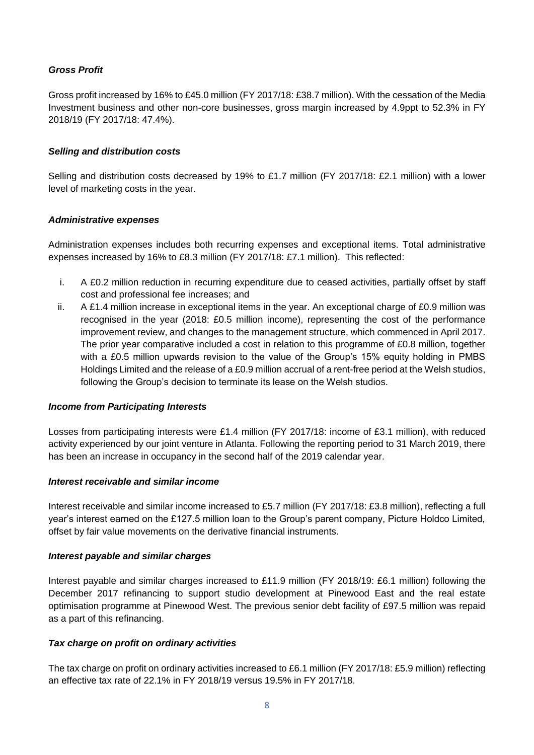***Gross Profit***

Gross profit increased by 16% to £45.0 million (FY 2017/18: £38.7 million). With the cessation of the Media Investment business and other non-core businesses, gross margin increased by 4.9ppt to 52.3% in FY 2018/19 (FY 2017/18: 47.4%).

***Selling and distribution costs***

Selling and distribution costs decreased by 19% to £1.7 million (FY 2017/18: £2.1 million) with a lower level of marketing costs in the year.

***Administrative expenses***

Administration expenses includes both recurring expenses and exceptional items. Total administrative expenses increased by 16% to £8.3 million (FY 2017/18: £7.1 million). This reflected:

i. A £0.2 million reduction in recurring expenditure due to ceased activities, partially offset by staff cost and professional fee increases; and
ii. A £1.4 million increase in exceptional items in the year. An exceptional charge of £0.9 million was recognised in the year (2018: £0.5 million income), representing the cost of the performance improvement review, and changes to the management structure, which commenced in April 2017. The prior year comparative included a cost in relation to this programme of £0.8 million, together with a £0.5 million upwards revision to the value of the Group's 15% equity holding in PMBS Holdings Limited and the release of a £0.9 million accrual of a rent-free period at the Welsh studios, following the Group's decision to terminate its lease on the Welsh studios.

***Income from Participating Interests***

Losses from participating interests were £1.4 million (FY 2017/18: income of £3.1 million), with reduced activity experienced by our joint venture in Atlanta. Following the reporting period to 31 March 2019, there has been an increase in occupancy in the second half of the 2019 calendar year.

***Interest receivable and similar income***

Interest receivable and similar income increased to £5.7 million (FY 2017/18: £3.8 million), reflecting a full year's interest earned on the £127.5 million loan to the Group's parent company, Picture Holdco Limited, offset by fair value movements on the derivative financial instruments.

***Interest payable and similar charges***

Interest payable and similar charges increased to £11.9 million (FY 2018/19: £6.1 million) following the December 2017 refinancing to support studio development at Pinewood East and the real estate optimisation programme at Pinewood West. The previous senior debt facility of £97.5 million was repaid as a part of this refinancing.

***Tax charge on profit on ordinary activities***

The tax charge on profit on ordinary activities increased to £6.1 million (FY 2017/18: £5.9 million) reflecting an effective tax rate of 22.1% in FY 2018/19 versus 19.5% in FY 2017/18.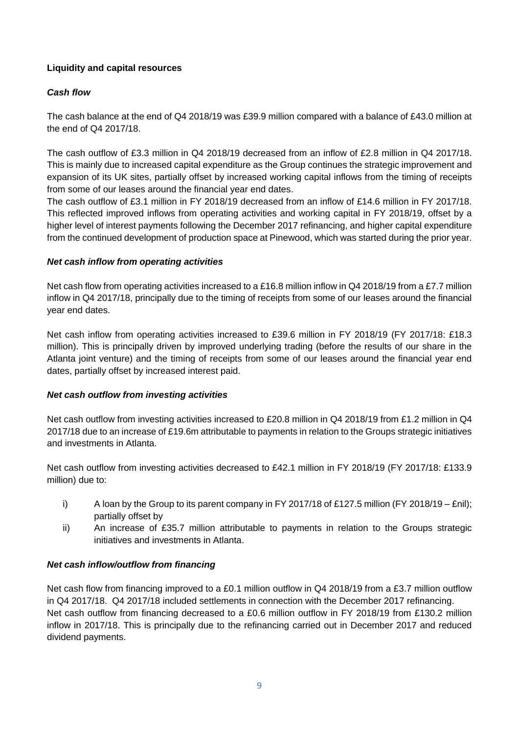**Liquidity and capital resources**

***Cash flow***

The cash balance at the end of Q4 2018/19 was £39.9 million compared with a balance of £43.0 million at the end of Q4 2017/18.

The cash outflow of £3.3 million in Q4 2018/19 decreased from an inflow of £2.8 million in Q4 2017/18. This is mainly due to increased capital expenditure as the Group continues the strategic improvement and expansion of its UK sites, partially offset by increased working capital inflows from the timing of receipts from some of our leases around the financial year end dates.

The cash outflow of £3.1 million in FY 2018/19 decreased from an inflow of £14.6 million in FY 2017/18. This reflected improved inflows from operating activities and working capital in FY 2018/19, offset by a higher level of interest payments following the December 2017 refinancing, and higher capital expenditure from the continued development of production space at Pinewood, which was started during the prior year.

***Net cash inflow from operating activities***

Net cash flow from operating activities increased to a £16.8 million inflow in Q4 2018/19 from a £7.7 million inflow in Q4 2017/18, principally due to the timing of receipts from some of our leases around the financial year end dates.

Net cash inflow from operating activities increased to £39.6 million in FY 2018/19 (FY 2017/18: £18.3 million). This is principally driven by improved underlying trading (before the results of our share in the Atlanta joint venture) and the timing of receipts from some of our leases around the financial year end dates, partially offset by increased interest paid.

***Net cash outflow from investing activities***

Net cash outflow from investing activities increased to £20.8 million in Q4 2018/19 from £1.2 million in Q4 2017/18 due to an increase of £19.6m attributable to payments in relation to the Groups strategic initiatives and investments in Atlanta.

Net cash outflow from investing activities decreased to £42.1 million in FY 2018/19 (FY 2017/18: £133.9 million) due to:

i) A loan by the Group to its parent company in FY 2017/18 of £127.5 million (FY 2018/19 – £nil); partially offset by
ii) An increase of £35.7 million attributable to payments in relation to the Groups strategic initiatives and investments in Atlanta.

***Net cash inflow/outflow from financing***

Net cash flow from financing improved to a £0.1 million outflow in Q4 2018/19 from a £3.7 million outflow in Q4 2017/18. Q4 2017/18 included settlements in connection with the December 2017 refinancing.
Net cash outflow from financing decreased to a £0.6 million outflow in FY 2018/19 from £130.2 million inflow in 2017/18. This is principally due to the refinancing carried out in December 2017 and reduced dividend payments.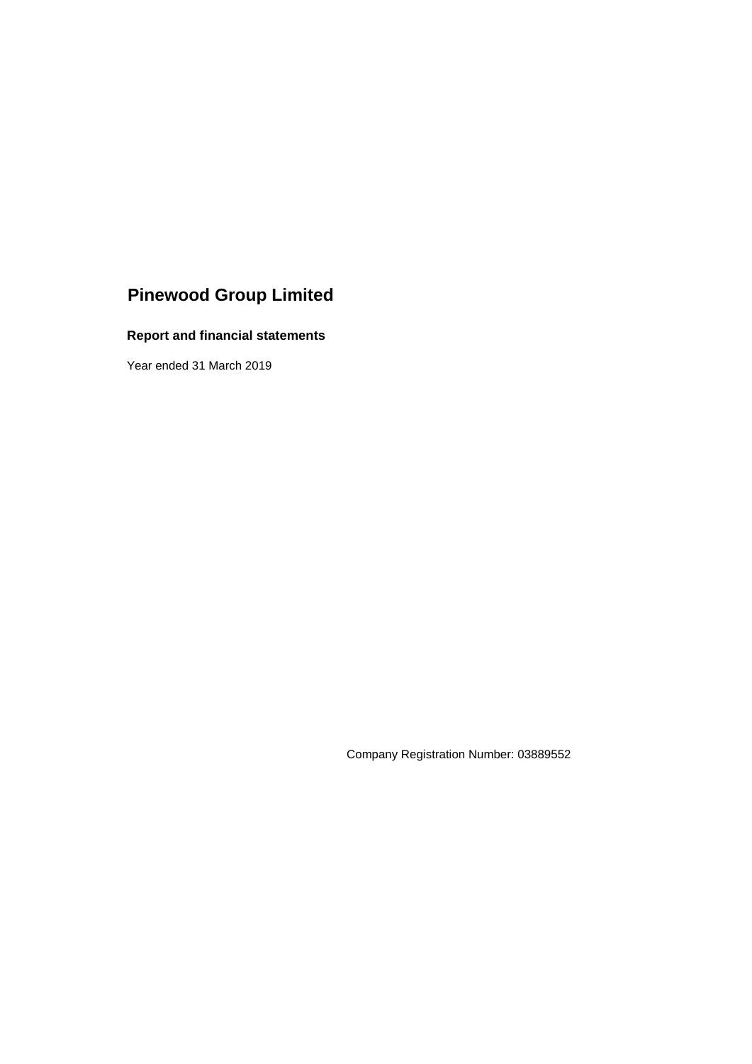# Pinewood Group Limited

**Report and financial statements**

Year ended 31 March 2019

Company Registration Number: 03889552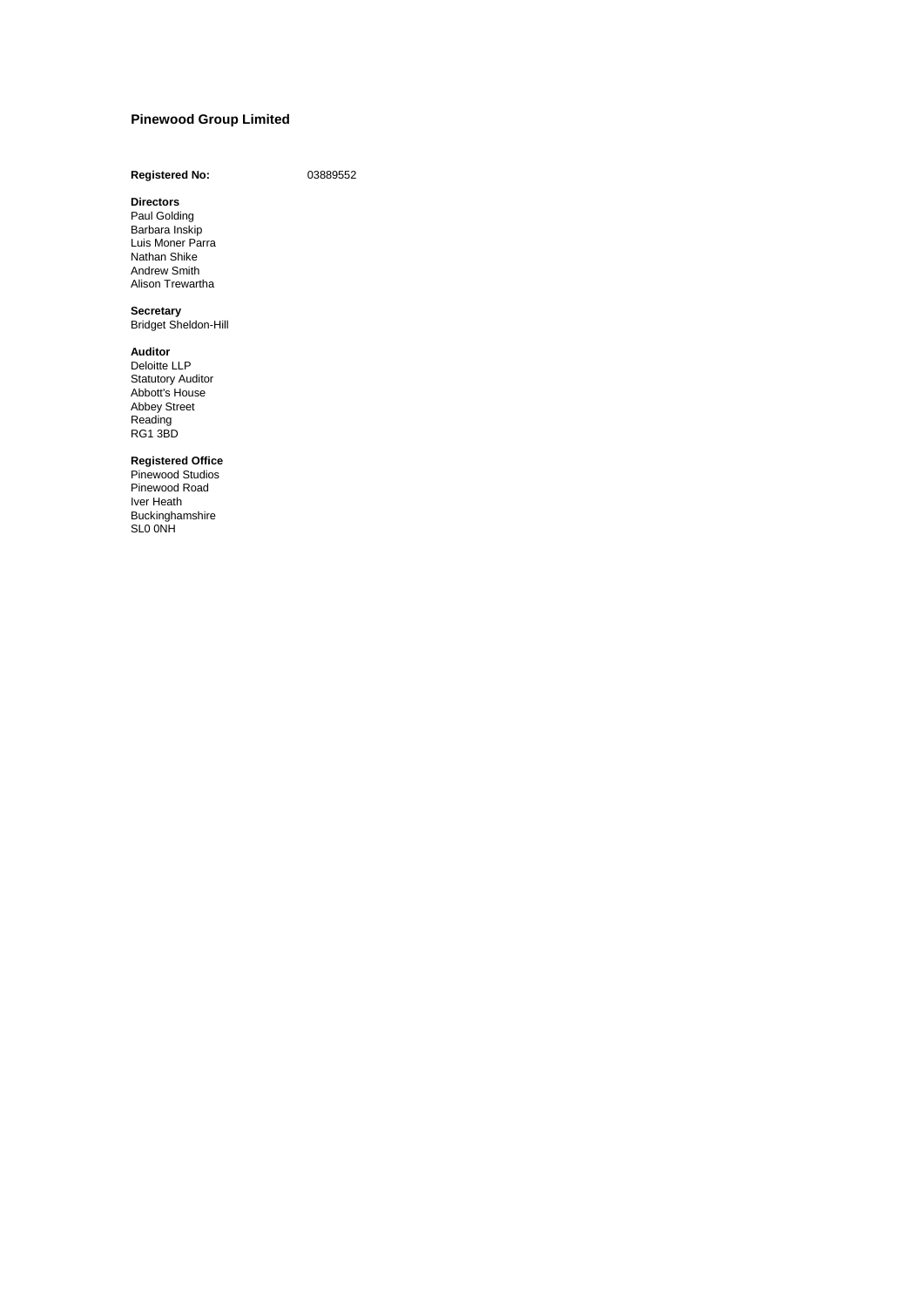# Pinewood Group Limited

**Registered No:** 03889552

**Directors**
Paul Golding
Barbara Inskip
Luis Moner Parra
Nathan Shike
Andrew Smith
Alison Trewartha

**Secretary**
Bridget Sheldon-Hill

**Auditor**
Deloitte LLP
Statutory Auditor
Abbott's House
Abbey Street
Reading
RG1 3BD

**Registered Office**
Pinewood Studios
Pinewood Road
Iver Heath
Buckinghamshire
SL0 0NH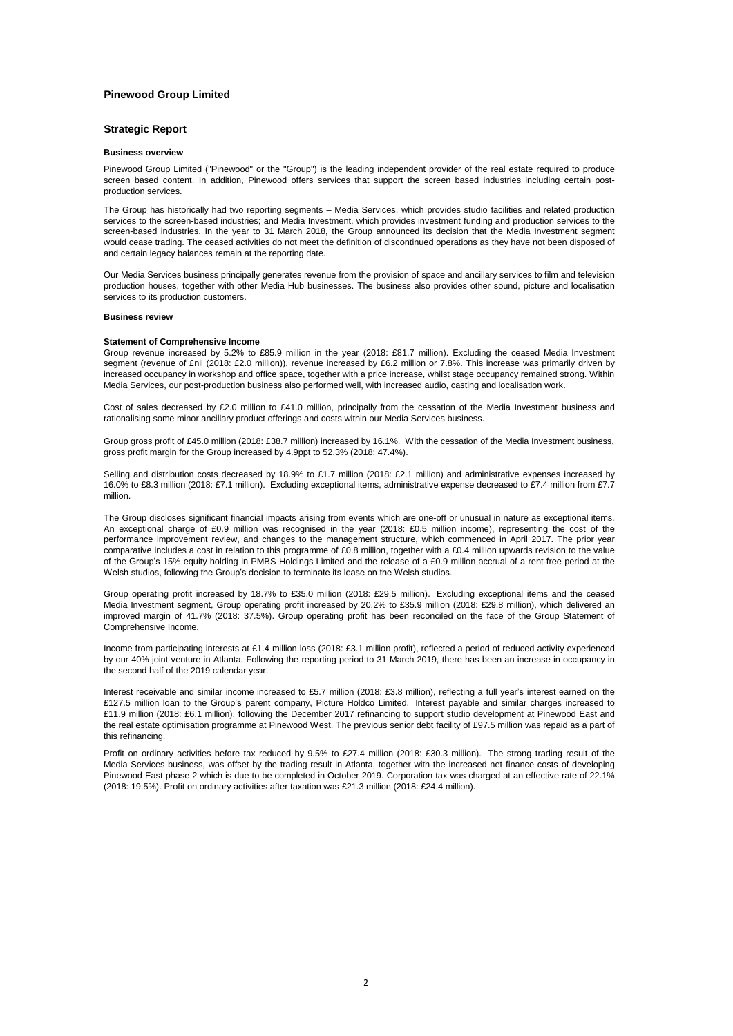# Pinewood Group Limited

## Strategic Report

### Business overview

Pinewood Group Limited ("Pinewood" or the "Group") is the leading independent provider of the real estate required to produce screen based content. In addition, Pinewood offers services that support the screen based industries including certain post-production services.

The Group has historically had two reporting segments – Media Services, which provides studio facilities and related production services to the screen-based industries; and Media Investment, which provides investment funding and production services to the screen-based industries. In the year to 31 March 2018, the Group announced its decision that the Media Investment segment would cease trading. The ceased activities do not meet the definition of discontinued operations as they have not been disposed of and certain legacy balances remain at the reporting date.

Our Media Services business principally generates revenue from the provision of space and ancillary services to film and television production houses, together with other Media Hub businesses. The business also provides other sound, picture and localisation services to its production customers.

### Business review

**Statement of Comprehensive Income**

Group revenue increased by 5.2% to £85.9 million in the year (2018: £81.7 million). Excluding the ceased Media Investment segment (revenue of £nil (2018: £2.0 million)), revenue increased by £6.2 million or 7.8%. This increase was primarily driven by increased occupancy in workshop and office space, together with a price increase, whilst stage occupancy remained strong. Within Media Services, our post-production business also performed well, with increased audio, casting and localisation work.

Cost of sales decreased by £2.0 million to £41.0 million, principally from the cessation of the Media Investment business and rationalising some minor ancillary product offerings and costs within our Media Services business.

Group gross profit of £45.0 million (2018: £38.7 million) increased by 16.1%. With the cessation of the Media Investment business, gross profit margin for the Group increased by 4.9ppt to 52.3% (2018: 47.4%).

Selling and distribution costs decreased by 18.9% to £1.7 million (2018: £2.1 million) and administrative expenses increased by 16.0% to £8.3 million (2018: £7.1 million). Excluding exceptional items, administrative expense decreased to £7.4 million from £7.7 million.

The Group discloses significant financial impacts arising from events which are one-off or unusual in nature as exceptional items. An exceptional charge of £0.9 million was recognised in the year (2018: £0.5 million income), representing the cost of the performance improvement review, and changes to the management structure, which commenced in April 2017. The prior year comparative includes a cost in relation to this programme of £0.8 million, together with a £0.4 million upwards revision to the value of the Group's 15% equity holding in PMBS Holdings Limited and the release of a £0.9 million accrual of a rent-free period at the Welsh studios, following the Group's decision to terminate its lease on the Welsh studios.

Group operating profit increased by 18.7% to £35.0 million (2018: £29.5 million). Excluding exceptional items and the ceased Media Investment segment, Group operating profit increased by 20.2% to £35.9 million (2018: £29.8 million), which delivered an improved margin of 41.7% (2018: 37.5%). Group operating profit has been reconciled on the face of the Group Statement of Comprehensive Income.

Income from participating interests at £1.4 million loss (2018: £3.1 million profit), reflected a period of reduced activity experienced by our 40% joint venture in Atlanta. Following the reporting period to 31 March 2019, there has been an increase in occupancy in the second half of the 2019 calendar year.

Interest receivable and similar income increased to £5.7 million (2018: £3.8 million), reflecting a full year's interest earned on the £127.5 million loan to the Group's parent company, Picture Holdco Limited. Interest payable and similar charges increased to £11.9 million (2018: £6.1 million), following the December 2017 refinancing to support studio development at Pinewood East and the real estate optimisation programme at Pinewood West. The previous senior debt facility of £97.5 million was repaid as a part of this refinancing.

Profit on ordinary activities before tax reduced by 9.5% to £27.4 million (2018: £30.3 million). The strong trading result of the Media Services business, was offset by the trading result in Atlanta, together with the increased net finance costs of developing Pinewood East phase 2 which is due to be completed in October 2019. Corporation tax was charged at an effective rate of 22.1% (2018: 19.5%). Profit on ordinary activities after taxation was £21.3 million (2018: £24.4 million).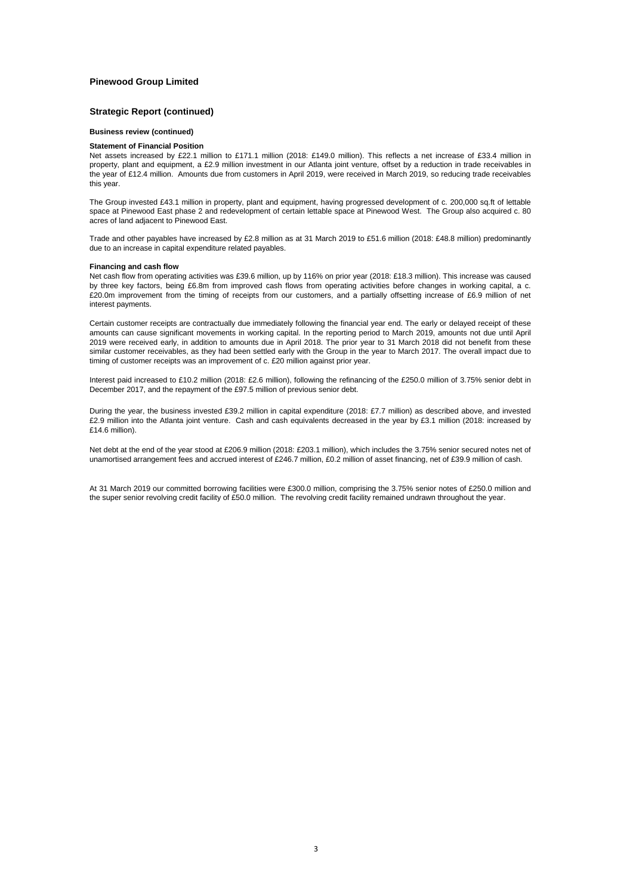**Pinewood Group Limited**

## Strategic Report (continued)

### Business review (continued)

#### Statement of Financial Position

Net assets increased by £22.1 million to £171.1 million (2018: £149.0 million). This reflects a net increase of £33.4 million in property, plant and equipment, a £2.9 million investment in our Atlanta joint venture, offset by a reduction in trade receivables in the year of £12.4 million. Amounts due from customers in April 2019, were received in March 2019, so reducing trade receivables this year.

The Group invested £43.1 million in property, plant and equipment, having progressed development of c. 200,000 sq.ft of lettable space at Pinewood East phase 2 and redevelopment of certain lettable space at Pinewood West. The Group also acquired c. 80 acres of land adjacent to Pinewood East.

Trade and other payables have increased by £2.8 million as at 31 March 2019 to £51.6 million (2018: £48.8 million) predominantly due to an increase in capital expenditure related payables.

#### Financing and cash flow

Net cash flow from operating activities was £39.6 million, up by 116% on prior year (2018: £18.3 million). This increase was caused by three key factors, being £6.8m from improved cash flows from operating activities before changes in working capital, a c. £20.0m improvement from the timing of receipts from our customers, and a partially offsetting increase of £6.9 million of net interest payments.

Certain customer receipts are contractually due immediately following the financial year end. The early or delayed receipt of these amounts can cause significant movements in working capital. In the reporting period to March 2019, amounts not due until April 2019 were received early, in addition to amounts due in April 2018. The prior year to 31 March 2018 did not benefit from these similar customer receivables, as they had been settled early with the Group in the year to March 2017. The overall impact due to timing of customer receipts was an improvement of c. £20 million against prior year.

Interest paid increased to £10.2 million (2018: £2.6 million), following the refinancing of the £250.0 million of 3.75% senior debt in December 2017, and the repayment of the £97.5 million of previous senior debt.

During the year, the business invested £39.2 million in capital expenditure (2018: £7.7 million) as described above, and invested £2.9 million into the Atlanta joint venture. Cash and cash equivalents decreased in the year by £3.1 million (2018: increased by £14.6 million).

Net debt at the end of the year stood at £206.9 million (2018: £203.1 million), which includes the 3.75% senior secured notes net of unamortised arrangement fees and accrued interest of £246.7 million, £0.2 million of asset financing, net of £39.9 million of cash.

At 31 March 2019 our committed borrowing facilities were £300.0 million, comprising the 3.75% senior notes of £250.0 million and the super senior revolving credit facility of £50.0 million. The revolving credit facility remained undrawn throughout the year.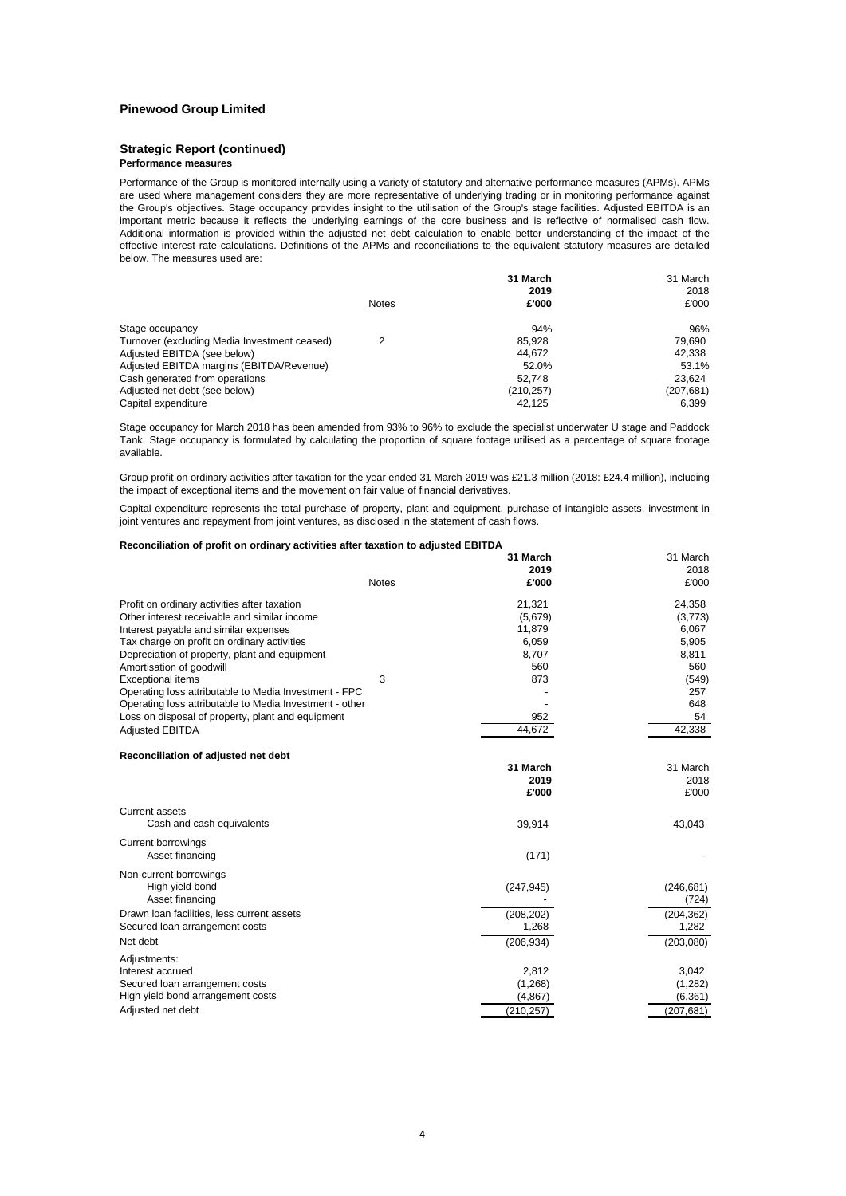**Pinewood Group Limited**

## Strategic Report (continued)

**Performance measures**

Performance of the Group is monitored internally using a variety of statutory and alternative performance measures (APMs). APMs are used where management considers they are more representative of underlying trading or in monitoring performance against the Group's objectives. Stage occupancy provides insight to the utilisation of the Group's stage facilities. Adjusted EBITDA is an important metric because it reflects the underlying earnings of the core business and is reflective of normalised cash flow. Additional information is provided within the adjusted net debt calculation to enable better understanding of the impact of the effective interest rate calculations. Definitions of the APMs and reconciliations to the equivalent statutory measures are detailed below. The measures used are:

| | Notes | **31 March 2019 £'000** | 31 March 2018 £'000 |
|---|---|---|---|
| Stage occupancy | | 94% | 96% |
| Turnover (excluding Media Investment ceased) | 2 | 85,928 | 79,690 |
| Adjusted EBITDA (see below) | | 44,672 | 42,338 |
| Adjusted EBITDA margins (EBITDA/Revenue) | | 52.0% | 53.1% |
| Cash generated from operations | | 52,748 | 23,624 |
| Adjusted net debt (see below) | | (210,257) | (207,681) |
| Capital expenditure | | 42,125 | 6,399 |

Stage occupancy for March 2018 has been amended from 93% to 96% to exclude the specialist underwater U stage and Paddock Tank. Stage occupancy is formulated by calculating the proportion of square footage utilised as a percentage of square footage available.

Group profit on ordinary activities after taxation for the year ended 31 March 2019 was £21.3 million (2018: £24.4 million), including the impact of exceptional items and the movement on fair value of financial derivatives.

Capital expenditure represents the total purchase of property, plant and equipment, purchase of intangible assets, investment in joint ventures and repayment from joint ventures, as disclosed in the statement of cash flows.

**Reconciliation of profit on ordinary activities after taxation to adjusted EBITDA**

| | Notes | **31 March 2019 £'000** | 31 March 2018 £'000 |
|---|---|---|---|
| Profit on ordinary activities after taxation | | 21,321 | 24,358 |
| Other interest receivable and similar income | | (5,679) | (3,773) |
| Interest payable and similar expenses | | 11,879 | 6,067 |
| Tax charge on profit on ordinary activities | | 6,059 | 5,905 |
| Depreciation of property, plant and equipment | | 8,707 | 8,811 |
| Amortisation of goodwill | | 560 | 560 |
| Exceptional items | 3 | 873 | (549) |
| Operating loss attributable to Media Investment - FPC | | - | 257 |
| Operating loss attributable to Media Investment - other | | - | 648 |
| Loss on disposal of property, plant and equipment | | 952 | 54 |
| Adjusted EBITDA | | 44,672 | 42,338 |

**Reconciliation of adjusted net debt**

| | **31 March 2019 £'000** | 31 March 2018 £'000 |
|---|---|---|
| Current assets | | |
| Cash and cash equivalents | 39,914 | 43,043 |
| Current borrowings | | |
| Asset financing | (171) | - |
| Non-current borrowings | | |
| High yield bond | (247,945) | (246,681) |
| Asset financing | - | (724) |
| Drawn loan facilities, less current assets | (208,202) | (204,362) |
| Secured loan arrangement costs | 1,268 | 1,282 |
| Net debt | (206,934) | (203,080) |
| Adjustments: | | |
| Interest accrued | 2,812 | 3,042 |
| Secured loan arrangement costs | (1,268) | (1,282) |
| High yield bond arrangement costs | (4,867) | (6,361) |
| Adjusted net debt | (210,257) | (207,681) |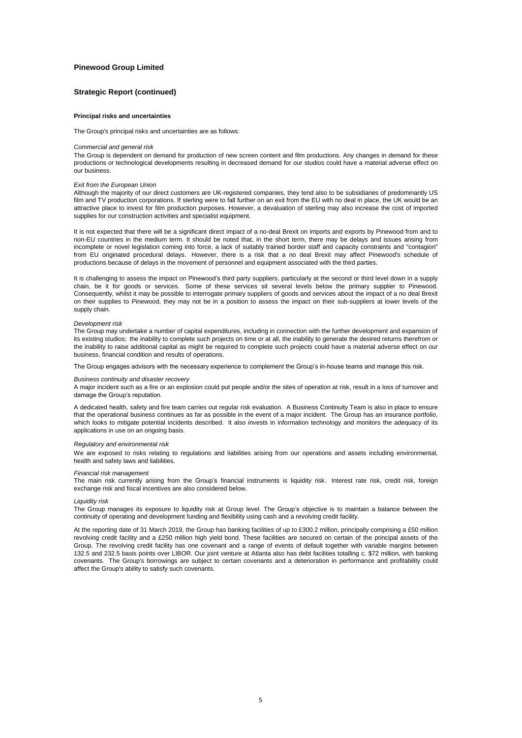**Pinewood Group Limited**

**Strategic Report (continued)**

**Principal risks and uncertainties**

The Group's principal risks and uncertainties are as follows:

*Commercial and general risk*

The Group is dependent on demand for production of new screen content and film productions. Any changes in demand for these productions or technological developments resulting in decreased demand for our studios could have a material adverse effect on our business.

*Exit from the European Union*

Although the majority of our direct customers are UK-registered companies, they tend also to be subsidiaries of predominantly US film and TV production corporations. If sterling were to fall further on an exit from the EU with no deal in place, the UK would be an attractive place to invest for film production purposes. However, a devaluation of sterling may also increase the cost of imported supplies for our construction activities and specialist equipment.

It is not expected that there will be a significant direct impact of a no-deal Brexit on imports and exports by Pinewood from and to non-EU countries in the medium term. It should be noted that, in the short term, there may be delays and issues arising from incomplete or novel legislation coming into force, a lack of suitably trained border staff and capacity constraints and "contagion" from EU originated procedural delays. However, there is a risk that a no deal Brexit may affect Pinewood's schedule of productions because of delays in the movement of personnel and equipment associated with the third parties.

It is challenging to assess the impact on Pinewood's third party suppliers, particularly at the second or third level down in a supply chain, be it for goods or services. Some of these services sit several levels below the primary supplier to Pinewood. Consequently, whilst it may be possible to interrogate primary suppliers of goods and services about the impact of a no deal Brexit on their supplies to Pinewood, they may not be in a position to assess the impact on their sub-suppliers at lower levels of the supply chain.

*Development risk*

The Group may undertake a number of capital expenditures, including in connection with the further development and expansion of its existing studios; the inability to complete such projects on time or at all, the inability to generate the desired returns therefrom or the inability to raise additional capital as might be required to complete such projects could have a material adverse effect on our business, financial condition and results of operations.

The Group engages advisors with the necessary experience to complement the Group's in-house teams and manage this risk.

*Business continuity and disaster recovery*

A major incident such as a fire or an explosion could put people and/or the sites of operation at risk, result in a loss of turnover and damage the Group's reputation.

A dedicated health, safety and fire team carries out regular risk evaluation. A Business Continuity Team is also in place to ensure that the operational business continues as far as possible in the event of a major incident. The Group has an insurance portfolio, which looks to mitigate potential incidents described. It also invests in information technology and monitors the adequacy of its applications in use on an ongoing basis.

*Regulatory and environmental risk*

We are exposed to risks relating to regulations and liabilities arising from our operations and assets including environmental, health and safety laws and liabilities.

*Financial risk management*

The main risk currently arising from the Group's financial instruments is liquidity risk. Interest rate risk, credit risk, foreign exchange risk and fiscal incentives are also considered below.

*Liquidity risk*

The Group manages its exposure to liquidity risk at Group level. The Group's objective is to maintain a balance between the continuity of operating and development funding and flexibility using cash and a revolving credit facility.

At the reporting date of 31 March 2019, the Group has banking facilities of up to £300.2 million, principally comprising a £50 million revolving credit facility and a £250 million high yield bond. These facilities are secured on certain of the principal assets of the Group. The revolving credit facility has one covenant and a range of events of default together with variable margins between 132.5 and 232.5 basis points over LIBOR. Our joint venture at Atlanta also has debt facilities totalling c. $72 million, with banking covenants. The Group's borrowings are subject to certain covenants and a deterioration in performance and profitability could affect the Group's ability to satisfy such covenants.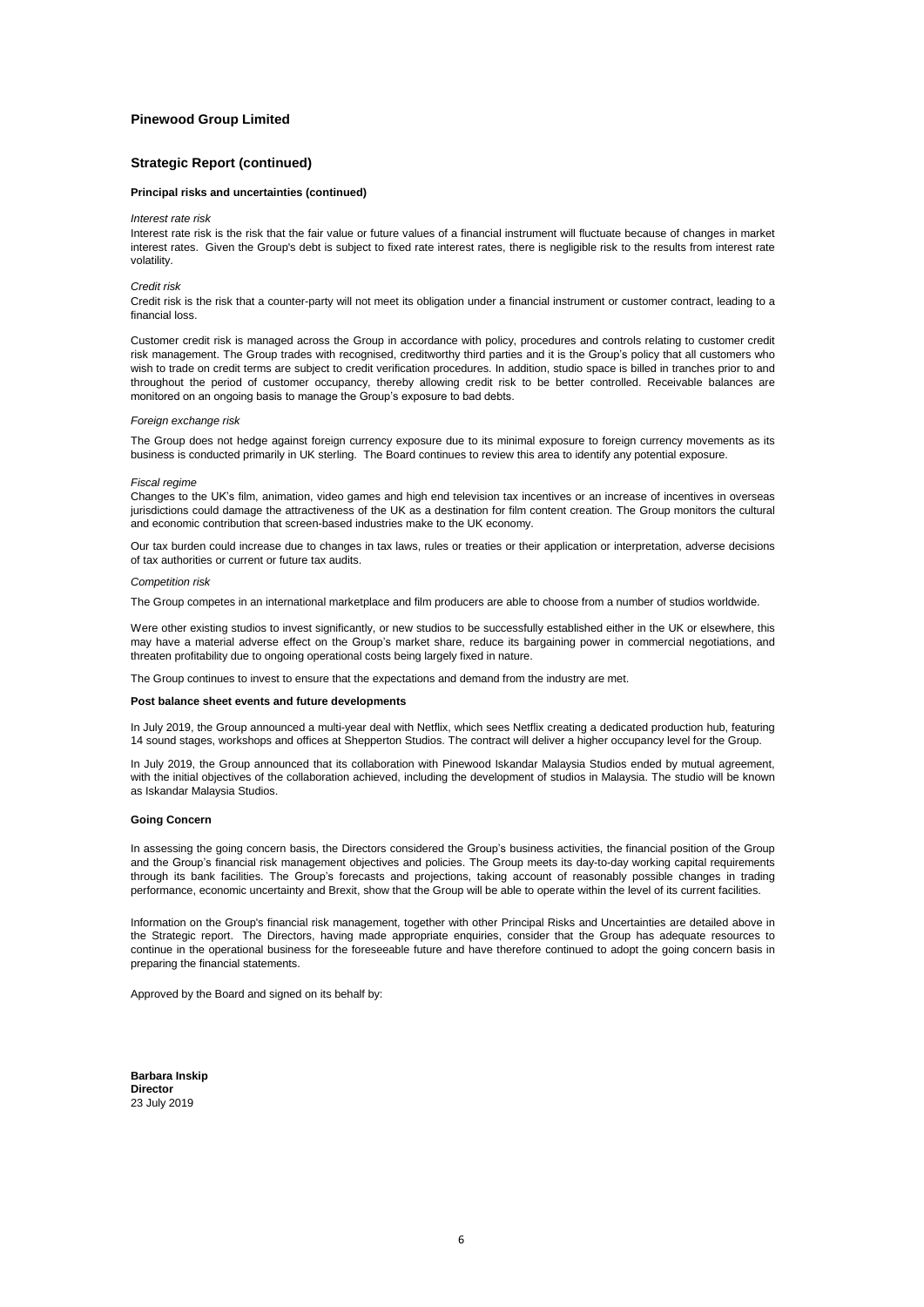**Pinewood Group Limited**

## Strategic Report (continued)

### Principal risks and uncertainties (continued)

*Interest rate risk*

Interest rate risk is the risk that the fair value or future values of a financial instrument will fluctuate because of changes in market interest rates. Given the Group's debt is subject to fixed rate interest rates, there is negligible risk to the results from interest rate volatility.

*Credit risk*

Credit risk is the risk that a counter-party will not meet its obligation under a financial instrument or customer contract, leading to a financial loss.

Customer credit risk is managed across the Group in accordance with policy, procedures and controls relating to customer credit risk management. The Group trades with recognised, creditworthy third parties and it is the Group's policy that all customers who wish to trade on credit terms are subject to credit verification procedures. In addition, studio space is billed in tranches prior to and throughout the period of customer occupancy, thereby allowing credit risk to be better controlled. Receivable balances are monitored on an ongoing basis to manage the Group's exposure to bad debts.

*Foreign exchange risk*

The Group does not hedge against foreign currency exposure due to its minimal exposure to foreign currency movements as its business is conducted primarily in UK sterling. The Board continues to review this area to identify any potential exposure.

*Fiscal regime*

Changes to the UK's film, animation, video games and high end television tax incentives or an increase of incentives in overseas jurisdictions could damage the attractiveness of the UK as a destination for film content creation. The Group monitors the cultural and economic contribution that screen-based industries make to the UK economy.

Our tax burden could increase due to changes in tax laws, rules or treaties or their application or interpretation, adverse decisions of tax authorities or current or future tax audits.

*Competition risk*

The Group competes in an international marketplace and film producers are able to choose from a number of studios worldwide.

Were other existing studios to invest significantly, or new studios to be successfully established either in the UK or elsewhere, this may have a material adverse effect on the Group's market share, reduce its bargaining power in commercial negotiations, and threaten profitability due to ongoing operational costs being largely fixed in nature.

The Group continues to invest to ensure that the expectations and demand from the industry are met.

### Post balance sheet events and future developments

In July 2019, the Group announced a multi-year deal with Netflix, which sees Netflix creating a dedicated production hub, featuring 14 sound stages, workshops and offices at Shepperton Studios. The contract will deliver a higher occupancy level for the Group.

In July 2019, the Group announced that its collaboration with Pinewood Iskandar Malaysia Studios ended by mutual agreement, with the initial objectives of the collaboration achieved, including the development of studios in Malaysia. The studio will be known as Iskandar Malaysia Studios.

### Going Concern

In assessing the going concern basis, the Directors considered the Group's business activities, the financial position of the Group and the Group's financial risk management objectives and policies. The Group meets its day-to-day working capital requirements through its bank facilities. The Group's forecasts and projections, taking account of reasonably possible changes in trading performance, economic uncertainty and Brexit, show that the Group will be able to operate within the level of its current facilities.

Information on the Group's financial risk management, together with other Principal Risks and Uncertainties are detailed above in the Strategic report. The Directors, having made appropriate enquiries, consider that the Group has adequate resources to continue in the operational business for the foreseeable future and have therefore continued to adopt the going concern basis in preparing the financial statements.

Approved by the Board and signed on its behalf by:

**Barbara Inskip**
**Director**
23 July 2019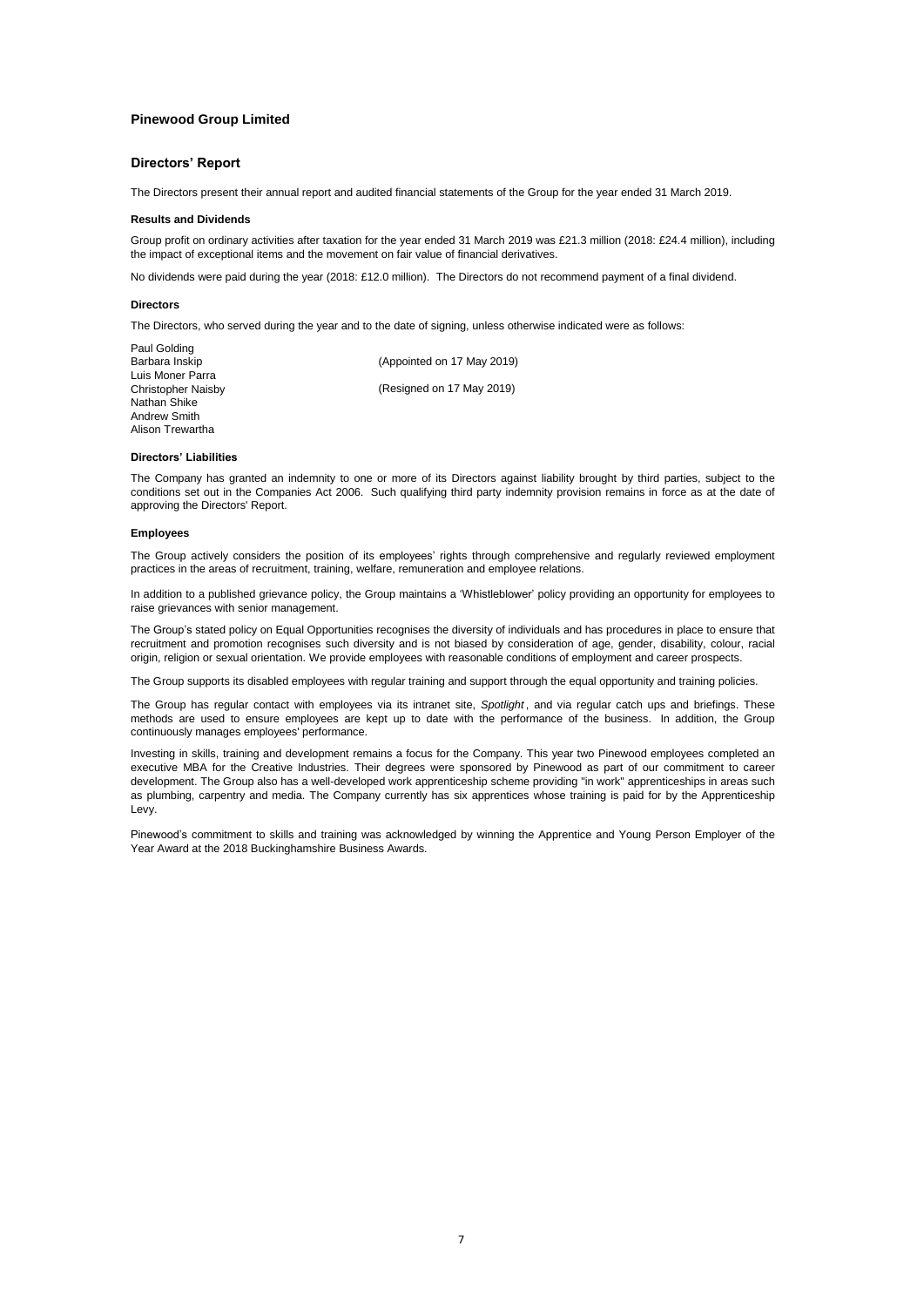# Pinewood Group Limited

## Directors' Report

The Directors present their annual report and audited financial statements of the Group for the year ended 31 March 2019.

### Results and Dividends

Group profit on ordinary activities after taxation for the year ended 31 March 2019 was £21.3 million (2018: £24.4 million), including the impact of exceptional items and the movement on fair value of financial derivatives.

No dividends were paid during the year (2018: £12.0 million). The Directors do not recommend payment of a final dividend.

### Directors

The Directors, who served during the year and to the date of signing, unless otherwise indicated were as follows:

Paul Golding
Barbara Inskip (Appointed on 17 May 2019)
Luis Moner Parra
Christopher Naisby (Resigned on 17 May 2019)
Nathan Shike
Andrew Smith
Alison Trewartha

### Directors' Liabilities

The Company has granted an indemnity to one or more of its Directors against liability brought by third parties, subject to the conditions set out in the Companies Act 2006. Such qualifying third party indemnity provision remains in force as at the date of approving the Directors' Report.

### Employees

The Group actively considers the position of its employees' rights through comprehensive and regularly reviewed employment practices in the areas of recruitment, training, welfare, remuneration and employee relations.

In addition to a published grievance policy, the Group maintains a 'Whistleblower' policy providing an opportunity for employees to raise grievances with senior management.

The Group's stated policy on Equal Opportunities recognises the diversity of individuals and has procedures in place to ensure that recruitment and promotion recognises such diversity and is not biased by consideration of age, gender, disability, colour, racial origin, religion or sexual orientation. We provide employees with reasonable conditions of employment and career prospects.

The Group supports its disabled employees with regular training and support through the equal opportunity and training policies.

The Group has regular contact with employees via its intranet site, *Spotlight*, and via regular catch ups and briefings. These methods are used to ensure employees are kept up to date with the performance of the business. In addition, the Group continuously manages employees' performance.

Investing in skills, training and development remains a focus for the Company. This year two Pinewood employees completed an executive MBA for the Creative Industries. Their degrees were sponsored by Pinewood as part of our commitment to career development. The Group also has a well-developed work apprenticeship scheme providing "in work" apprenticeships in areas such as plumbing, carpentry and media. The Company currently has six apprentices whose training is paid for by the Apprenticeship Levy.

Pinewood's commitment to skills and training was acknowledged by winning the Apprentice and Young Person Employer of the Year Award at the 2018 Buckinghamshire Business Awards.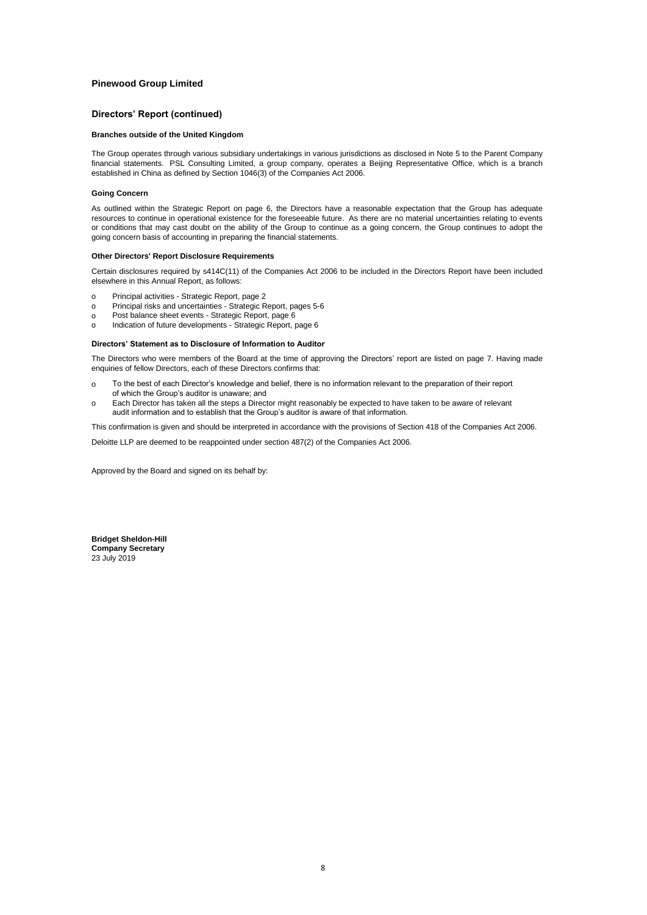**Pinewood Group Limited**

## Directors' Report (continued)

### Branches outside of the United Kingdom

The Group operates through various subsidiary undertakings in various jurisdictions as disclosed in Note 5 to the Parent Company financial statements. PSL Consulting Limited, a group company, operates a Beijing Representative Office, which is a branch established in China as defined by Section 1046(3) of the Companies Act 2006.

### Going Concern

As outlined within the Strategic Report on page 6, the Directors have a reasonable expectation that the Group has adequate resources to continue in operational existence for the foreseeable future. As there are no material uncertainties relating to events or conditions that may cast doubt on the ability of the Group to continue as a going concern, the Group continues to adopt the going concern basis of accounting in preparing the financial statements.

### Other Directors' Report Disclosure Requirements

Certain disclosures required by s414C(11) of the Companies Act 2006 to be included in the Directors Report have been included elsewhere in this Annual Report, as follows:

- Principal activities - Strategic Report, page 2
- Principal risks and uncertainties - Strategic Report, pages 5-6
- Post balance sheet events - Strategic Report, page 6
- Indication of future developments - Strategic Report, page 6

### Directors' Statement as to Disclosure of Information to Auditor

The Directors who were members of the Board at the time of approving the Directors' report are listed on page 7. Having made enquiries of fellow Directors, each of these Directors confirms that:

- To the best of each Director's knowledge and belief, there is no information relevant to the preparation of their report of which the Group's auditor is unaware; and
- Each Director has taken all the steps a Director might reasonably be expected to have taken to be aware of relevant audit information and to establish that the Group's auditor is aware of that information.

This confirmation is given and should be interpreted in accordance with the provisions of Section 418 of the Companies Act 2006.

Deloitte LLP are deemed to be reappointed under section 487(2) of the Companies Act 2006.

Approved by the Board and signed on its behalf by:

**Bridget Sheldon-Hill**
**Company Secretary**
23 July 2019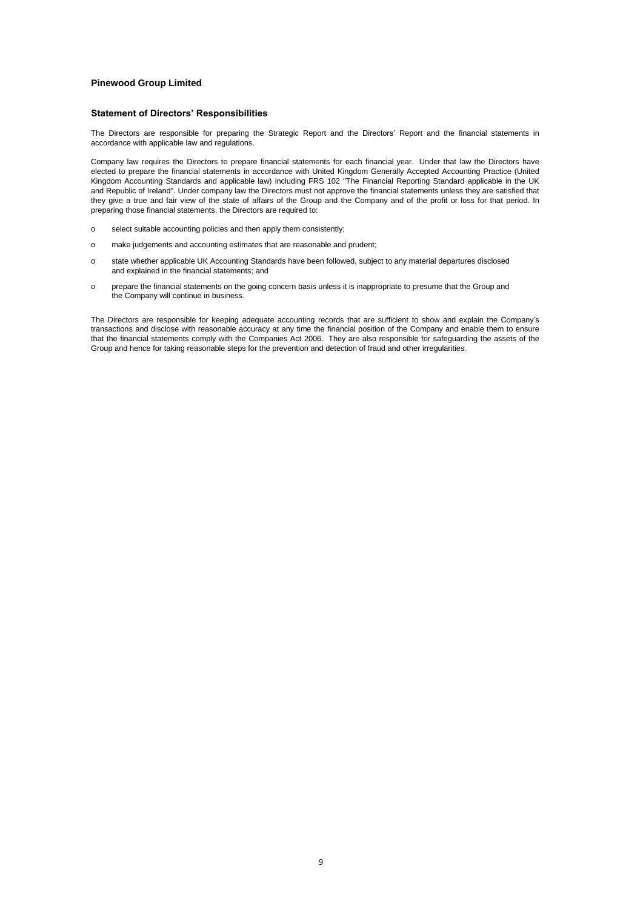**Pinewood Group Limited**

## Statement of Directors' Responsibilities

The Directors are responsible for preparing the Strategic Report and the Directors' Report and the financial statements in accordance with applicable law and regulations.

Company law requires the Directors to prepare financial statements for each financial year. Under that law the Directors have elected to prepare the financial statements in accordance with United Kingdom Generally Accepted Accounting Practice (United Kingdom Accounting Standards and applicable law) including FRS 102 "The Financial Reporting Standard applicable in the UK and Republic of Ireland". Under company law the Directors must not approve the financial statements unless they are satisfied that they give a true and fair view of the state of affairs of the Group and the Company and of the profit or loss for that period. In preparing those financial statements, the Directors are required to:

- select suitable accounting policies and then apply them consistently;
- make judgements and accounting estimates that are reasonable and prudent;
- state whether applicable UK Accounting Standards have been followed, subject to any material departures disclosed and explained in the financial statements; and
- prepare the financial statements on the going concern basis unless it is inappropriate to presume that the Group and the Company will continue in business.

The Directors are responsible for keeping adequate accounting records that are sufficient to show and explain the Company's transactions and disclose with reasonable accuracy at any time the financial position of the Company and enable them to ensure that the financial statements comply with the Companies Act 2006. They are also responsible for safeguarding the assets of the Group and hence for taking reasonable steps for the prevention and detection of fraud and other irregularities.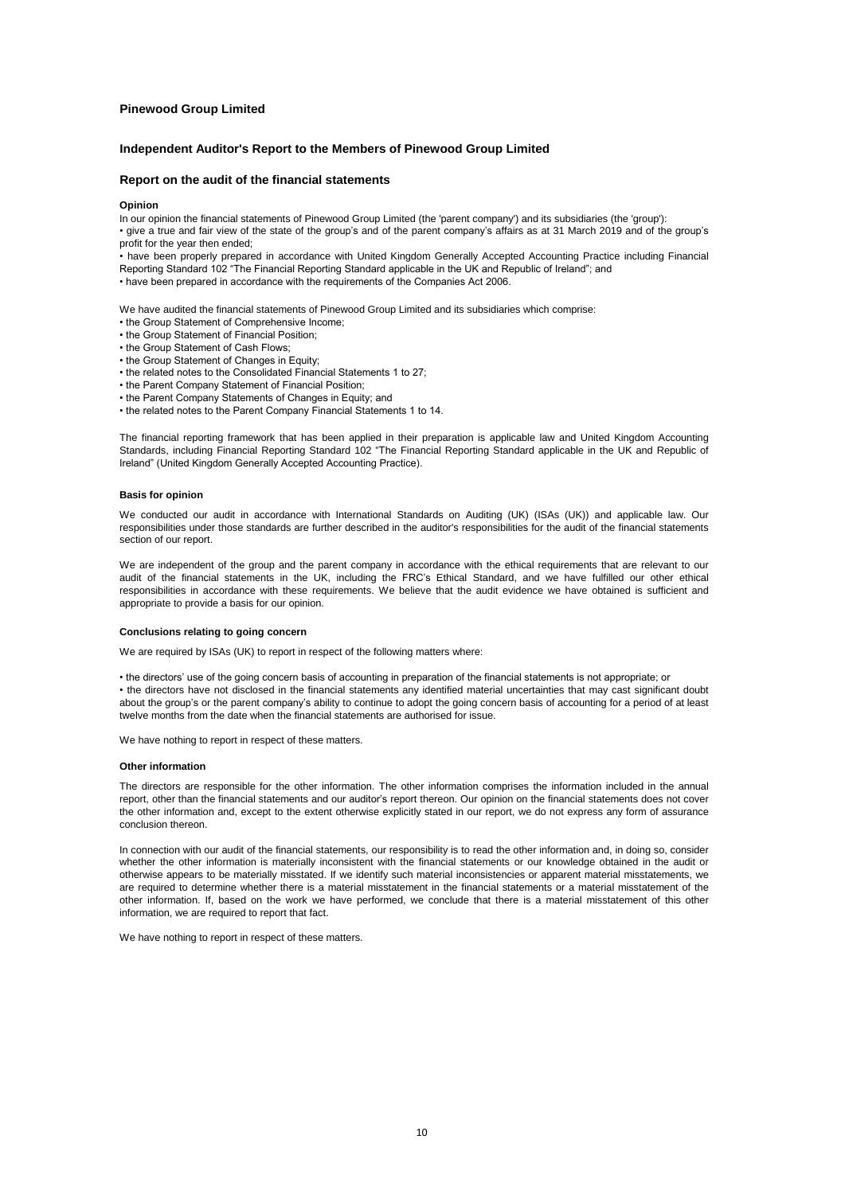**Pinewood Group Limited**

## Independent Auditor's Report to the Members of Pinewood Group Limited

### Report on the audit of the financial statements

**Opinion**

In our opinion the financial statements of Pinewood Group Limited (the 'parent company') and its subsidiaries (the 'group'):

- give a true and fair view of the state of the group's and of the parent company's affairs as at 31 March 2019 and of the group's profit for the year then ended;
- have been properly prepared in accordance with United Kingdom Generally Accepted Accounting Practice including Financial Reporting Standard 102 "The Financial Reporting Standard applicable in the UK and Republic of Ireland"; and
- have been prepared in accordance with the requirements of the Companies Act 2006.

We have audited the financial statements of Pinewood Group Limited and its subsidiaries which comprise:

- the Group Statement of Comprehensive Income;
- the Group Statement of Financial Position;
- the Group Statement of Cash Flows;
- the Group Statement of Changes in Equity;
- the related notes to the Consolidated Financial Statements 1 to 27;
- the Parent Company Statement of Financial Position;
- the Parent Company Statements of Changes in Equity; and
- the related notes to the Parent Company Financial Statements 1 to 14.

The financial reporting framework that has been applied in their preparation is applicable law and United Kingdom Accounting Standards, including Financial Reporting Standard 102 "The Financial Reporting Standard applicable in the UK and Republic of Ireland" (United Kingdom Generally Accepted Accounting Practice).

**Basis for opinion**

We conducted our audit in accordance with International Standards on Auditing (UK) (ISAs (UK)) and applicable law. Our responsibilities under those standards are further described in the auditor's responsibilities for the audit of the financial statements section of our report.

We are independent of the group and the parent company in accordance with the ethical requirements that are relevant to our audit of the financial statements in the UK, including the FRC's Ethical Standard, and we have fulfilled our other ethical responsibilities in accordance with these requirements. We believe that the audit evidence we have obtained is sufficient and appropriate to provide a basis for our opinion.

**Conclusions relating to going concern**

We are required by ISAs (UK) to report in respect of the following matters where:

- the directors' use of the going concern basis of accounting in preparation of the financial statements is not appropriate; or
- the directors have not disclosed in the financial statements any identified material uncertainties that may cast significant doubt about the group's or the parent company's ability to continue to adopt the going concern basis of accounting for a period of at least twelve months from the date when the financial statements are authorised for issue.

We have nothing to report in respect of these matters.

**Other information**

The directors are responsible for the other information. The other information comprises the information included in the annual report, other than the financial statements and our auditor's report thereon. Our opinion on the financial statements does not cover the other information and, except to the extent otherwise explicitly stated in our report, we do not express any form of assurance conclusion thereon.

In connection with our audit of the financial statements, our responsibility is to read the other information and, in doing so, consider whether the other information is materially inconsistent with the financial statements or our knowledge obtained in the audit or otherwise appears to be materially misstated. If we identify such material inconsistencies or apparent material misstatements, we are required to determine whether there is a material misstatement in the financial statements or a material misstatement of the other information. If, based on the work we have performed, we conclude that there is a material misstatement of this other information, we are required to report that fact.

We have nothing to report in respect of these matters.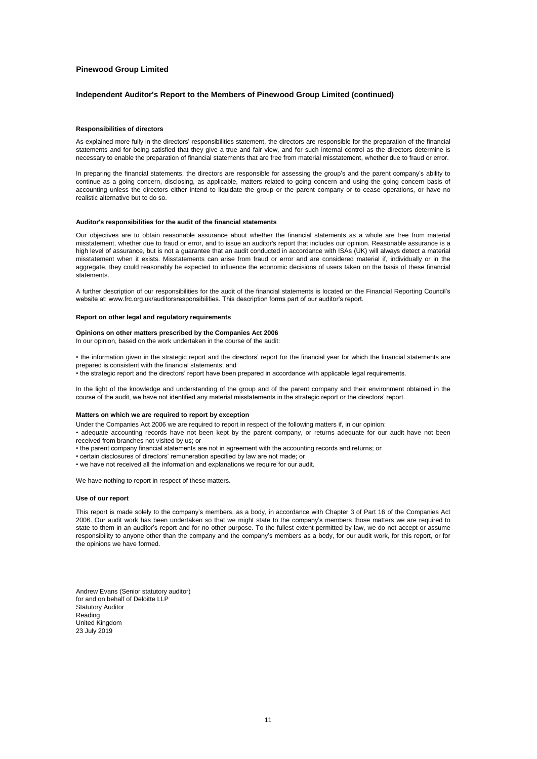**Pinewood Group Limited**

**Independent Auditor's Report to the Members of Pinewood Group Limited (continued)**

#### Responsibilities of directors

As explained more fully in the directors' responsibilities statement, the directors are responsible for the preparation of the financial statements and for being satisfied that they give a true and fair view, and for such internal control as the directors determine is necessary to enable the preparation of financial statements that are free from material misstatement, whether due to fraud or error.

In preparing the financial statements, the directors are responsible for assessing the group's and the parent company's ability to continue as a going concern, disclosing, as applicable, matters related to going concern and using the going concern basis of accounting unless the directors either intend to liquidate the group or the parent company or to cease operations, or have no realistic alternative but to do so.

#### Auditor's responsibilities for the audit of the financial statements

Our objectives are to obtain reasonable assurance about whether the financial statements as a whole are free from material misstatement, whether due to fraud or error, and to issue an auditor's report that includes our opinion. Reasonable assurance is a high level of assurance, but is not a guarantee that an audit conducted in accordance with ISAs (UK) will always detect a material misstatement when it exists. Misstatements can arise from fraud or error and are considered material if, individually or in the aggregate, they could reasonably be expected to influence the economic decisions of users taken on the basis of these financial statements.

A further description of our responsibilities for the audit of the financial statements is located on the Financial Reporting Council's website at: www.frc.org.uk/auditorsresponsibilities. This description forms part of our auditor's report.

#### Report on other legal and regulatory requirements

**Opinions on other matters prescribed by the Companies Act 2006**
In our opinion, based on the work undertaken in the course of the audit:

• the information given in the strategic report and the directors' report for the financial year for which the financial statements are prepared is consistent with the financial statements; and
• the strategic report and the directors' report have been prepared in accordance with applicable legal requirements.

In the light of the knowledge and understanding of the group and of the parent company and their environment obtained in the course of the audit, we have not identified any material misstatements in the strategic report or the directors' report.

#### Matters on which we are required to report by exception

Under the Companies Act 2006 we are required to report in respect of the following matters if, in our opinion:
• adequate accounting records have not been kept by the parent company, or returns adequate for our audit have not been received from branches not visited by us; or
• the parent company financial statements are not in agreement with the accounting records and returns; or
• certain disclosures of directors' remuneration specified by law are not made; or
• we have not received all the information and explanations we require for our audit.

We have nothing to report in respect of these matters.

#### Use of our report

This report is made solely to the company's members, as a body, in accordance with Chapter 3 of Part 16 of the Companies Act 2006. Our audit work has been undertaken so that we might state to the company's members those matters we are required to state to them in an auditor's report and for no other purpose. To the fullest extent permitted by law, we do not accept or assume responsibility to anyone other than the company and the company's members as a body, for our audit work, for this report, or for the opinions we have formed.

Andrew Evans (Senior statutory auditor)
for and on behalf of Deloitte LLP
Statutory Auditor
Reading
United Kingdom
23 July 2019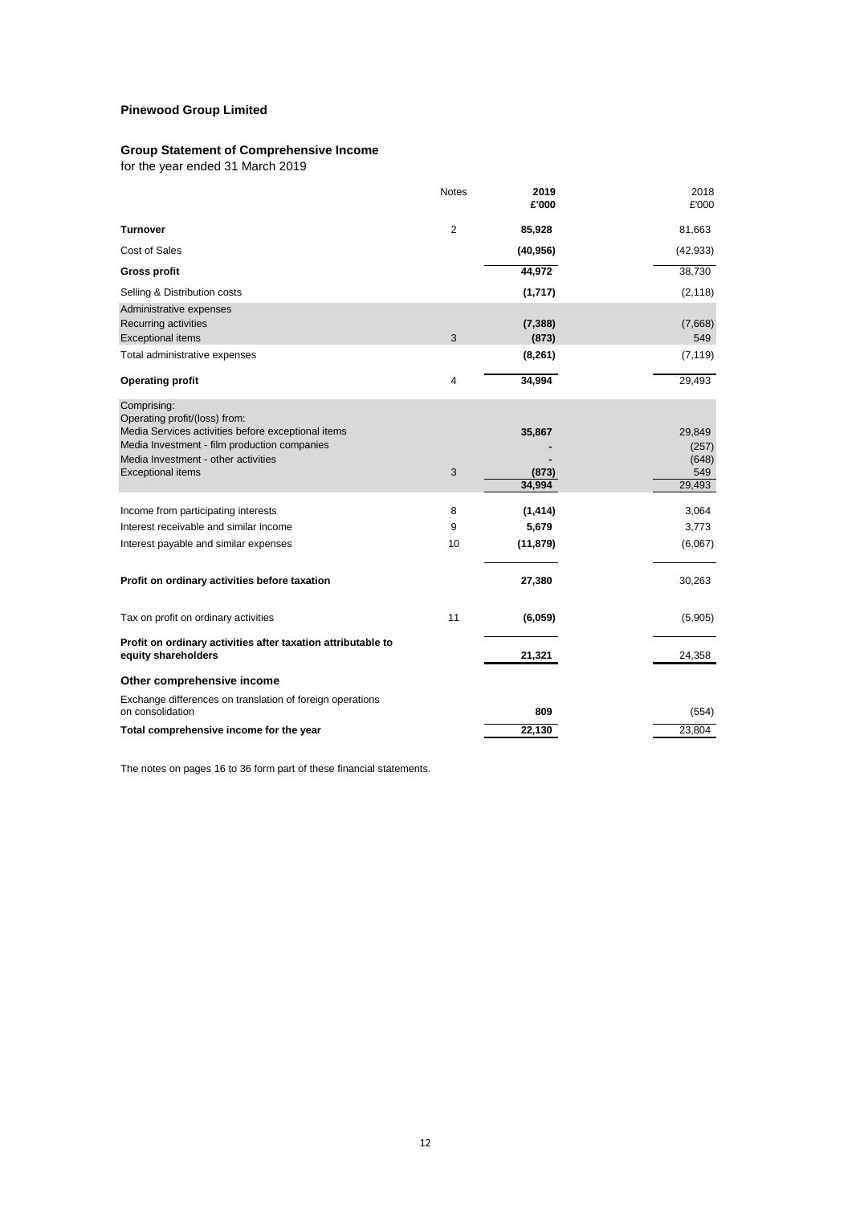**Pinewood Group Limited**

**Group Statement of Comprehensive Income**
for the year ended 31 March 2019

| | Notes | 2019 £'000 | 2018 £'000 |
|---|---|---|---|
| **Turnover** | 2 | **85,928** | 81,663 |
| Cost of Sales | | **(40,956)** | (42,933) |
| **Gross profit** | | **44,972** | 38,730 |
| Selling & Distribution costs | | **(1,717)** | (2,118) |
| Administrative expenses | | | |
| Recurring activities | | **(7,388)** | (7,668) |
| Exceptional items | 3 | **(873)** | 549 |
| Total administrative expenses | | **(8,261)** | (7,119) |
| **Operating profit** | 4 | **34,994** | 29,493 |
| Comprising: | | | |
| Operating profit/(loss) from: | | | |
| Media Services activities before exceptional items | | **35,867** | 29,849 |
| Media Investment - film production companies | | **-** | (257) |
| Media Investment - other activities | | **-** | (648) |
| Exceptional items | 3 | **(873)** | 549 |
| | | **34,994** | 29,493 |
| Income from participating interests | 8 | **(1,414)** | 3,064 |
| Interest receivable and similar income | 9 | **5,679** | 3,773 |
| Interest payable and similar expenses | 10 | **(11,879)** | (6,067) |
| **Profit on ordinary activities before taxation** | | **27,380** | 30,263 |
| Tax on profit on ordinary activities | 11 | **(6,059)** | (5,905) |
| **Profit on ordinary activities after taxation attributable to equity shareholders** | | **21,321** | 24,358 |
| **Other comprehensive income** | | | |
| Exchange differences on translation of foreign operations on consolidation | | **809** | (554) |
| **Total comprehensive income for the year** | | **22,130** | 23,804 |

The notes on pages 16 to 36 form part of these financial statements.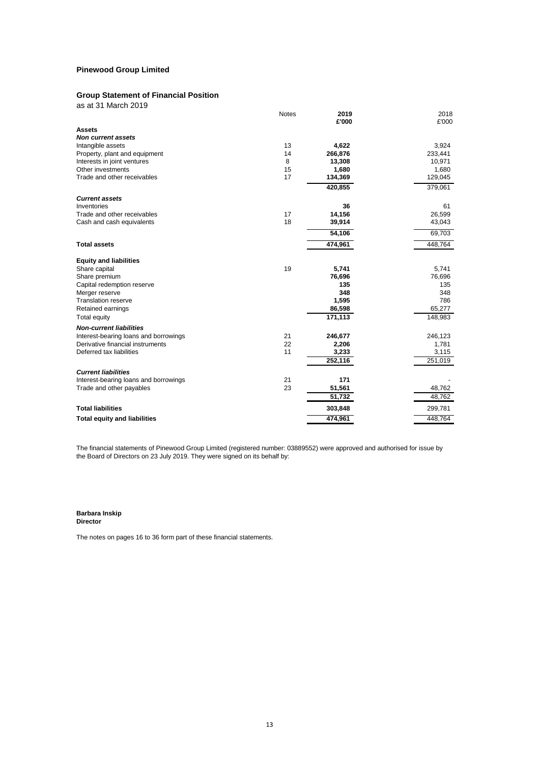**Pinewood Group Limited**

**Group Statement of Financial Position**

as at 31 March 2019

| | Notes | 2019 £'000 | 2018 £'000 |
|---|---|---|---|
| **Assets** | | | |
| ***Non current assets*** | | | |
| Intangible assets | 13 | **4,622** | 3,924 |
| Property, plant and equipment | 14 | **266,876** | 233,441 |
| Interests in joint ventures | 8 | **13,308** | 10,971 |
| Other investments | 15 | **1,680** | 1,680 |
| Trade and other receivables | 17 | **134,369** | 129,045 |
| | | **420,855** | 379,061 |
| ***Current assets*** | | | |
| Inventories | | **36** | 61 |
| Trade and other receivables | 17 | **14,156** | 26,599 |
| Cash and cash equivalents | 18 | **39,914** | 43,043 |
| | | **54,106** | 69,703 |
| **Total assets** | | **474,961** | 448,764 |
| **Equity and liabilities** | | | |
| Share capital | 19 | **5,741** | 5,741 |
| Share premium | | **76,696** | 76,696 |
| Capital redemption reserve | | **135** | 135 |
| Merger reserve | | **348** | 348 |
| Translation reserve | | **1,595** | 786 |
| Retained earnings | | **86,598** | 65,277 |
| Total equity | | **171,113** | 148,983 |
| ***Non-current liabilities*** | | | |
| Interest-bearing loans and borrowings | 21 | **246,677** | 246,123 |
| Derivative financial instruments | 22 | **2,206** | 1,781 |
| Deferred tax liabilities | 11 | **3,233** | 3,115 |
| | | **252,116** | 251,019 |
| ***Current liabilities*** | | | |
| Interest-bearing loans and borrowings | 21 | **171** | - |
| Trade and other payables | 23 | **51,561** | 48,762 |
| | | **51,732** | 48,762 |
| **Total liabilities** | | **303,848** | 299,781 |
| **Total equity and liabilities** | | **474,961** | 448,764 |

The financial statements of Pinewood Group Limited (registered number: 03889552) were approved and authorised for issue by the Board of Directors on 23 July 2019. They were signed on its behalf by:

**Barbara Inskip**
**Director**

The notes on pages 16 to 36 form part of these financial statements.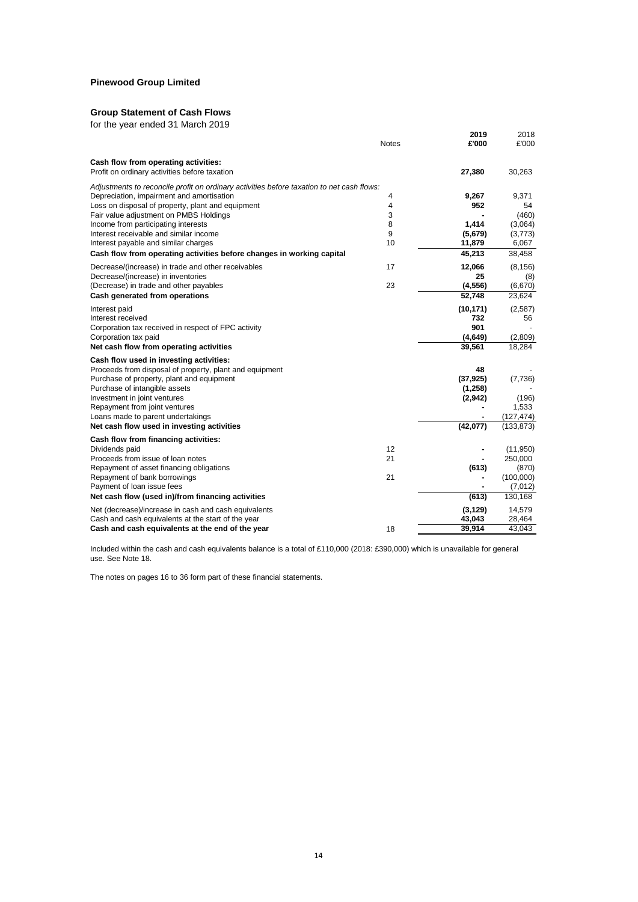**Pinewood Group Limited**

## Group Statement of Cash Flows

for the year ended 31 March 2019

| | Notes | 2019<br>£'000 | 2018<br>£'000 |
|---|---|---|---|
| **Cash flow from operating activities:** | | | |
| Profit on ordinary activities before taxation | | **27,380** | 30,263 |
| *Adjustments to reconcile profit on ordinary activities before taxation to net cash flows:* | | | |
| Depreciation, impairment and amortisation | 4 | **9,267** | 9,371 |
| Loss on disposal of property, plant and equipment | 4 | **952** | 54 |
| Fair value adjustment on PMBS Holdings | 3 | **-** | (460) |
| Income from participating interests | 8 | **1,414** | (3,064) |
| Interest receivable and similar income | 9 | **(5,679)** | (3,773) |
| Interest payable and similar charges | 10 | **11,879** | 6,067 |
| **Cash flow from operating activities before changes in working capital** | | **45,213** | 38,458 |
| Decrease/(increase) in trade and other receivables | 17 | **12,066** | (8,156) |
| Decrease/(increase) in inventories | | **25** | (8) |
| (Decrease) in trade and other payables | 23 | **(4,556)** | (6,670) |
| **Cash generated from operations** | | **52,748** | 23,624 |
| Interest paid | | **(10,171)** | (2,587) |
| Interest received | | **732** | 56 |
| Corporation tax received in respect of FPC activity | | **901** | - |
| Corporation tax paid | | **(4,649)** | (2,809) |
| **Net cash flow from operating activities** | | **39,561** | 18,284 |
| **Cash flow used in investing activities:** | | | |
| Proceeds from disposal of property, plant and equipment | | **48** | - |
| Purchase of property, plant and equipment | | **(37,925)** | (7,736) |
| Purchase of intangible assets | | **(1,258)** | - |
| Investment in joint ventures | | **(2,942)** | (196) |
| Repayment from joint ventures | | **-** | 1,533 |
| Loans made to parent undertakings | | **-** | (127,474) |
| **Net cash flow used in investing activities** | | **(42,077)** | (133,873) |
| **Cash flow from financing activities:** | | | |
| Dividends paid | 12 | **-** | (11,950) |
| Proceeds from issue of loan notes | 21 | **-** | 250,000 |
| Repayment of asset financing obligations | | **(613)** | (870) |
| Repayment of bank borrowings | 21 | **-** | (100,000) |
| Payment of loan issue fees | | **-** | (7,012) |
| **Net cash flow (used in)/from financing activities** | | **(613)** | 130,168 |
| Net (decrease)/increase in cash and cash equivalents | | **(3,129)** | 14,579 |
| Cash and cash equivalents at the start of the year | | **43,043** | 28,464 |
| **Cash and cash equivalents at the end of the year** | 18 | **39,914** | 43,043 |

Included within the cash and cash equivalents balance is a total of £110,000 (2018: £390,000) which is unavailable for general use. See Note 18.

The notes on pages 16 to 36 form part of these financial statements.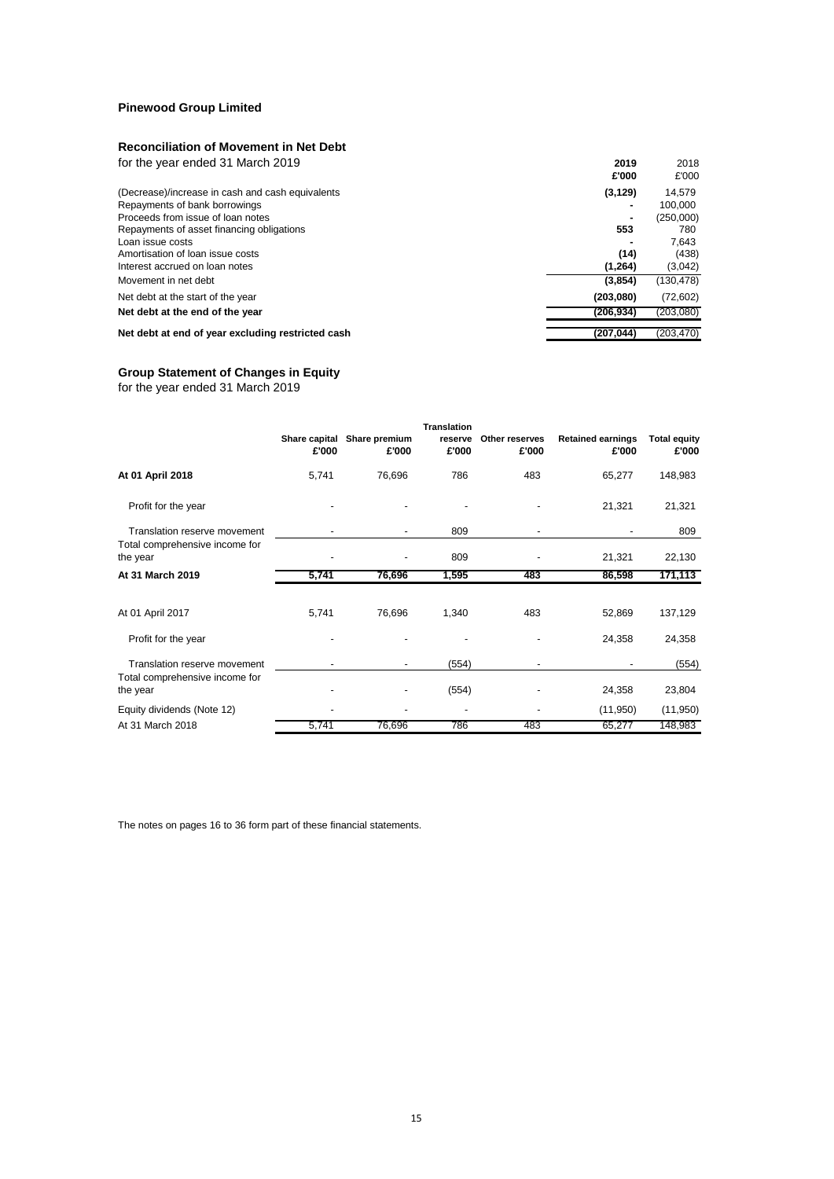**Pinewood Group Limited**

## Reconciliation of Movement in Net Debt

for the year ended 31 March 2019

| | 2019 £'000 | 2018 £'000 |
|---|---|---|
| (Decrease)/increase in cash and cash equivalents | (3,129) | 14,579 |
| Repayments of bank borrowings | - | 100,000 |
| Proceeds from issue of loan notes | - | (250,000) |
| Repayments of asset financing obligations | 553 | 780 |
| Loan issue costs | - | 7,643 |
| Amortisation of loan issue costs | (14) | (438) |
| Interest accrued on loan notes | (1,264) | (3,042) |
| Movement in net debt | (3,854) | (130,478) |
| Net debt at the start of the year | (203,080) | (72,602) |
| **Net debt at the end of the year** | **(206,934)** | (203,080) |
| **Net debt at end of year excluding restricted cash** | **(207,044)** | (203,470) |

## Group Statement of Changes in Equity

for the year ended 31 March 2019

| | Share capital £'000 | Share premium £'000 | Translation reserve £'000 | Other reserves £'000 | Retained earnings £'000 | Total equity £'000 |
|---|---|---|---|---|---|---|
| **At 01 April 2018** | 5,741 | 76,696 | 786 | 483 | 65,277 | 148,983 |
| Profit for the year | - | - | - | - | 21,321 | 21,321 |
| Translation reserve movement | - | - | 809 | - | - | 809 |
| Total comprehensive income for the year | - | - | 809 | - | 21,321 | 22,130 |
| **At 31 March 2019** | **5,741** | **76,696** | **1,595** | **483** | **86,598** | **171,113** |
| At 01 April 2017 | 5,741 | 76,696 | 1,340 | 483 | 52,869 | 137,129 |
| Profit for the year | - | - | - | - | 24,358 | 24,358 |
| Translation reserve movement | - | - | (554) | - | - | (554) |
| Total comprehensive income for the year | - | - | (554) | - | 24,358 | 23,804 |
| Equity dividends (Note 12) | - | - | - | - | (11,950) | (11,950) |
| At 31 March 2018 | 5,741 | 76,696 | 786 | 483 | 65,277 | 148,983 |

The notes on pages 16 to 36 form part of these financial statements.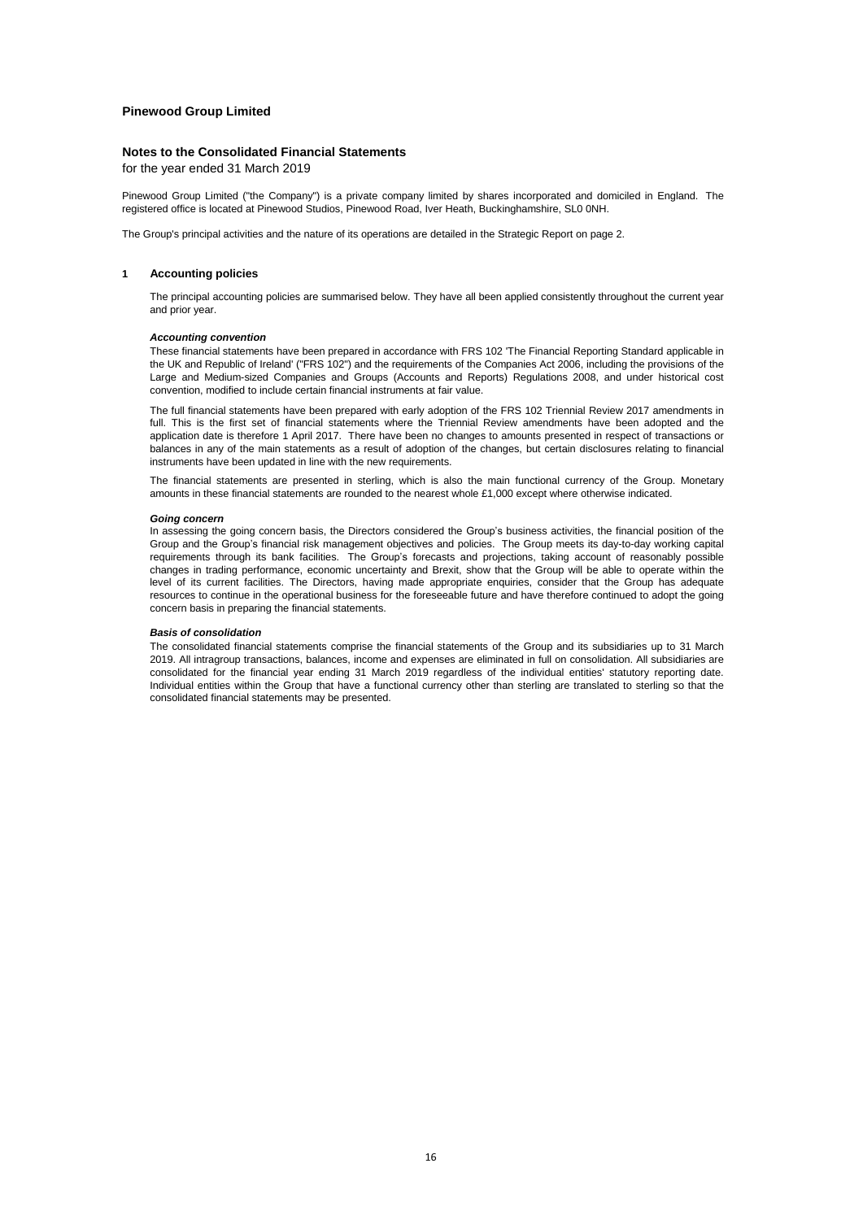**Pinewood Group Limited**

## Notes to the Consolidated Financial Statements

for the year ended 31 March 2019

Pinewood Group Limited ("the Company") is a private company limited by shares incorporated and domiciled in England. The registered office is located at Pinewood Studios, Pinewood Road, Iver Heath, Buckinghamshire, SL0 0NH.

The Group's principal activities and the nature of its operations are detailed in the Strategic Report on page 2.

### 1 Accounting policies

The principal accounting policies are summarised below. They have all been applied consistently throughout the current year and prior year.

***Accounting convention***

These financial statements have been prepared in accordance with FRS 102 'The Financial Reporting Standard applicable in the UK and Republic of Ireland' ("FRS 102") and the requirements of the Companies Act 2006, including the provisions of the Large and Medium-sized Companies and Groups (Accounts and Reports) Regulations 2008, and under historical cost convention, modified to include certain financial instruments at fair value.

The full financial statements have been prepared with early adoption of the FRS 102 Triennial Review 2017 amendments in full. This is the first set of financial statements where the Triennial Review amendments have been adopted and the application date is therefore 1 April 2017. There have been no changes to amounts presented in respect of transactions or balances in any of the main statements as a result of adoption of the changes, but certain disclosures relating to financial instruments have been updated in line with the new requirements.

The financial statements are presented in sterling, which is also the main functional currency of the Group. Monetary amounts in these financial statements are rounded to the nearest whole £1,000 except where otherwise indicated.

***Going concern***

In assessing the going concern basis, the Directors considered the Group's business activities, the financial position of the Group and the Group's financial risk management objectives and policies. The Group meets its day-to-day working capital requirements through its bank facilities. The Group's forecasts and projections, taking account of reasonably possible changes in trading performance, economic uncertainty and Brexit, show that the Group will be able to operate within the level of its current facilities. The Directors, having made appropriate enquiries, consider that the Group has adequate resources to continue in the operational business for the foreseeable future and have therefore continued to adopt the going concern basis in preparing the financial statements.

***Basis of consolidation***

The consolidated financial statements comprise the financial statements of the Group and its subsidiaries up to 31 March 2019. All intragroup transactions, balances, income and expenses are eliminated in full on consolidation. All subsidiaries are consolidated for the financial year ending 31 March 2019 regardless of the individual entities' statutory reporting date. Individual entities within the Group that have a functional currency other than sterling are translated to sterling so that the consolidated financial statements may be presented.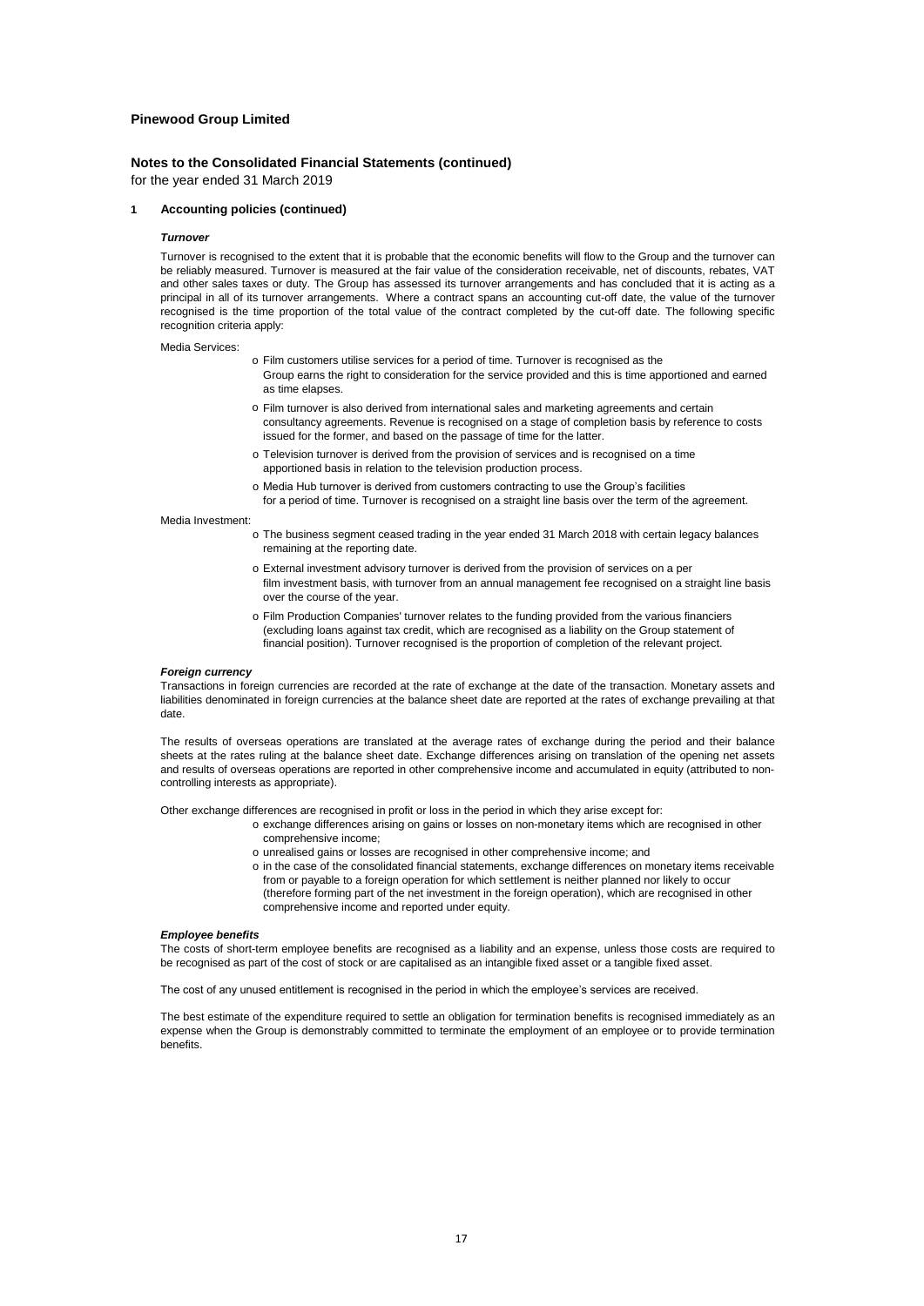**Pinewood Group Limited**

**Notes to the Consolidated Financial Statements (continued)**
for the year ended 31 March 2019

**1 Accounting policies (continued)**

***Turnover***

Turnover is recognised to the extent that it is probable that the economic benefits will flow to the Group and the turnover can be reliably measured. Turnover is measured at the fair value of the consideration receivable, net of discounts, rebates, VAT and other sales taxes or duty. The Group has assessed its turnover arrangements and has concluded that it is acting as a principal in all of its turnover arrangements. Where a contract spans an accounting cut-off date, the value of the turnover recognised is the time proportion of the total value of the contract completed by the cut-off date. The following specific recognition criteria apply:

Media Services:

- Film customers utilise services for a period of time. Turnover is recognised as the Group earns the right to consideration for the service provided and this is time apportioned and earned as time elapses.
- Film turnover is also derived from international sales and marketing agreements and certain consultancy agreements. Revenue is recognised on a stage of completion basis by reference to costs issued for the former, and based on the passage of time for the latter.
- Television turnover is derived from the provision of services and is recognised on a time apportioned basis in relation to the television production process.
- Media Hub turnover is derived from customers contracting to use the Group's facilities for a period of time. Turnover is recognised on a straight line basis over the term of the agreement.

Media Investment:

- The business segment ceased trading in the year ended 31 March 2018 with certain legacy balances remaining at the reporting date.
- External investment advisory turnover is derived from the provision of services on a per film investment basis, with turnover from an annual management fee recognised on a straight line basis over the course of the year.
- Film Production Companies' turnover relates to the funding provided from the various financiers (excluding loans against tax credit, which are recognised as a liability on the Group statement of financial position). Turnover recognised is the proportion of completion of the relevant project.

***Foreign currency***

Transactions in foreign currencies are recorded at the rate of exchange at the date of the transaction. Monetary assets and liabilities denominated in foreign currencies at the balance sheet date are reported at the rates of exchange prevailing at that date.

The results of overseas operations are translated at the average rates of exchange during the period and their balance sheets at the rates ruling at the balance sheet date. Exchange differences arising on translation of the opening net assets and results of overseas operations are reported in other comprehensive income and accumulated in equity (attributed to non-controlling interests as appropriate).

Other exchange differences are recognised in profit or loss in the period in which they arise except for:

- exchange differences arising on gains or losses on non-monetary items which are recognised in other comprehensive income;
- unrealised gains or losses are recognised in other comprehensive income; and
- in the case of the consolidated financial statements, exchange differences on monetary items receivable from or payable to a foreign operation for which settlement is neither planned nor likely to occur (therefore forming part of the net investment in the foreign operation), which are recognised in other comprehensive income and reported under equity.

***Employee benefits***

The costs of short-term employee benefits are recognised as a liability and an expense, unless those costs are required to be recognised as part of the cost of stock or are capitalised as an intangible fixed asset or a tangible fixed asset.

The cost of any unused entitlement is recognised in the period in which the employee's services are received.

The best estimate of the expenditure required to settle an obligation for termination benefits is recognised immediately as an expense when the Group is demonstrably committed to terminate the employment of an employee or to provide termination benefits.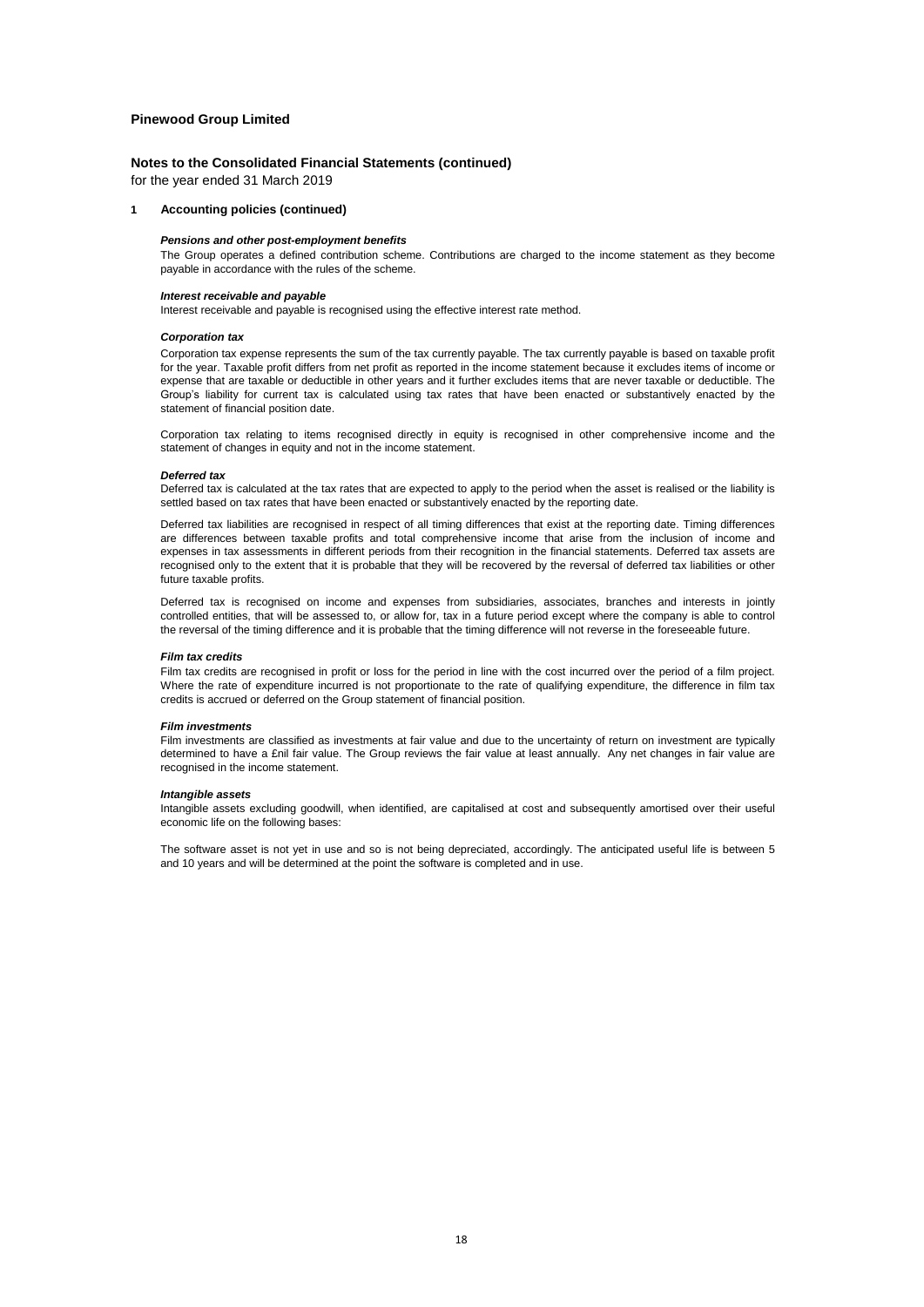**Pinewood Group Limited**

**Notes to the Consolidated Financial Statements (continued)**

for the year ended 31 March 2019

**1 Accounting policies (continued)**

***Pensions and other post-employment benefits***

The Group operates a defined contribution scheme. Contributions are charged to the income statement as they become payable in accordance with the rules of the scheme.

***Interest receivable and payable***

Interest receivable and payable is recognised using the effective interest rate method.

***Corporation tax***

Corporation tax expense represents the sum of the tax currently payable. The tax currently payable is based on taxable profit for the year. Taxable profit differs from net profit as reported in the income statement because it excludes items of income or expense that are taxable or deductible in other years and it further excludes items that are never taxable or deductible. The Group's liability for current tax is calculated using tax rates that have been enacted or substantively enacted by the statement of financial position date.

Corporation tax relating to items recognised directly in equity is recognised in other comprehensive income and the statement of changes in equity and not in the income statement.

***Deferred tax***

Deferred tax is calculated at the tax rates that are expected to apply to the period when the asset is realised or the liability is settled based on tax rates that have been enacted or substantively enacted by the reporting date.

Deferred tax liabilities are recognised in respect of all timing differences that exist at the reporting date. Timing differences are differences between taxable profits and total comprehensive income that arise from the inclusion of income and expenses in tax assessments in different periods from their recognition in the financial statements. Deferred tax assets are recognised only to the extent that it is probable that they will be recovered by the reversal of deferred tax liabilities or other future taxable profits.

Deferred tax is recognised on income and expenses from subsidiaries, associates, branches and interests in jointly controlled entities, that will be assessed to, or allow for, tax in a future period except where the company is able to control the reversal of the timing difference and it is probable that the timing difference will not reverse in the foreseeable future.

***Film tax credits***

Film tax credits are recognised in profit or loss for the period in line with the cost incurred over the period of a film project. Where the rate of expenditure incurred is not proportionate to the rate of qualifying expenditure, the difference in film tax credits is accrued or deferred on the Group statement of financial position.

***Film investments***

Film investments are classified as investments at fair value and due to the uncertainty of return on investment are typically determined to have a £nil fair value. The Group reviews the fair value at least annually. Any net changes in fair value are recognised in the income statement.

***Intangible assets***

Intangible assets excluding goodwill, when identified, are capitalised at cost and subsequently amortised over their useful economic life on the following bases:

The software asset is not yet in use and so is not being depreciated, accordingly. The anticipated useful life is between 5 and 10 years and will be determined at the point the software is completed and in use.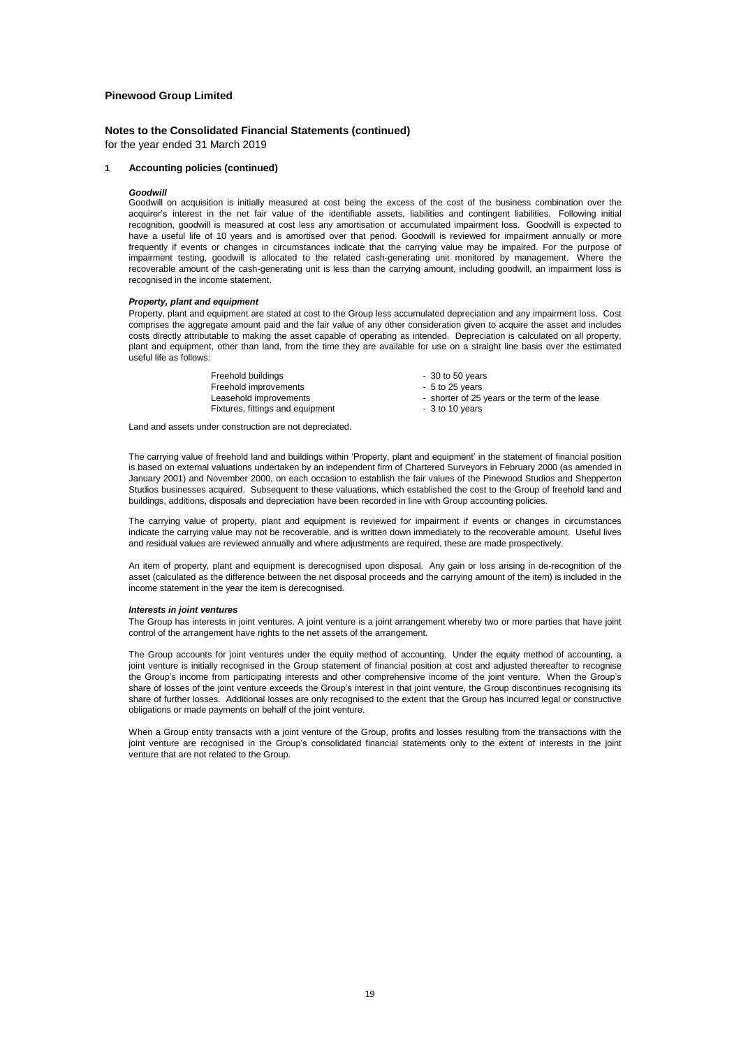**Pinewood Group Limited**

**Notes to the Consolidated Financial Statements (continued)**
for the year ended 31 March 2019

**1 Accounting policies (continued)**

***Goodwill***
Goodwill on acquisition is initially measured at cost being the excess of the cost of the business combination over the acquirer's interest in the net fair value of the identifiable assets, liabilities and contingent liabilities. Following initial recognition, goodwill is measured at cost less any amortisation or accumulated impairment loss. Goodwill is expected to have a useful life of 10 years and is amortised over that period. Goodwill is reviewed for impairment annually or more frequently if events or changes in circumstances indicate that the carrying value may be impaired. For the purpose of impairment testing, goodwill is allocated to the related cash-generating unit monitored by management. Where the recoverable amount of the cash-generating unit is less than the carrying amount, including goodwill, an impairment loss is recognised in the income statement.

***Property, plant and equipment***
Property, plant and equipment are stated at cost to the Group less accumulated depreciation and any impairment loss. Cost comprises the aggregate amount paid and the fair value of any other consideration given to acquire the asset and includes costs directly attributable to making the asset capable of operating as intended. Depreciation is calculated on all property, plant and equipment, other than land, from the time they are available for use on a straight line basis over the estimated useful life as follows:

| | |
|---|---|
| Freehold buildings | - 30 to 50 years |
| Freehold improvements | - 5 to 25 years |
| Leasehold improvements | - shorter of 25 years or the term of the lease |
| Fixtures, fittings and equipment | - 3 to 10 years |

Land and assets under construction are not depreciated.

The carrying value of freehold land and buildings within 'Property, plant and equipment' in the statement of financial position is based on external valuations undertaken by an independent firm of Chartered Surveyors in February 2000 (as amended in January 2001) and November 2000, on each occasion to establish the fair values of the Pinewood Studios and Shepperton Studios businesses acquired. Subsequent to these valuations, which established the cost to the Group of freehold land and buildings, additions, disposals and depreciation have been recorded in line with Group accounting policies.

The carrying value of property, plant and equipment is reviewed for impairment if events or changes in circumstances indicate the carrying value may not be recoverable, and is written down immediately to the recoverable amount. Useful lives and residual values are reviewed annually and where adjustments are required, these are made prospectively.

An item of property, plant and equipment is derecognised upon disposal. Any gain or loss arising in de-recognition of the asset (calculated as the difference between the net disposal proceeds and the carrying amount of the item) is included in the income statement in the year the item is derecognised.

***Interests in joint ventures***
The Group has interests in joint ventures. A joint venture is a joint arrangement whereby two or more parties that have joint control of the arrangement have rights to the net assets of the arrangement.

The Group accounts for joint ventures under the equity method of accounting. Under the equity method of accounting, a joint venture is initially recognised in the Group statement of financial position at cost and adjusted thereafter to recognise the Group's income from participating interests and other comprehensive income of the joint venture. When the Group's share of losses of the joint venture exceeds the Group's interest in that joint venture, the Group discontinues recognising its share of further losses. Additional losses are only recognised to the extent that the Group has incurred legal or constructive obligations or made payments on behalf of the joint venture.

When a Group entity transacts with a joint venture of the Group, profits and losses resulting from the transactions with the joint venture are recognised in the Group's consolidated financial statements only to the extent of interests in the joint venture that are not related to the Group.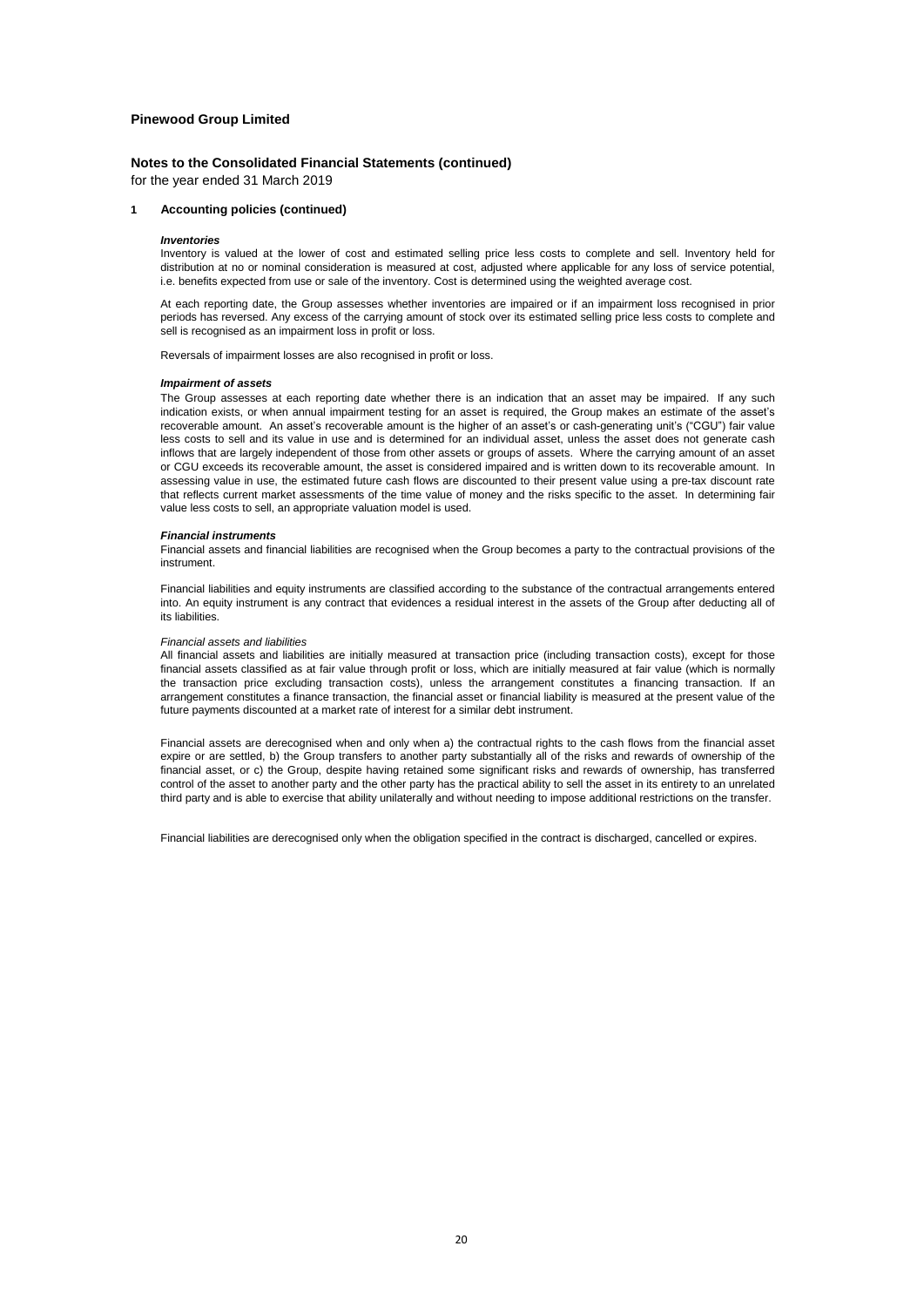**Pinewood Group Limited**

**Notes to the Consolidated Financial Statements (continued)**
for the year ended 31 March 2019

**1 Accounting policies (continued)**

***Inventories***
Inventory is valued at the lower of cost and estimated selling price less costs to complete and sell. Inventory held for distribution at no or nominal consideration is measured at cost, adjusted where applicable for any loss of service potential, i.e. benefits expected from use or sale of the inventory. Cost is determined using the weighted average cost.

At each reporting date, the Group assesses whether inventories are impaired or if an impairment loss recognised in prior periods has reversed. Any excess of the carrying amount of stock over its estimated selling price less costs to complete and sell is recognised as an impairment loss in profit or loss.

Reversals of impairment losses are also recognised in profit or loss.

***Impairment of assets***
The Group assesses at each reporting date whether there is an indication that an asset may be impaired. If any such indication exists, or when annual impairment testing for an asset is required, the Group makes an estimate of the asset's recoverable amount. An asset's recoverable amount is the higher of an asset's or cash-generating unit's ("CGU") fair value less costs to sell and its value in use and is determined for an individual asset, unless the asset does not generate cash inflows that are largely independent of those from other assets or groups of assets. Where the carrying amount of an asset or CGU exceeds its recoverable amount, the asset is considered impaired and is written down to its recoverable amount. In assessing value in use, the estimated future cash flows are discounted to their present value using a pre-tax discount rate that reflects current market assessments of the time value of money and the risks specific to the asset. In determining fair value less costs to sell, an appropriate valuation model is used.

***Financial instruments***
Financial assets and financial liabilities are recognised when the Group becomes a party to the contractual provisions of the instrument.

Financial liabilities and equity instruments are classified according to the substance of the contractual arrangements entered into. An equity instrument is any contract that evidences a residual interest in the assets of the Group after deducting all of its liabilities.

*Financial assets and liabilities*
All financial assets and liabilities are initially measured at transaction price (including transaction costs), except for those financial assets classified as at fair value through profit or loss, which are initially measured at fair value (which is normally the transaction price excluding transaction costs), unless the arrangement constitutes a financing transaction. If an arrangement constitutes a finance transaction, the financial asset or financial liability is measured at the present value of the future payments discounted at a market rate of interest for a similar debt instrument.

Financial assets are derecognised when and only when a) the contractual rights to the cash flows from the financial asset expire or are settled, b) the Group transfers to another party substantially all of the risks and rewards of ownership of the financial asset, or c) the Group, despite having retained some significant risks and rewards of ownership, has transferred control of the asset to another party and the other party has the practical ability to sell the asset in its entirety to an unrelated third party and is able to exercise that ability unilaterally and without needing to impose additional restrictions on the transfer.

Financial liabilities are derecognised only when the obligation specified in the contract is discharged, cancelled or expires.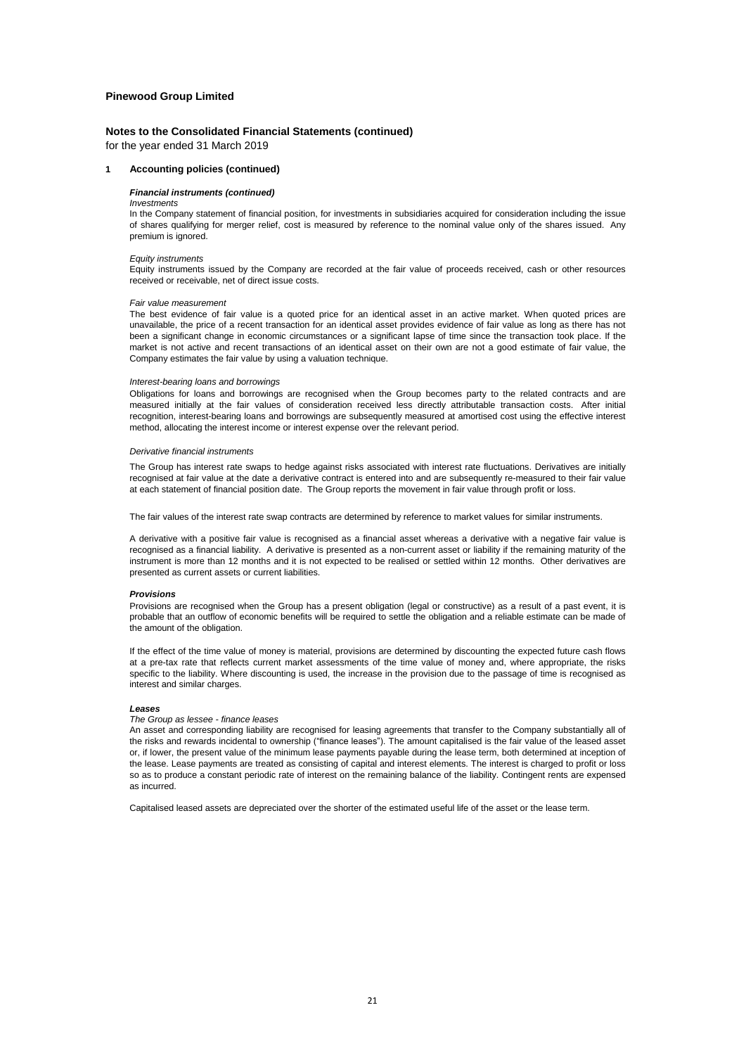**Pinewood Group Limited**

**Notes to the Consolidated Financial Statements (continued)**

for the year ended 31 March 2019

**1 Accounting policies (continued)**

***Financial instruments (continued)***

*Investments*

In the Company statement of financial position, for investments in subsidiaries acquired for consideration including the issue of shares qualifying for merger relief, cost is measured by reference to the nominal value only of the shares issued. Any premium is ignored.

*Equity instruments*

Equity instruments issued by the Company are recorded at the fair value of proceeds received, cash or other resources received or receivable, net of direct issue costs.

*Fair value measurement*

The best evidence of fair value is a quoted price for an identical asset in an active market. When quoted prices are unavailable, the price of a recent transaction for an identical asset provides evidence of fair value as long as there has not been a significant change in economic circumstances or a significant lapse of time since the transaction took place. If the market is not active and recent transactions of an identical asset on their own are not a good estimate of fair value, the Company estimates the fair value by using a valuation technique.

*Interest-bearing loans and borrowings*

Obligations for loans and borrowings are recognised when the Group becomes party to the related contracts and are measured initially at the fair values of consideration received less directly attributable transaction costs. After initial recognition, interest-bearing loans and borrowings are subsequently measured at amortised cost using the effective interest method, allocating the interest income or interest expense over the relevant period.

*Derivative financial instruments*

The Group has interest rate swaps to hedge against risks associated with interest rate fluctuations. Derivatives are initially recognised at fair value at the date a derivative contract is entered into and are subsequently re-measured to their fair value at each statement of financial position date. The Group reports the movement in fair value through profit or loss.

The fair values of the interest rate swap contracts are determined by reference to market values for similar instruments.

A derivative with a positive fair value is recognised as a financial asset whereas a derivative with a negative fair value is recognised as a financial liability. A derivative is presented as a non-current asset or liability if the remaining maturity of the instrument is more than 12 months and it is not expected to be realised or settled within 12 months. Other derivatives are presented as current assets or current liabilities.

***Provisions***

Provisions are recognised when the Group has a present obligation (legal or constructive) as a result of a past event, it is probable that an outflow of economic benefits will be required to settle the obligation and a reliable estimate can be made of the amount of the obligation.

If the effect of the time value of money is material, provisions are determined by discounting the expected future cash flows at a pre-tax rate that reflects current market assessments of the time value of money and, where appropriate, the risks specific to the liability. Where discounting is used, the increase in the provision due to the passage of time is recognised as interest and similar charges.

***Leases***

*The Group as lessee - finance leases*

An asset and corresponding liability are recognised for leasing agreements that transfer to the Company substantially all of the risks and rewards incidental to ownership ("finance leases"). The amount capitalised is the fair value of the leased asset or, if lower, the present value of the minimum lease payments payable during the lease term, both determined at inception of the lease. Lease payments are treated as consisting of capital and interest elements. The interest is charged to profit or loss so as to produce a constant periodic rate of interest on the remaining balance of the liability. Contingent rents are expensed as incurred.

Capitalised leased assets are depreciated over the shorter of the estimated useful life of the asset or the lease term.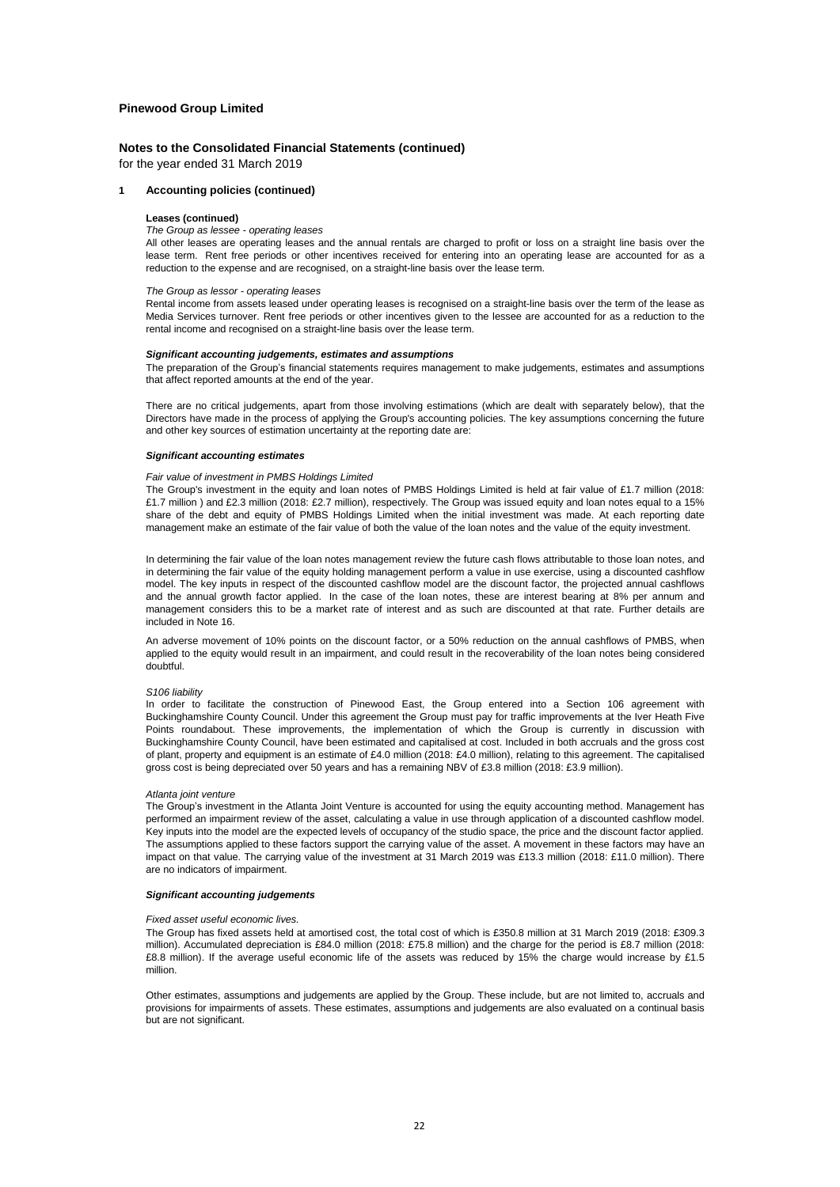## 1 Accounting policies (continued)

**Leases (continued)**

*The Group as lessee - operating leases*

All other leases are operating leases and the annual rentals are charged to profit or loss on a straight line basis over the lease term. Rent free periods or other incentives received for entering into an operating lease are accounted for as a reduction to the expense and are recognised, on a straight-line basis over the lease term.

*The Group as lessor - operating leases*

Rental income from assets leased under operating leases is recognised on a straight-line basis over the term of the lease as Media Services turnover. Rent free periods or other incentives given to the lessee are accounted for as a reduction to the rental income and recognised on a straight-line basis over the lease term.

***Significant accounting judgements, estimates and assumptions***

The preparation of the Group's financial statements requires management to make judgements, estimates and assumptions that affect reported amounts at the end of the year.

There are no critical judgements, apart from those involving estimations (which are dealt with separately below), that the Directors have made in the process of applying the Group's accounting policies. The key assumptions concerning the future and other key sources of estimation uncertainty at the reporting date are:

***Significant accounting estimates***

*Fair value of investment in PMBS Holdings Limited*

The Group's investment in the equity and loan notes of PMBS Holdings Limited is held at fair value of £1.7 million (2018: £1.7 million ) and £2.3 million (2018: £2.7 million), respectively. The Group was issued equity and loan notes equal to a 15% share of the debt and equity of PMBS Holdings Limited when the initial investment was made. At each reporting date management make an estimate of the fair value of both the value of the loan notes and the value of the equity investment.

In determining the fair value of the loan notes management review the future cash flows attributable to those loan notes, and in determining the fair value of the equity holding management perform a value in use exercise, using a discounted cashflow model. The key inputs in respect of the discounted cashflow model are the discount factor, the projected annual cashflows and the annual growth factor applied. In the case of the loan notes, these are interest bearing at 8% per annum and management considers this to be a market rate of interest and as such are discounted at that rate. Further details are included in Note 16.

An adverse movement of 10% points on the discount factor, or a 50% reduction on the annual cashflows of PMBS, when applied to the equity would result in an impairment, and could result in the recoverability of the loan notes being considered doubtful.

*S106 liability*

In order to facilitate the construction of Pinewood East, the Group entered into a Section 106 agreement with Buckinghamshire County Council. Under this agreement the Group must pay for traffic improvements at the Iver Heath Five Points roundabout. These improvements, the implementation of which the Group is currently in discussion with Buckinghamshire County Council, have been estimated and capitalised at cost. Included in both accruals and the gross cost of plant, property and equipment is an estimate of £4.0 million (2018: £4.0 million), relating to this agreement. The capitalised gross cost is being depreciated over 50 years and has a remaining NBV of £3.8 million (2018: £3.9 million).

*Atlanta joint venture*

The Group's investment in the Atlanta Joint Venture is accounted for using the equity accounting method. Management has performed an impairment review of the asset, calculating a value in use through application of a discounted cashflow model. Key inputs into the model are the expected levels of occupancy of the studio space, the price and the discount factor applied. The assumptions applied to these factors support the carrying value of the asset. A movement in these factors may have an impact on that value. The carrying value of the investment at 31 March 2019 was £13.3 million (2018: £11.0 million). There are no indicators of impairment.

***Significant accounting judgements***

*Fixed asset useful economic lives.*

The Group has fixed assets held at amortised cost, the total cost of which is £350.8 million at 31 March 2019 (2018: £309.3 million). Accumulated depreciation is £84.0 million (2018: £75.8 million) and the charge for the period is £8.7 million (2018: £8.8 million). If the average useful economic life of the assets was reduced by 15% the charge would increase by £1.5 million.

Other estimates, assumptions and judgements are applied by the Group. These include, but are not limited to, accruals and provisions for impairments of assets. These estimates, assumptions and judgements are also evaluated on a continual basis but are not significant.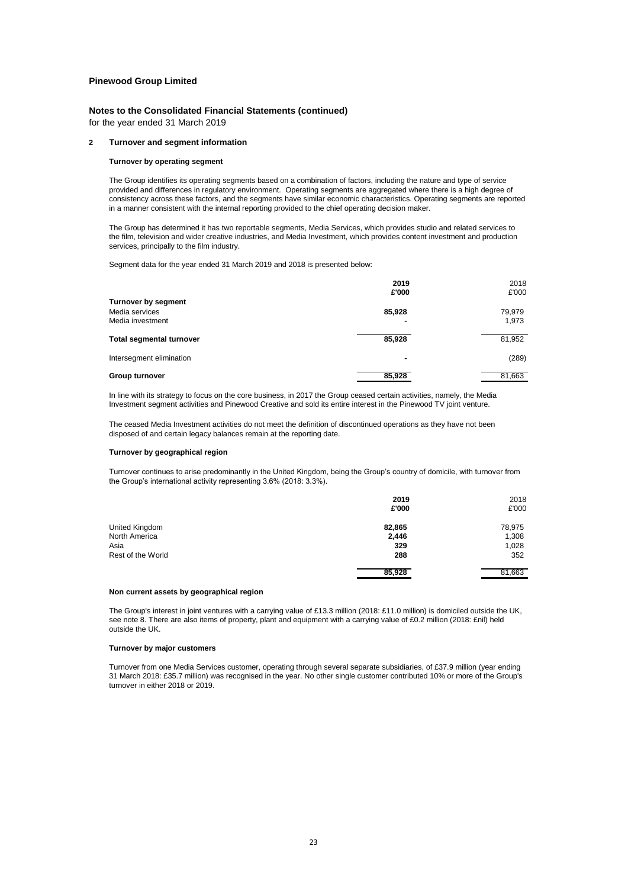**Pinewood Group Limited**

**Notes to the Consolidated Financial Statements (continued)**
for the year ended 31 March 2019

## 2 Turnover and segment information

### Turnover by operating segment

The Group identifies its operating segments based on a combination of factors, including the nature and type of service provided and differences in regulatory environment. Operating segments are aggregated where there is a high degree of consistency across these factors, and the segments have similar economic characteristics. Operating segments are reported in a manner consistent with the internal reporting provided to the chief operating decision maker.

The Group has determined it has two reportable segments, Media Services, which provides studio and related services to the film, television and wider creative industries, and Media Investment, which provides content investment and production services, principally to the film industry.

Segment data for the year ended 31 March 2019 and 2018 is presented below:

| | **2019 £'000** | 2018 £'000 |
|---|---|---|
| **Turnover by segment** | | |
| Media services | **85,928** | 79,979 |
| Media investment | **-** | 1,973 |
| **Total segmental turnover** | **85,928** | 81,952 |
| Intersegment elimination | **-** | (289) |
| **Group turnover** | **85,928** | 81,663 |

In line with its strategy to focus on the core business, in 2017 the Group ceased certain activities, namely, the Media Investment segment activities and Pinewood Creative and sold its entire interest in the Pinewood TV joint venture.

The ceased Media Investment activities do not meet the definition of discontinued operations as they have not been disposed of and certain legacy balances remain at the reporting date.

### Turnover by geographical region

Turnover continues to arise predominantly in the United Kingdom, being the Group's country of domicile, with turnover from the Group's international activity representing 3.6% (2018: 3.3%).

| | **2019 £'000** | 2018 £'000 |
|---|---|---|
| United Kingdom | **82,865** | 78,975 |
| North America | **2,446** | 1,308 |
| Asia | **329** | 1,028 |
| Rest of the World | **288** | 352 |
| | **85,928** | 81,663 |

### Non current assets by geographical region

The Group's interest in joint ventures with a carrying value of £13.3 million (2018: £11.0 million) is domiciled outside the UK, see note 8. There are also items of property, plant and equipment with a carrying value of £0.2 million (2018: £nil) held outside the UK.

### Turnover by major customers

Turnover from one Media Services customer, operating through several separate subsidiaries, of £37.9 million (year ending 31 March 2018: £35.7 million) was recognised in the year. No other single customer contributed 10% or more of the Group's turnover in either 2018 or 2019.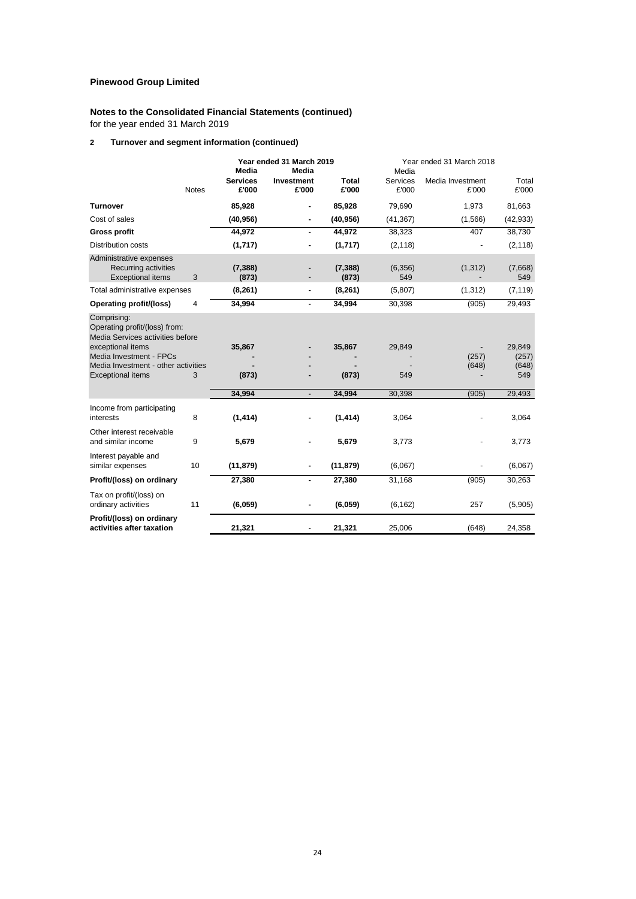**Pinewood Group Limited**

**Notes to the Consolidated Financial Statements (continued)**
for the year ended 31 March 2019

**2 Turnover and segment information (continued)**

| | Notes | Year ended 31 March 2019 | | | Year ended 31 March 2018 | | |
|---|---|---|---|---|---|---|---|
| | | **Media Services £'000** | **Media Investment £'000** | **Total £'000** | Media Services £'000 | Media Investment £'000 | Total £'000 |
| **Turnover** | | **85,928** | **-** | **85,928** | 79,690 | 1,973 | 81,663 |
| Cost of sales | | **(40,956)** | **-** | **(40,956)** | (41,367) | (1,566) | (42,933) |
| **Gross profit** | | **44,972** | **-** | **44,972** | 38,323 | 407 | 38,730 |
| Distribution costs | | **(1,717)** | **-** | **(1,717)** | (2,118) | - | (2,118) |
| Administrative expenses | | | | | | | |
| Recurring activities | | **(7,388)** | **-** | **(7,388)** | (6,356) | (1,312) | (7,668) |
| Exceptional items | 3 | **(873)** | **-** | **(873)** | 549 | **-** | 549 |
| Total administrative expenses | | **(8,261)** | **-** | **(8,261)** | (5,807) | (1,312) | (7,119) |
| **Operating profit/(loss)** | 4 | **34,994** | **-** | **34,994** | 30,398 | (905) | 29,493 |
| Comprising: | | | | | | | |
| Operating profit/(loss) from: | | | | | | | |
| Media Services activities before exceptional items | | **35,867** | **-** | **35,867** | 29,849 | - | 29,849 |
| Media Investment - FPCs | | **-** | **-** | **-** | - | (257) | (257) |
| Media Investment - other activities | | **-** | **-** | **-** | - | (648) | (648) |
| Exceptional items | 3 | **(873)** | **-** | **(873)** | 549 | - | 549 |
| | | **34,994** | **-** | **34,994** | 30,398 | (905) | 29,493 |
| Income from participating interests | 8 | **(1,414)** | **-** | **(1,414)** | 3,064 | - | 3,064 |
| Other interest receivable and similar income | 9 | **5,679** | **-** | **5,679** | 3,773 | - | 3,773 |
| Interest payable and similar expenses | 10 | **(11,879)** | **-** | **(11,879)** | (6,067) | - | (6,067) |
| **Profit/(loss) on ordinary** | | **27,380** | **-** | **27,380** | 31,168 | (905) | 30,263 |
| Tax on profit/(loss) on ordinary activities | 11 | **(6,059)** | **-** | **(6,059)** | (6,162) | 257 | (5,905) |
| **Profit/(loss) on ordinary activities after taxation** | | **21,321** | - | **21,321** | 25,006 | (648) | 24,358 |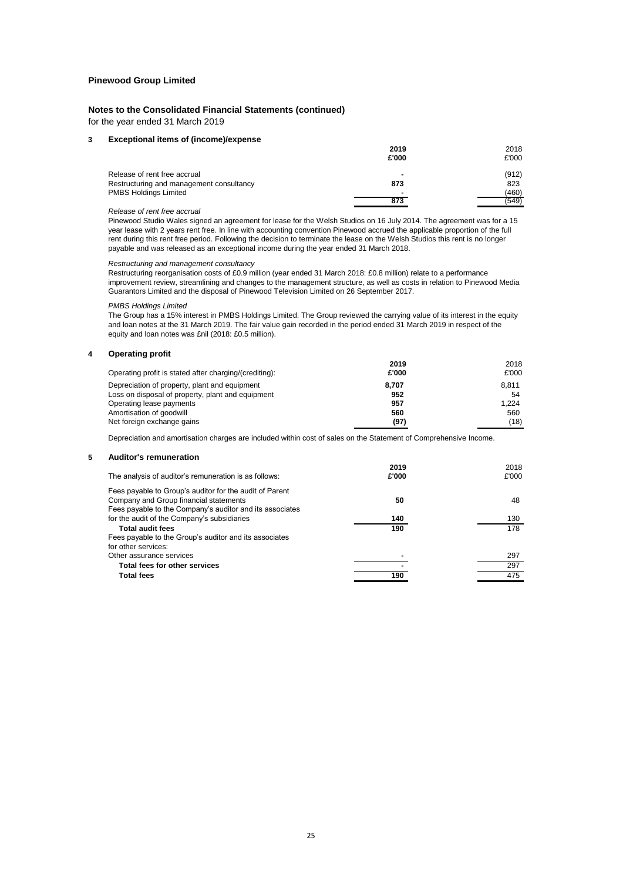**Pinewood Group Limited**

**Notes to the Consolidated Financial Statements (continued)**

for the year ended 31 March 2019

### 3 Exceptional items of (income)/expense

| | 2019 £'000 | 2018 £'000 |
|---|---|---|
| Release of rent free accrual | - | (912) |
| Restructuring and management consultancy | 873 | 823 |
| PMBS Holdings Limited | - | (460) |
| | 873 | (549) |

*Release of rent free accrual*

Pinewood Studio Wales signed an agreement for lease for the Welsh Studios on 16 July 2014. The agreement was for a 15 year lease with 2 years rent free. In line with accounting convention Pinewood accrued the applicable proportion of the full rent during this rent free period. Following the decision to terminate the lease on the Welsh Studios this rent is no longer payable and was released as an exceptional income during the year ended 31 March 2018.

*Restructuring and management consultancy*

Restructuring reorganisation costs of £0.9 million (year ended 31 March 2018: £0.8 million) relate to a performance improvement review, streamlining and changes to the management structure, as well as costs in relation to Pinewood Media Guarantors Limited and the disposal of Pinewood Television Limited on 26 September 2017.

*PMBS Holdings Limited*

The Group has a 15% interest in PMBS Holdings Limited. The Group reviewed the carrying value of its interest in the equity and loan notes at the 31 March 2019. The fair value gain recorded in the period ended 31 March 2019 in respect of the equity and loan notes was £nil (2018: £0.5 million).

### 4 Operating profit

| Operating profit is stated after charging/(crediting): | 2019 £'000 | 2018 £'000 |
|---|---|---|
| Depreciation of property, plant and equipment | 8,707 | 8,811 |
| Loss on disposal of property, plant and equipment | 952 | 54 |
| Operating lease payments | 957 | 1,224 |
| Amortisation of goodwill | 560 | 560 |
| Net foreign exchange gains | (97) | (18) |

Depreciation and amortisation charges are included within cost of sales on the Statement of Comprehensive Income.

### 5 Auditor's remuneration

| The analysis of auditor's remuneration is as follows: | 2019 £'000 | 2018 £'000 |
|---|---|---|
| Fees payable to Group's auditor for the audit of Parent Company and Group financial statements | 50 | 48 |
| Fees payable to the Company's auditor and its associates for the audit of the Company's subsidiaries | 140 | 130 |
| **Total audit fees** | 190 | 178 |
| Fees payable to the Group's auditor and its associates for other services: | | |
| Other assurance services | - | 297 |
| **Total fees for other services** | - | 297 |
| **Total fees** | 190 | 475 |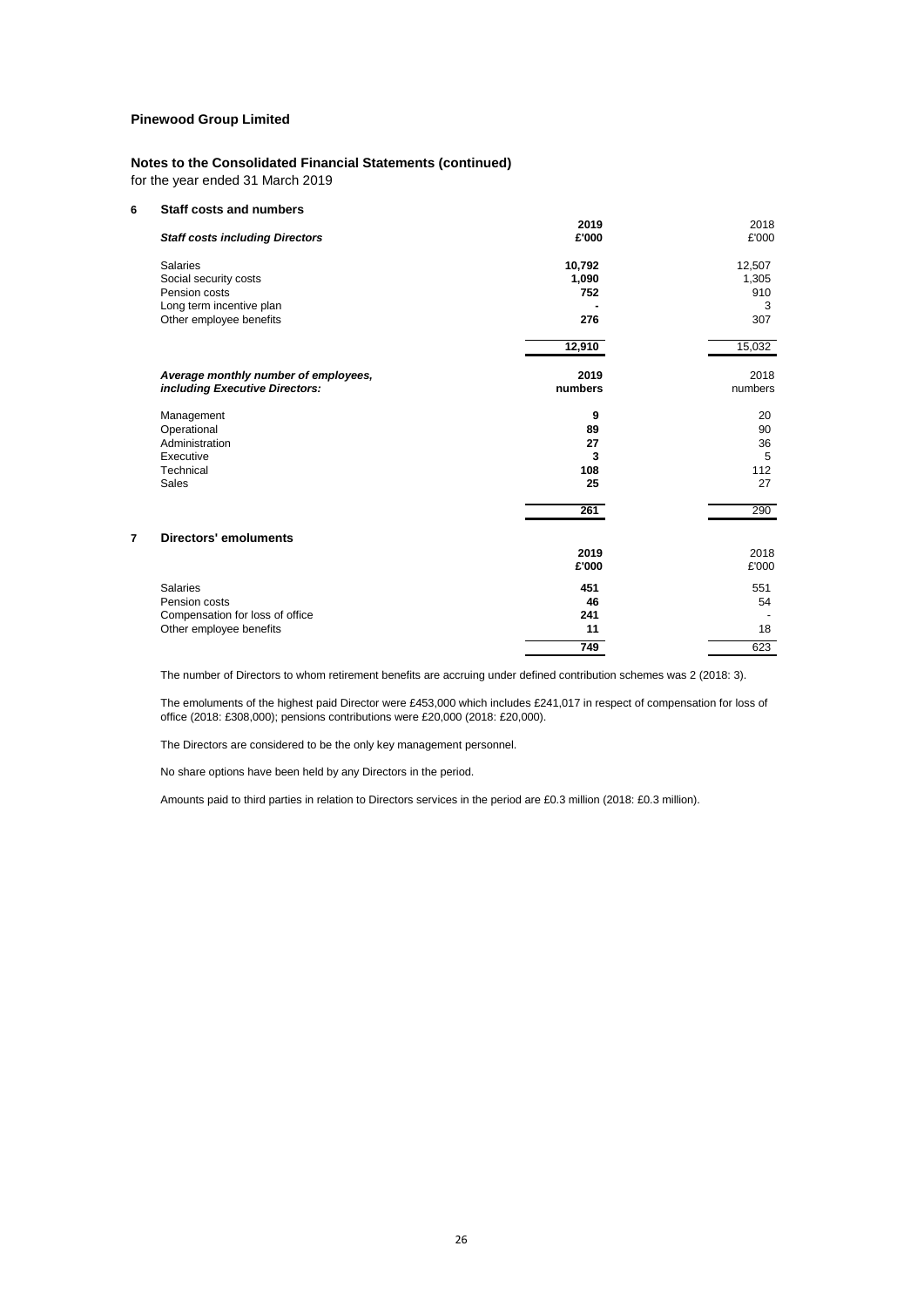**Pinewood Group Limited**

**Notes to the Consolidated Financial Statements (continued)**
for the year ended 31 March 2019

**6 Staff costs and numbers**

| *Staff costs including Directors* | 2019 £'000 | 2018 £'000 |
|---|---|---|
| Salaries | **10,792** | 12,507 |
| Social security costs | **1,090** | 1,305 |
| Pension costs | **752** | 910 |
| Long term incentive plan | **-** | 3 |
| Other employee benefits | **276** | 307 |
| | **12,910** | 15,032 |

| *Average monthly number of employees, including Executive Directors:* | 2019 numbers | 2018 numbers |
|---|---|---|
| Management | **9** | 20 |
| Operational | **89** | 90 |
| Administration | **27** | 36 |
| Executive | **3** | 5 |
| Technical | **108** | 112 |
| Sales | **25** | 27 |
| | **261** | 290 |

**7 Directors' emoluments**

| | 2019 £'000 | 2018 £'000 |
|---|---|---|
| Salaries | **451** | 551 |
| Pension costs | **46** | 54 |
| Compensation for loss of office | **241** | - |
| Other employee benefits | **11** | 18 |
| | **749** | 623 |

The number of Directors to whom retirement benefits are accruing under defined contribution schemes was 2 (2018: 3).

The emoluments of the highest paid Director were £453,000 which includes £241,017 in respect of compensation for loss of office (2018: £308,000); pensions contributions were £20,000 (2018: £20,000).

The Directors are considered to be the only key management personnel.

No share options have been held by any Directors in the period.

Amounts paid to third parties in relation to Directors services in the period are £0.3 million (2018: £0.3 million).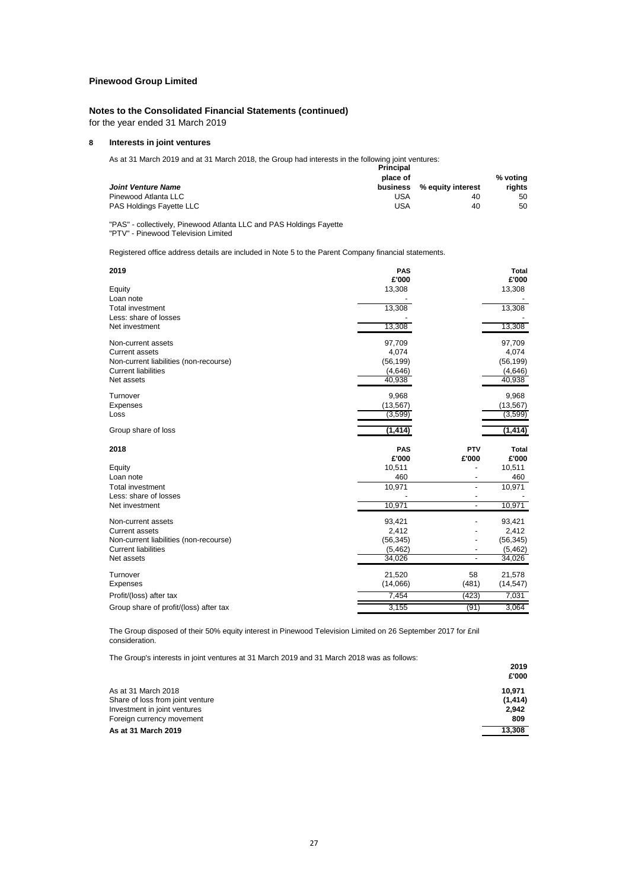**Pinewood Group Limited**

**Notes to the Consolidated Financial Statements (continued)**

for the year ended 31 March 2019

## 8 Interests in joint ventures

As at 31 March 2019 and at 31 March 2018, the Group had interests in the following joint ventures:

| *Joint Venture Name* | Principal place of business | % equity interest | % voting rights |
|---|---|---|---|
| Pinewood Atlanta LLC | USA | 40 | 50 |
| PAS Holdings Fayette LLC | USA | 40 | 50 |

"PAS" - collectively, Pinewood Atlanta LLC and PAS Holdings Fayette
"PTV" - Pinewood Television Limited

Registered office address details are included in Note 5 to the Parent Company financial statements.

| 2019 | PAS £'000 | | Total £'000 |
|---|---|---|---|
| Equity | 13,308 | | 13,308 |
| Loan note | - | | - |
| Total investment | 13,308 | | 13,308 |
| Less: share of losses | - | | - |
| Net investment | 13,308 | | 13,308 |
| | | | |
| Non-current assets | 97,709 | | 97,709 |
| Current assets | 4,074 | | 4,074 |
| Non-current liabilities (non-recourse) | (56,199) | | (56,199) |
| Current liabilities | (4,646) | | (4,646) |
| Net assets | 40,938 | | 40,938 |
| | | | |
| Turnover | 9,968 | | 9,968 |
| Expenses | (13,567) | | (13,567) |
| Loss | (3,599) | | (3,599) |
| | | | |
| Group share of loss | **(1,414)** | | **(1,414)** |

| 2018 | PAS £'000 | PTV £'000 | Total £'000 |
|---|---|---|---|
| Equity | 10,511 | - | 10,511 |
| Loan note | 460 | - | 460 |
| Total investment | 10,971 | - | 10,971 |
| Less: share of losses | - | - | - |
| Net investment | 10,971 | - | 10,971 |
| | | | |
| Non-current assets | 93,421 | - | 93,421 |
| Current assets | 2,412 | - | 2,412 |
| Non-current liabilities (non-recourse) | (56,345) | - | (56,345) |
| Current liabilities | (5,462) | - | (5,462) |
| Net assets | 34,026 | - | 34,026 |
| | | | |
| Turnover | 21,520 | 58 | 21,578 |
| Expenses | (14,066) | (481) | (14,547) |
| Profit/(loss) after tax | 7,454 | (423) | 7,031 |
| Group share of profit/(loss) after tax | 3,155 | (91) | 3,064 |

The Group disposed of their 50% equity interest in Pinewood Television Limited on 26 September 2017 for £nil consideration.

The Group's interests in joint ventures at 31 March 2019 and 31 March 2018 was as follows:

| | 2019 £'000 |
|---|---|
| As at 31 March 2018 | **10,971** |
| Share of loss from joint venture | **(1,414)** |
| Investment in joint ventures | **2,942** |
| Foreign currency movement | **809** |
| **As at 31 March 2019** | **13,308** |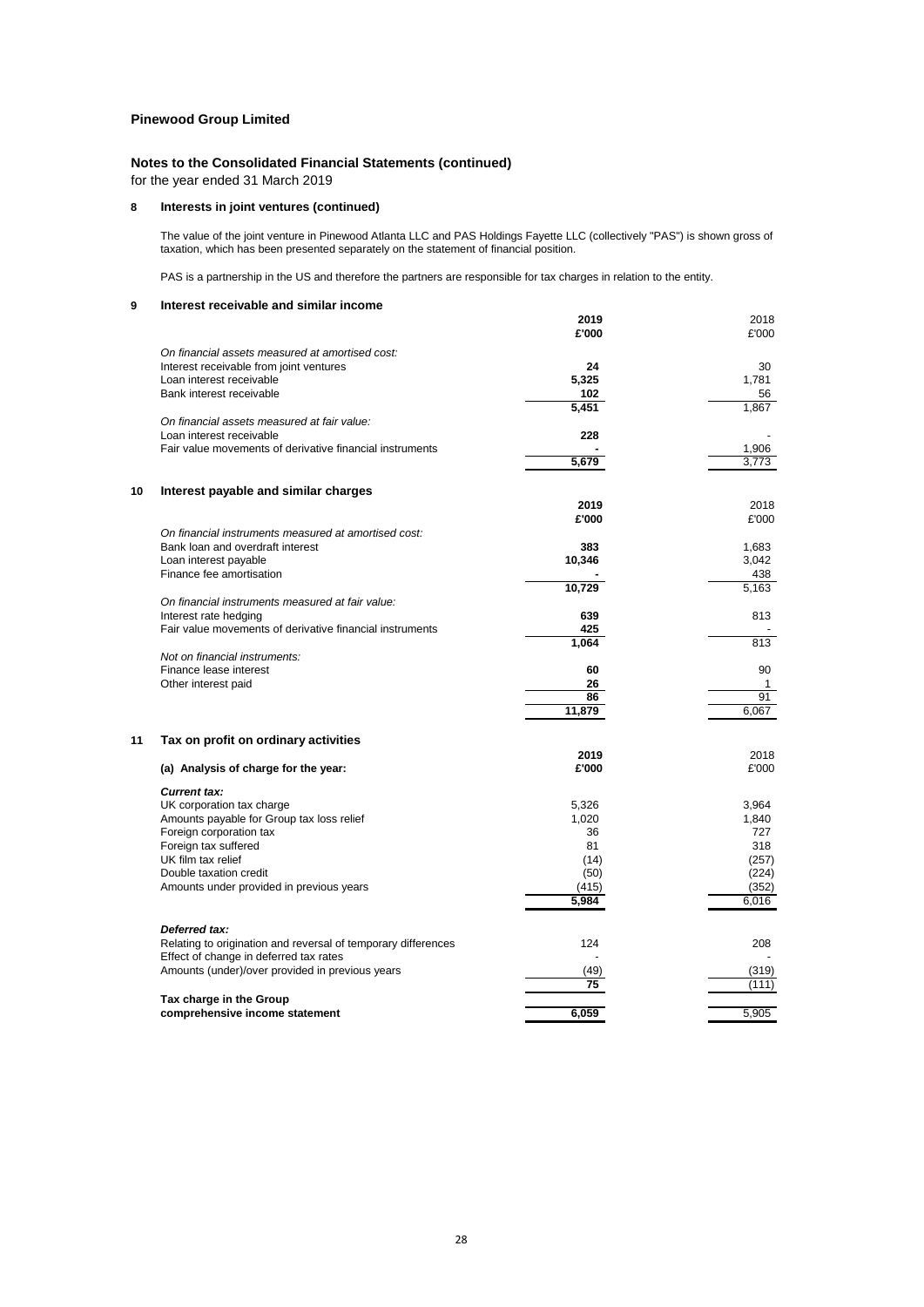**Pinewood Group Limited**

**Notes to the Consolidated Financial Statements (continued)**
for the year ended 31 March 2019

## 8 Interests in joint ventures (continued)

The value of the joint venture in Pinewood Atlanta LLC and PAS Holdings Fayette LLC (collectively "PAS") is shown gross of taxation, which has been presented separately on the statement of financial position.

PAS is a partnership in the US and therefore the partners are responsible for tax charges in relation to the entity.

## 9 Interest receivable and similar income

| | **2019** | 2018 |
|---|---|---|
| | **£'000** | £'000 |
| *On financial assets measured at amortised cost:* | | |
| Interest receivable from joint ventures | **24** | 30 |
| Loan interest receivable | **5,325** | 1,781 |
| Bank interest receivable | **102** | 56 |
| | **5,451** | 1,867 |
| *On financial assets measured at fair value:* | | |
| Loan interest receivable | **228** | - |
| Fair value movements of derivative financial instruments | **-** | 1,906 |
| | **5,679** | 3,773 |

## 10 Interest payable and similar charges

| | **2019** | 2018 |
|---|---|---|
| | **£'000** | £'000 |
| *On financial instruments measured at amortised cost:* | | |
| Bank loan and overdraft interest | **383** | 1,683 |
| Loan interest payable | **10,346** | 3,042 |
| Finance fee amortisation | **-** | 438 |
| | **10,729** | 5,163 |
| *On financial instruments measured at fair value:* | | |
| Interest rate hedging | **639** | 813 |
| Fair value movements of derivative financial instruments | **425** | - |
| | **1,064** | 813 |
| *Not on financial instruments:* | | |
| Finance lease interest | **60** | 90 |
| Other interest paid | **26** | 1 |
| | **86** | 91 |
| | **11,879** | 6,067 |

## 11 Tax on profit on ordinary activities

| | **2019** | 2018 |
|---|---|---|
| **(a) Analysis of charge for the year:** | **£'000** | £'000 |
| ***Current tax:*** | | |
| UK corporation tax charge | 5,326 | 3,964 |
| Amounts payable for Group tax loss relief | 1,020 | 1,840 |
| Foreign corporation tax | 36 | 727 |
| Foreign tax suffered | 81 | 318 |
| UK film tax relief | (14) | (257) |
| Double taxation credit | (50) | (224) |
| Amounts under provided in previous years | (415) | (352) |
| | **5,984** | 6,016 |
| ***Deferred tax:*** | | |
| Relating to origination and reversal of temporary differences | 124 | 208 |
| Effect of change in deferred tax rates | - | - |
| Amounts (under)/over provided in previous years | (49) | (319) |
| | **75** | (111) |
| **Tax charge in the Group comprehensive income statement** | **6,059** | 5,905 |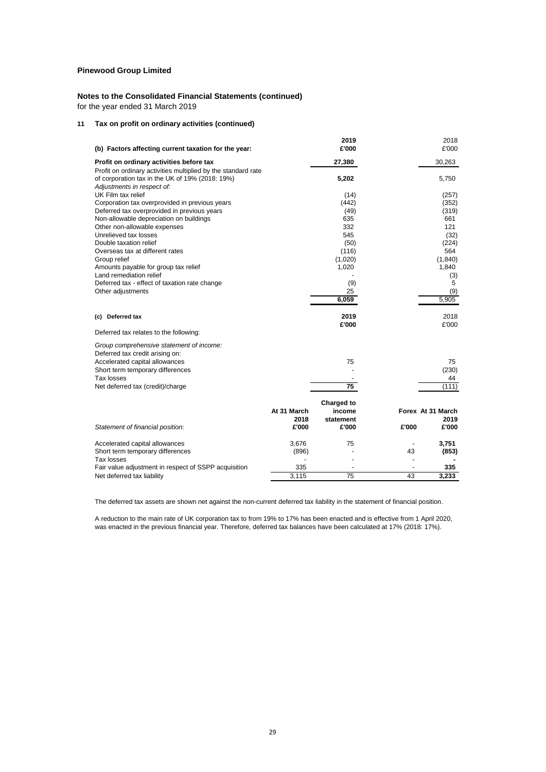**Pinewood Group Limited**

**Notes to the Consolidated Financial Statements (continued)**
for the year ended 31 March 2019

**11 Tax on profit on ordinary activities (continued)**

| **(b) Factors affecting current taxation for the year:** | **2019 £'000** | 2018 £'000 |
|---|---|---|
| **Profit on ordinary activities before tax** | **27,380** | 30,263 |
| Profit on ordinary activities multiplied by the standard rate of corporation tax in the UK of 19% (2018: 19%) | **5,202** | 5,750 |
| *Adjustments in respect of:* | | |
| UK Film tax relief | (14) | (257) |
| Corporation tax overprovided in previous years | (442) | (352) |
| Deferred tax overprovided in previous years | (49) | (319) |
| Non-allowable depreciation on buildings | 635 | 661 |
| Other non-allowable expenses | 332 | 121 |
| Unrelieved tax losses | 545 | (32) |
| Double taxation relief | (50) | (224) |
| Overseas tax at different rates | (116) | 564 |
| Group relief | (1,020) | (1,840) |
| Amounts payable for group tax relief | 1,020 | 1,840 |
| Land remediation relief | - | (3) |
| Deferred tax - effect of taxation rate change | (9) | 5 |
| Other adjustments | 25 | (9) |
| | **6,059** | 5,905 |

| **(c) Deferred tax** | **2019 £'000** | 2018 £'000 |
|---|---|---|
| Deferred tax relates to the following: | | |
| *Group comprehensive statement of income:* | | |
| Deferred tax credit arising on: | | |
| Accelerated capital allowances | 75 | 75 |
| Short term temporary differences | - | (230) |
| Tax losses | - | 44 |
| Net deferred tax (credit)/charge | **75** | (111) |

| *Statement of financial position:* | **At 31 March 2018 £'000** | **Charged to income statement £'000** | **Forex £'000** | **At 31 March 2019 £'000** |
|---|---|---|---|---|
| Accelerated capital allowances | 3,676 | 75 | - | **3,751** |
| Short term temporary differences | (896) | - | 43 | **(853)** |
| Tax losses | - | - | - | **-** |
| Fair value adjustment in respect of SSPP acquisition | 335 | - | - | **335** |
| Net deferred tax liability | 3,115 | 75 | 43 | **3,233** |

The deferred tax assets are shown net against the non-current deferred tax liability in the statement of financial position.

A reduction to the main rate of UK corporation tax to from 19% to 17% has been enacted and is effective from 1 April 2020, was enacted in the previous financial year. Therefore, deferred tax balances have been calculated at 17% (2018: 17%).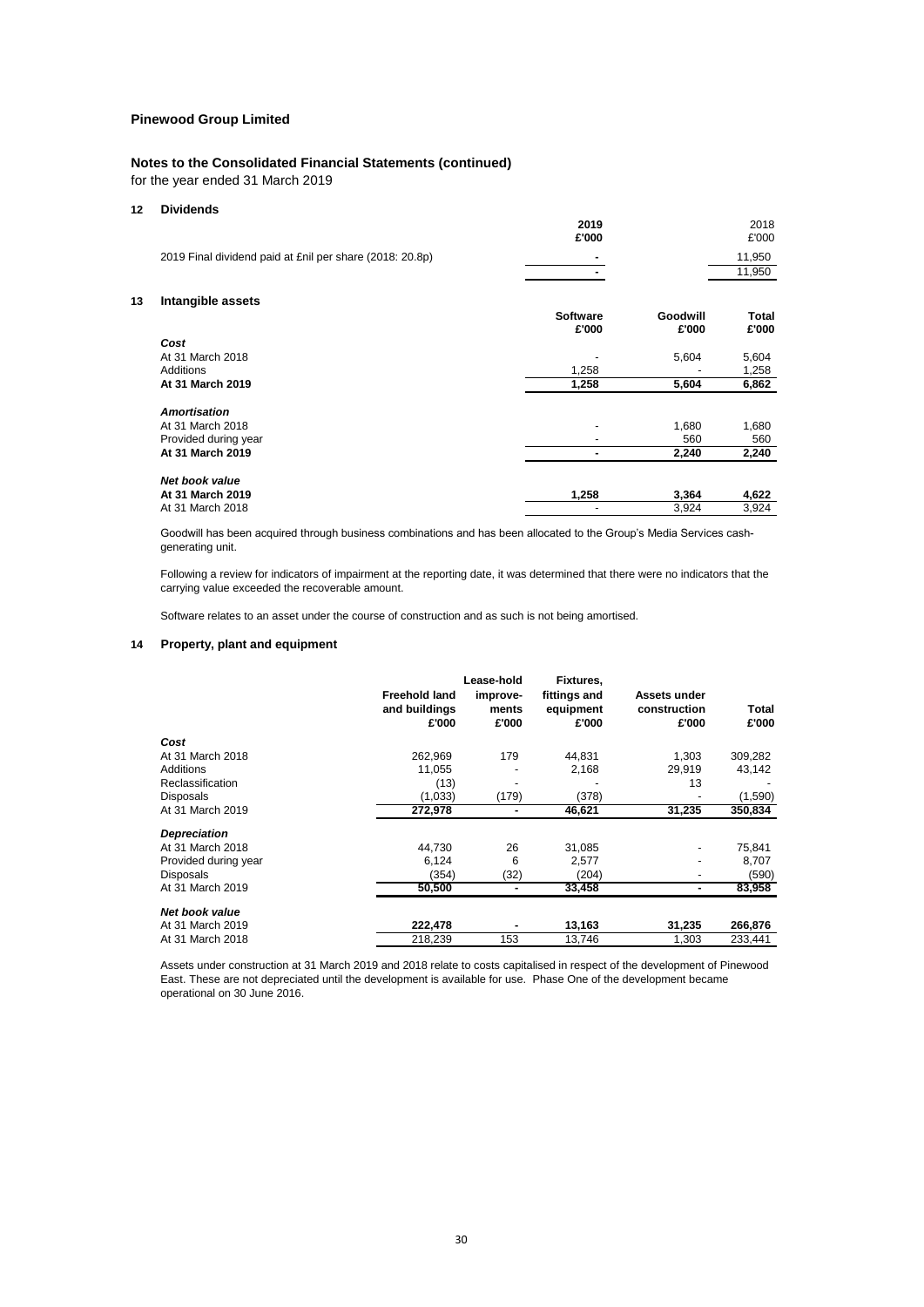**Pinewood Group Limited**

**Notes to the Consolidated Financial Statements (continued)**

for the year ended 31 March 2019

## 12 Dividends

| | 2019 £'000 | 2018 £'000 |
|---|---|---|
| 2019 Final dividend paid at £nil per share (2018: 20.8p) | - | 11,950 |
| | - | 11,950 |

## 13 Intangible assets

| | Software £'000 | Goodwill £'000 | Total £'000 |
|---|---|---|---|
| ***Cost*** | | | |
| At 31 March 2018 | - | 5,604 | 5,604 |
| Additions | 1,258 | - | 1,258 |
| **At 31 March 2019** | **1,258** | **5,604** | **6,862** |
| ***Amortisation*** | | | |
| At 31 March 2018 | - | 1,680 | 1,680 |
| Provided during year | - | 560 | 560 |
| **At 31 March 2019** | **-** | **2,240** | **2,240** |
| ***Net book value*** | | | |
| **At 31 March 2019** | **1,258** | **3,364** | **4,622** |
| At 31 March 2018 | - | 3,924 | 3,924 |

Goodwill has been acquired through business combinations and has been allocated to the Group's Media Services cash-generating unit.

Following a review for indicators of impairment at the reporting date, it was determined that there were no indicators that the carrying value exceeded the recoverable amount.

Software relates to an asset under the course of construction and as such is not being amortised.

## 14 Property, plant and equipment

| | Freehold land and buildings £'000 | Lease-hold improve-ments £'000 | Fixtures, fittings and equipment £'000 | Assets under construction £'000 | Total £'000 |
|---|---|---|---|---|---|
| ***Cost*** | | | | | |
| At 31 March 2018 | 262,969 | 179 | 44,831 | 1,303 | 309,282 |
| Additions | 11,055 | - | 2,168 | 29,919 | 43,142 |
| Reclassification | (13) | - | - | 13 | - |
| Disposals | (1,033) | (179) | (378) | - | (1,590) |
| At 31 March 2019 | **272,978** | **-** | **46,621** | **31,235** | **350,834** |
| ***Depreciation*** | | | | | |
| At 31 March 2018 | 44,730 | 26 | 31,085 | - | 75,841 |
| Provided during year | 6,124 | 6 | 2,577 | - | 8,707 |
| Disposals | (354) | (32) | (204) | - | (590) |
| At 31 March 2019 | **50,500** | **-** | **33,458** | **-** | **83,958** |
| ***Net book value*** | | | | | |
| At 31 March 2019 | **222,478** | **-** | **13,163** | **31,235** | **266,876** |
| At 31 March 2018 | 218,239 | 153 | 13,746 | 1,303 | 233,441 |

Assets under construction at 31 March 2019 and 2018 relate to costs capitalised in respect of the development of Pinewood East. These are not depreciated until the development is available for use. Phase One of the development became operational on 30 June 2016.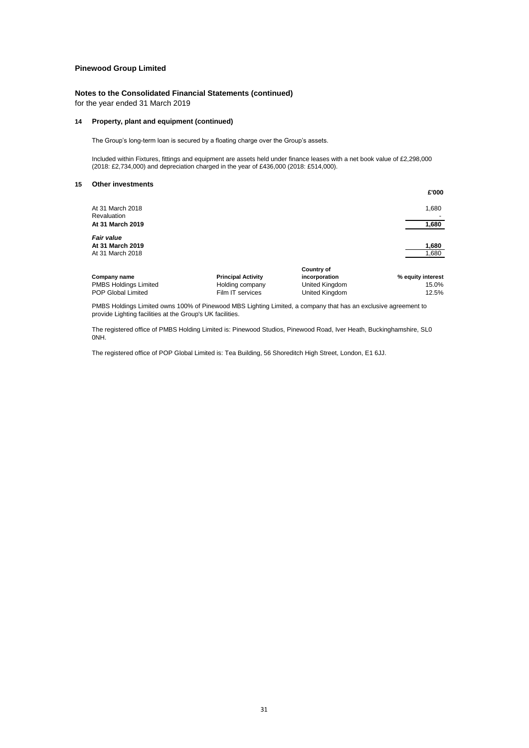**Pinewood Group Limited**

**Notes to the Consolidated Financial Statements (continued)**
for the year ended 31 March 2019

**14 Property, plant and equipment (continued)**

The Group's long-term loan is secured by a floating charge over the Group's assets.

Included within Fixtures, fittings and equipment are assets held under finance leases with a net book value of £2,298,000 (2018: £2,734,000) and depreciation charged in the year of £436,000 (2018: £514,000).

**15 Other investments**

| | £'000 |
|---|---|
| At 31 March 2018 | 1,680 |
| Revaluation | - |
| **At 31 March 2019** | **1,680** |
| ***Fair value*** | |
| **At 31 March 2019** | **1,680** |
| At 31 March 2018 | 1,680 |

| Company name | Principal Activity | Country of incorporation | % equity interest |
|---|---|---|---|
| PMBS Holdings Limited | Holding company | United Kingdom | 15.0% |
| POP Global Limited | Film IT services | United Kingdom | 12.5% |

PMBS Holdings Limited owns 100% of Pinewood MBS Lighting Limited, a company that has an exclusive agreement to provide Lighting facilities at the Group's UK facilities.

The registered office of PMBS Holding Limited is: Pinewood Studios, Pinewood Road, Iver Heath, Buckinghamshire, SL0 0NH.

The registered office of POP Global Limited is: Tea Building, 56 Shoreditch High Street, London, E1 6JJ.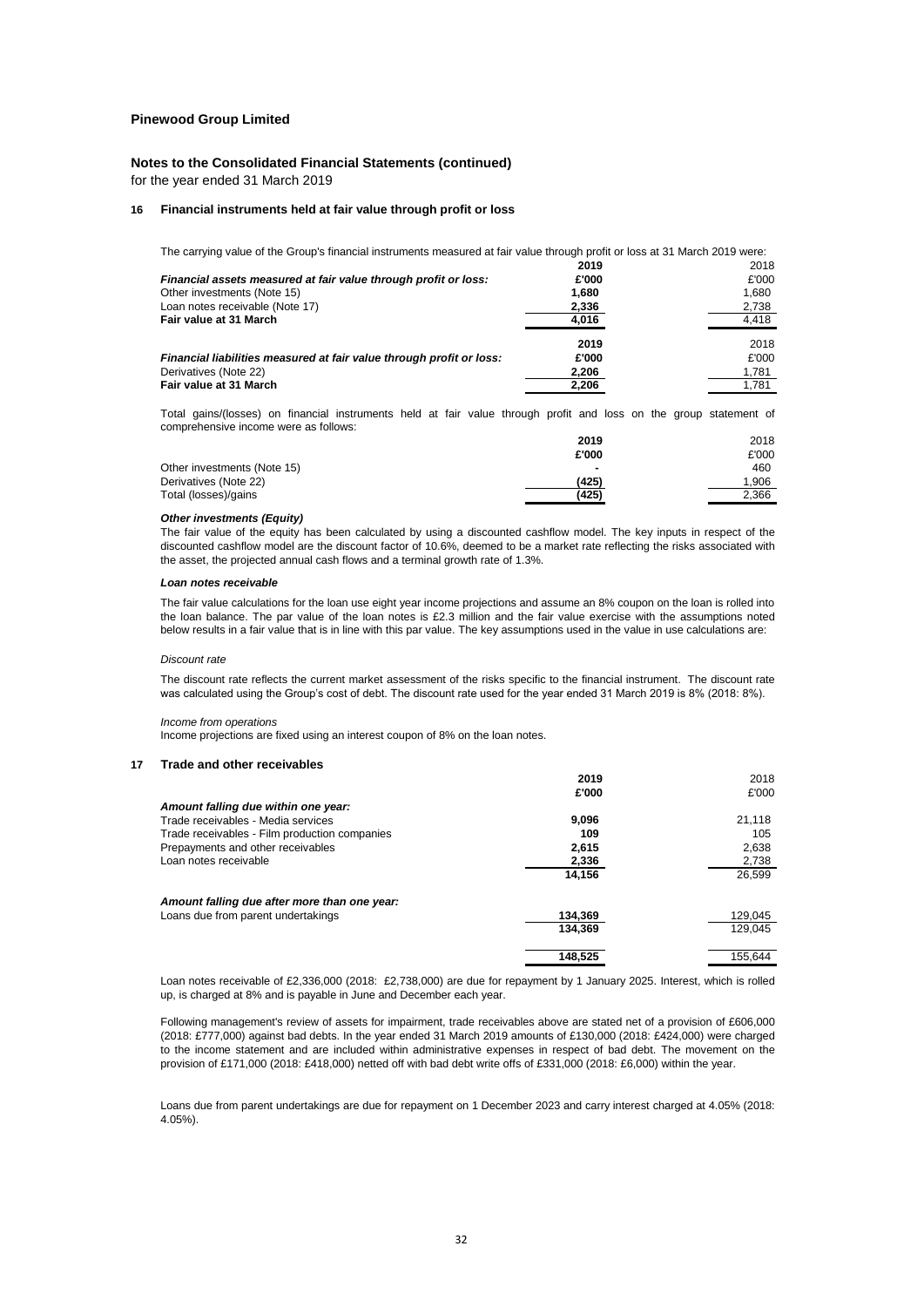**Pinewood Group Limited**

**Notes to the Consolidated Financial Statements (continued)**

for the year ended 31 March 2019

### 16 Financial instruments held at fair value through profit or loss

The carrying value of the Group's financial instruments measured at fair value through profit or loss at 31 March 2019 were:

| | 2019 | 2018 |
|---|---|---|
| ***Financial assets measured at fair value through profit or loss:*** | **£'000** | £'000 |
| Other investments (Note 15) | **1,680** | 1,680 |
| Loan notes receivable (Note 17) | **2,336** | 2,738 |
| **Fair value at 31 March** | **4,016** | 4,418 |

| | 2019 | 2018 |
|---|---|---|
| ***Financial liabilities measured at fair value through profit or loss:*** | **£'000** | £'000 |
| Derivatives (Note 22) | **2,206** | 1,781 |
| **Fair value at 31 March** | **2,206** | 1,781 |

Total gains/(losses) on financial instruments held at fair value through profit and loss on the group statement of comprehensive income were as follows:

| | 2019 | 2018 |
|---|---|---|
| | **£'000** | £'000 |
| Other investments (Note 15) | **-** | 460 |
| Derivatives (Note 22) | **(425)** | 1,906 |
| Total (losses)/gains | **(425)** | 2,366 |

***Other investments (Equity)***

The fair value of the equity has been calculated by using a discounted cashflow model. The key inputs in respect of the discounted cashflow model are the discount factor of 10.6%, deemed to be a market rate reflecting the risks associated with the asset, the projected annual cash flows and a terminal growth rate of 1.3%.

***Loan notes receivable***

The fair value calculations for the loan use eight year income projections and assume an 8% coupon on the loan is rolled into the loan balance. The par value of the loan notes is £2.3 million and the fair value exercise with the assumptions noted below results in a fair value that is in line with this par value. The key assumptions used in the value in use calculations are:

*Discount rate*

The discount rate reflects the current market assessment of the risks specific to the financial instrument. The discount rate was calculated using the Group's cost of debt. The discount rate used for the year ended 31 March 2019 is 8% (2018: 8%).

*Income from operations*

Income projections are fixed using an interest coupon of 8% on the loan notes.

### 17 Trade and other receivables

| | 2019 | 2018 |
|---|---|---|
| | **£'000** | £'000 |
| ***Amount falling due within one year:*** | | |
| Trade receivables - Media services | **9,096** | 21,118 |
| Trade receivables - Film production companies | **109** | 105 |
| Prepayments and other receivables | **2,615** | 2,638 |
| Loan notes receivable | **2,336** | 2,738 |
| | **14,156** | 26,599 |
| ***Amount falling due after more than one year:*** | | |
| Loans due from parent undertakings | **134,369** | 129,045 |
| | **134,369** | 129,045 |
| | **148,525** | 155,644 |

Loan notes receivable of £2,336,000 (2018: £2,738,000) are due for repayment by 1 January 2025. Interest, which is rolled up, is charged at 8% and is payable in June and December each year.

Following management's review of assets for impairment, trade receivables above are stated net of a provision of £606,000 (2018: £777,000) against bad debts. In the year ended 31 March 2019 amounts of £130,000 (2018: £424,000) were charged to the income statement and are included within administrative expenses in respect of bad debt. The movement on the provision of £171,000 (2018: £418,000) netted off with bad debt write offs of £331,000 (2018: £6,000) within the year.

Loans due from parent undertakings are due for repayment on 1 December 2023 and carry interest charged at 4.05% (2018: 4.05%).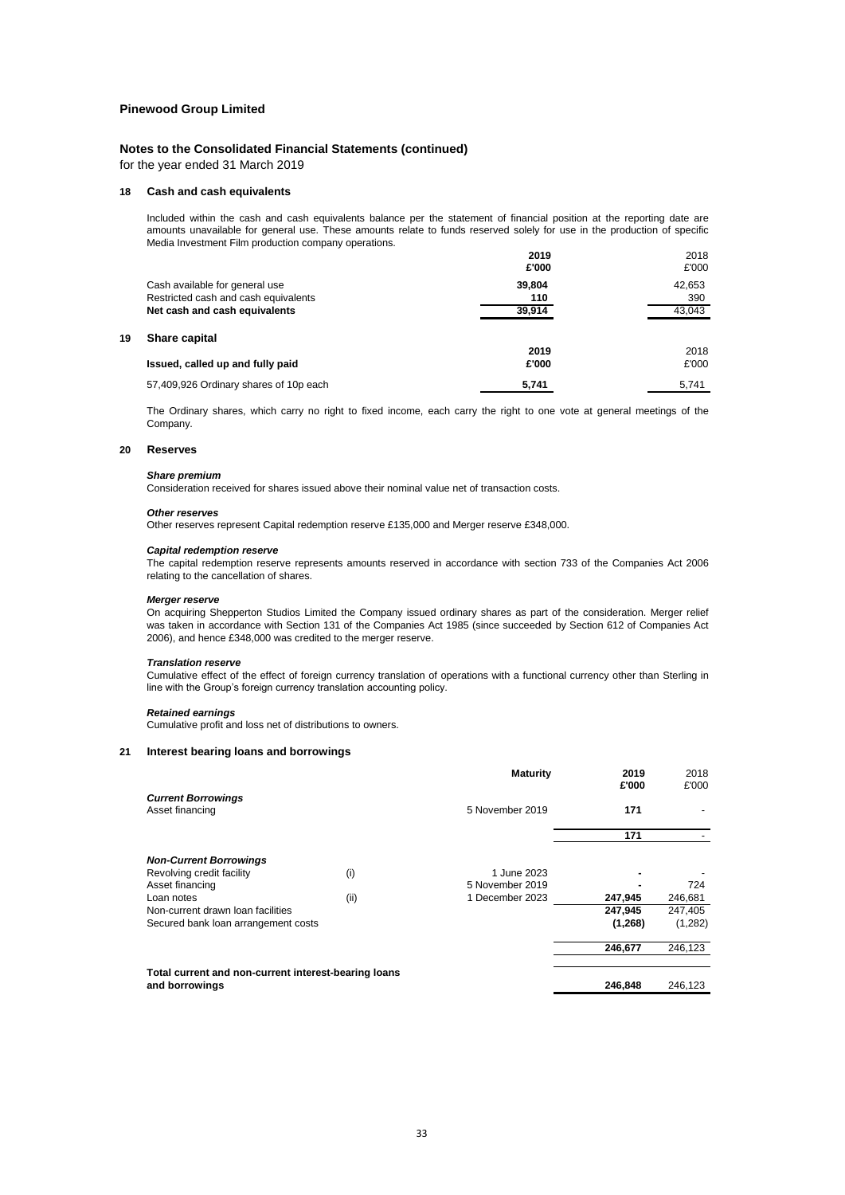**Pinewood Group Limited**

**Notes to the Consolidated Financial Statements (continued)**

for the year ended 31 March 2019

### 18 Cash and cash equivalents

Included within the cash and cash equivalents balance per the statement of financial position at the reporting date are amounts unavailable for general use. These amounts relate to funds reserved solely for use in the production of specific Media Investment Film production company operations.

| | 2019 £'000 | 2018 £'000 |
|---|---|---|
| Cash available for general use | **39,804** | 42,653 |
| Restricted cash and cash equivalents | **110** | 390 |
| **Net cash and cash equivalents** | **39,914** | 43,043 |

### 19 Share capital

| **Issued, called up and fully paid** | 2019 £'000 | 2018 £'000 |
|---|---|---|
| 57,409,926 Ordinary shares of 10p each | **5,741** | 5,741 |

The Ordinary shares, which carry no right to fixed income, each carry the right to one vote at general meetings of the Company.

### 20 Reserves

***Share premium***
Consideration received for shares issued above their nominal value net of transaction costs.

***Other reserves***
Other reserves represent Capital redemption reserve £135,000 and Merger reserve £348,000.

***Capital redemption reserve***
The capital redemption reserve represents amounts reserved in accordance with section 733 of the Companies Act 2006 relating to the cancellation of shares.

***Merger reserve***
On acquiring Shepperton Studios Limited the Company issued ordinary shares as part of the consideration. Merger relief was taken in accordance with Section 131 of the Companies Act 1985 (since succeeded by Section 612 of Companies Act 2006), and hence £348,000 was credited to the merger reserve.

***Translation reserve***
Cumulative effect of the effect of foreign currency translation of operations with a functional currency other than Sterling in line with the Group's foreign currency translation accounting policy.

***Retained earnings***
Cumulative profit and loss net of distributions to owners.

### 21 Interest bearing loans and borrowings

| | | Maturity | 2019 £'000 | 2018 £'000 |
|---|---|---|---|---|
| ***Current Borrowings*** | | | | |
| Asset financing | | 5 November 2019 | **171** | - |
| | | | **171** | - |
| ***Non-Current Borrowings*** | | | | |
| Revolving credit facility | (i) | 1 June 2023 | **-** | - |
| Asset financing | | 5 November 2019 | **-** | 724 |
| Loan notes | (ii) | 1 December 2023 | **247,945** | 246,681 |
| Non-current drawn loan facilities | | | **247,945** | 247,405 |
| Secured bank loan arrangement costs | | | **(1,268)** | (1,282) |
| | | | **246,677** | 246,123 |
| **Total current and non-current interest-bearing loans and borrowings** | | | **246,848** | 246,123 |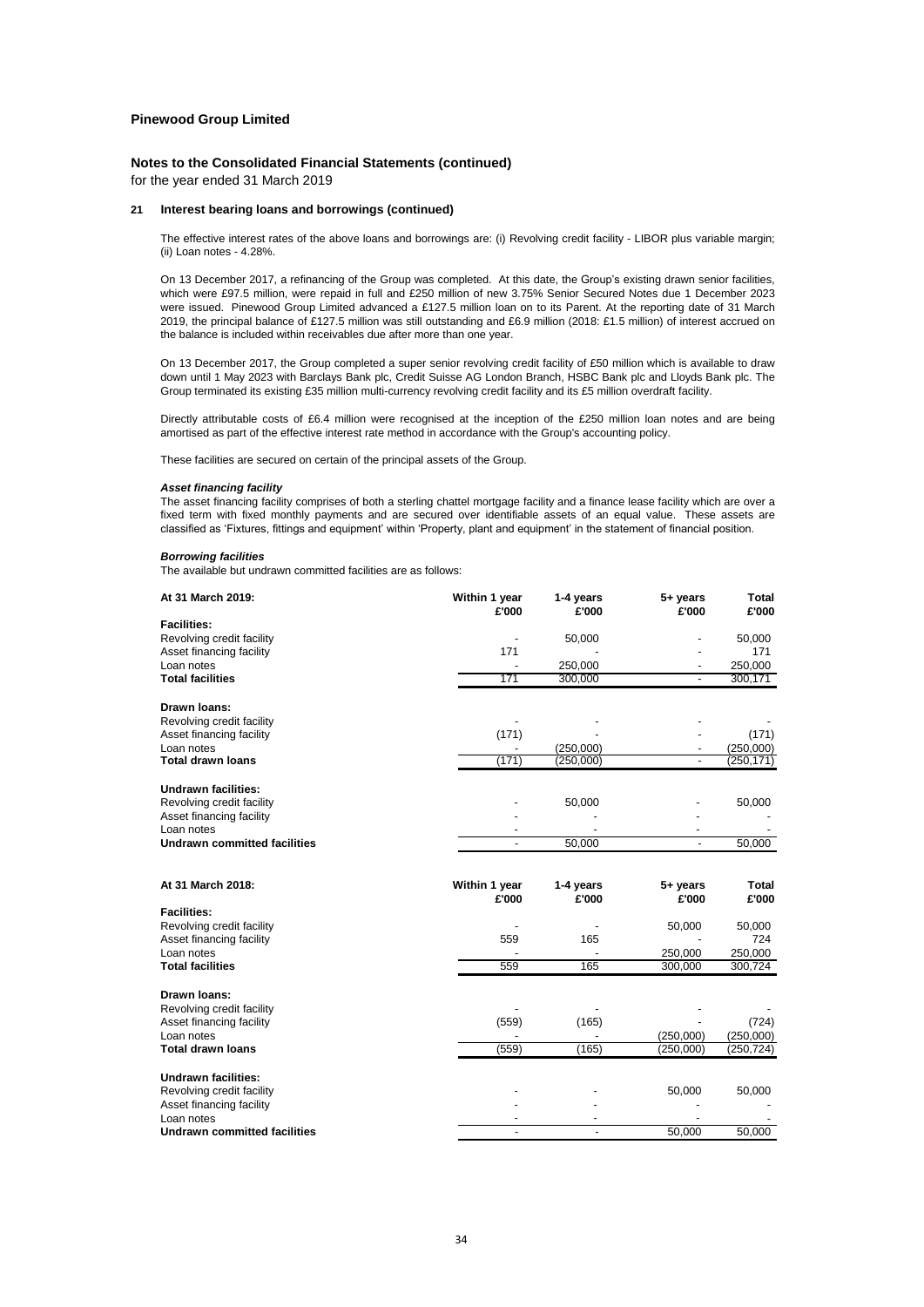**Pinewood Group Limited**

**Notes to the Consolidated Financial Statements (continued)**
for the year ended 31 March 2019

**21 Interest bearing loans and borrowings (continued)**

The effective interest rates of the above loans and borrowings are: (i) Revolving credit facility - LIBOR plus variable margin; (ii) Loan notes - 4.28%.

On 13 December 2017, a refinancing of the Group was completed. At this date, the Group's existing drawn senior facilities, which were £97.5 million, were repaid in full and £250 million of new 3.75% Senior Secured Notes due 1 December 2023 were issued. Pinewood Group Limited advanced a £127.5 million loan on to its Parent. At the reporting date of 31 March 2019, the principal balance of £127.5 million was still outstanding and £6.9 million (2018: £1.5 million) of interest accrued on the balance is included within receivables due after more than one year.

On 13 December 2017, the Group completed a super senior revolving credit facility of £50 million which is available to draw down until 1 May 2023 with Barclays Bank plc, Credit Suisse AG London Branch, HSBC Bank plc and Lloyds Bank plc. The Group terminated its existing £35 million multi-currency revolving credit facility and its £5 million overdraft facility.

Directly attributable costs of £6.4 million were recognised at the inception of the £250 million loan notes and are being amortised as part of the effective interest rate method in accordance with the Group's accounting policy.

These facilities are secured on certain of the principal assets of the Group.

***Asset financing facility***
The asset financing facility comprises of both a sterling chattel mortgage facility and a finance lease facility which are over a fixed term with fixed monthly payments and are secured over identifiable assets of an equal value. These assets are classified as 'Fixtures, fittings and equipment' within 'Property, plant and equipment' in the statement of financial position.

***Borrowing facilities***
The available but undrawn committed facilities are as follows:

| At 31 March 2019: | Within 1 year £'000 | 1-4 years £'000 | 5+ years £'000 | Total £'000 |
|---|---|---|---|---|
| **Facilities:** | | | | |
| Revolving credit facility | - | 50,000 | - | 50,000 |
| Asset financing facility | 171 | - | - | 171 |
| Loan notes | - | 250,000 | - | 250,000 |
| **Total facilities** | 171 | 300,000 | - | 300,171 |
| **Drawn loans:** | | | | |
| Revolving credit facility | - | - | - | - |
| Asset financing facility | (171) | - | - | (171) |
| Loan notes | - | (250,000) | - | (250,000) |
| **Total drawn loans** | (171) | (250,000) | - | (250,171) |
| **Undrawn facilities:** | | | | |
| Revolving credit facility | - | 50,000 | - | 50,000 |
| Asset financing facility | - | - | - | - |
| Loan notes | - | - | - | - |
| **Undrawn committed facilities** | - | 50,000 | - | 50,000 |

| At 31 March 2018: | Within 1 year £'000 | 1-4 years £'000 | 5+ years £'000 | Total £'000 |
|---|---|---|---|---|
| **Facilities:** | | | | |
| Revolving credit facility | - | - | 50,000 | 50,000 |
| Asset financing facility | 559 | 165 | - | 724 |
| Loan notes | - | - | 250,000 | 250,000 |
| **Total facilities** | 559 | 165 | 300,000 | 300,724 |
| **Drawn loans:** | | | | |
| Revolving credit facility | - | - | - | - |
| Asset financing facility | (559) | (165) | - | (724) |
| Loan notes | - | - | (250,000) | (250,000) |
| **Total drawn loans** | (559) | (165) | (250,000) | (250,724) |
| **Undrawn facilities:** | | | | |
| Revolving credit facility | - | - | 50,000 | 50,000 |
| Asset financing facility | - | - | - | - |
| Loan notes | - | - | - | - |
| **Undrawn committed facilities** | - | - | 50,000 | 50,000 |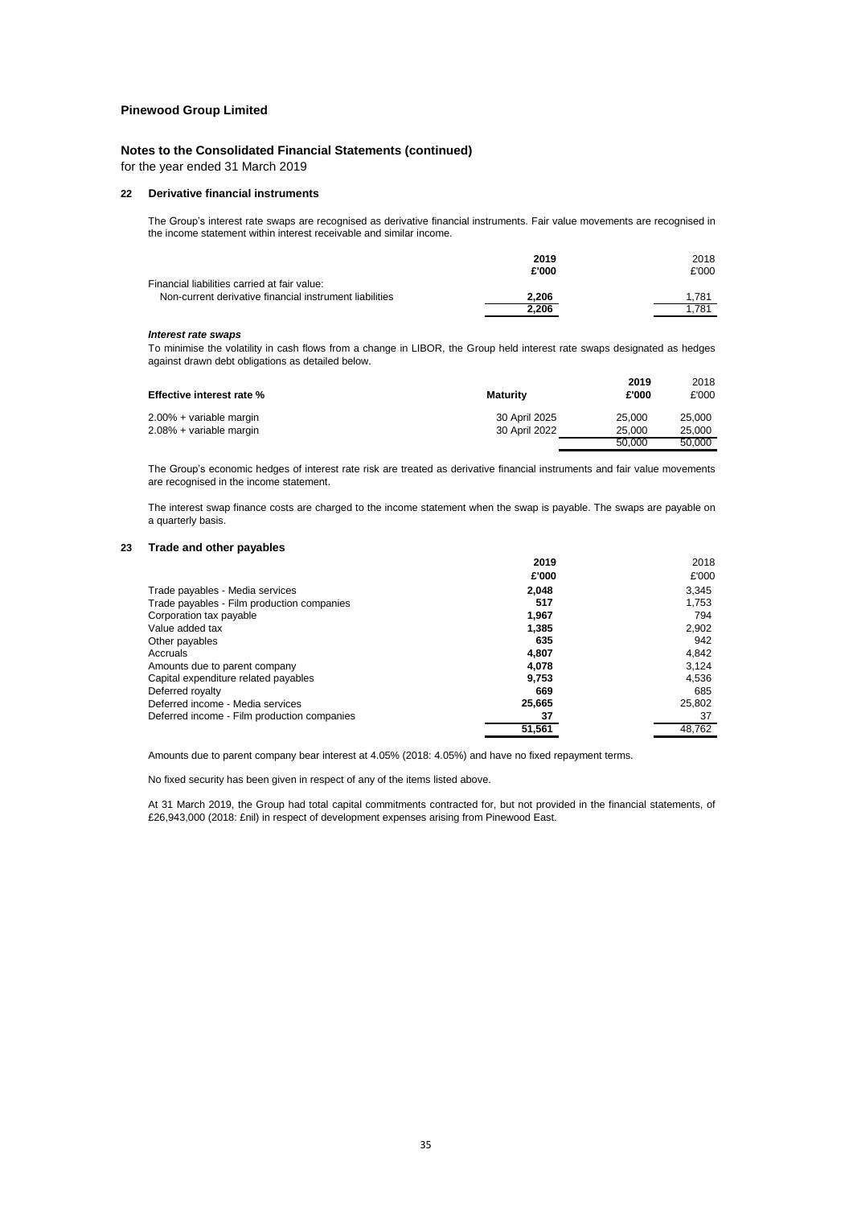**Pinewood Group Limited**

**Notes to the Consolidated Financial Statements (continued)**

for the year ended 31 March 2019

### 22 Derivative financial instruments

The Group's interest rate swaps are recognised as derivative financial instruments. Fair value movements are recognised in the income statement within interest receivable and similar income.

| | **2019** | 2018 |
|---|---|---|
| | **£'000** | £'000 |
| Financial liabilities carried at fair value: | | |
| Non-current derivative financial instrument liabilities | **2,206** | 1,781 |
| | **2,206** | 1,781 |

***Interest rate swaps***

To minimise the volatility in cash flows from a change in LIBOR, the Group held interest rate swaps designated as hedges against drawn debt obligations as detailed below.

| **Effective interest rate %** | **Maturity** | **2019 £'000** | 2018 £'000 |
|---|---|---|---|
| 2.00% + variable margin | 30 April 2025 | 25,000 | 25,000 |
| 2.08% + variable margin | 30 April 2022 | 25,000 | 25,000 |
| | | 50,000 | 50,000 |

The Group's economic hedges of interest rate risk are treated as derivative financial instruments and fair value movements are recognised in the income statement.

The interest swap finance costs are charged to the income statement when the swap is payable. The swaps are payable on a quarterly basis.

### 23 Trade and other payables

| | **2019** | 2018 |
|---|---|---|
| | **£'000** | £'000 |
| Trade payables - Media services | **2,048** | 3,345 |
| Trade payables - Film production companies | **517** | 1,753 |
| Corporation tax payable | **1,967** | 794 |
| Value added tax | **1,385** | 2,902 |
| Other payables | **635** | 942 |
| Accruals | **4,807** | 4,842 |
| Amounts due to parent company | **4,078** | 3,124 |
| Capital expenditure related payables | **9,753** | 4,536 |
| Deferred royalty | **669** | 685 |
| Deferred income - Media services | **25,665** | 25,802 |
| Deferred income - Film production companies | **37** | 37 |
| | **51,561** | 48,762 |

Amounts due to parent company bear interest at 4.05% (2018: 4.05%) and have no fixed repayment terms.

No fixed security has been given in respect of any of the items listed above.

At 31 March 2019, the Group had total capital commitments contracted for, but not provided in the financial statements, of £26,943,000 (2018: £nil) in respect of development expenses arising from Pinewood East.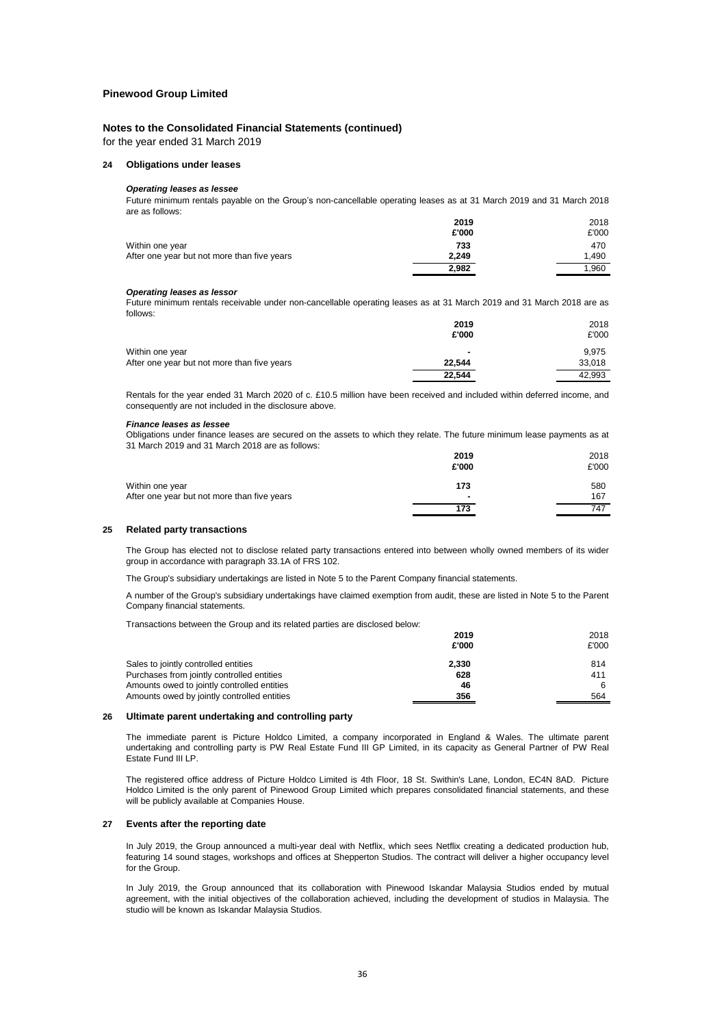**Pinewood Group Limited**

**Notes to the Consolidated Financial Statements (continued)**

for the year ended 31 March 2019

### 24 Obligations under leases

***Operating leases as lessee***

Future minimum rentals payable on the Group's non-cancellable operating leases as at 31 March 2019 and 31 March 2018 are as follows:

| | **2019** | 2018 |
|---|---|---|
| | **£'000** | £'000 |
| Within one year | **733** | 470 |
| After one year but not more than five years | **2,249** | 1,490 |
| | **2,982** | 1,960 |

***Operating leases as lessor***

Future minimum rentals receivable under non-cancellable operating leases as at 31 March 2019 and 31 March 2018 are as follows:

| | **2019** | 2018 |
|---|---|---|
| | **£'000** | £'000 |
| Within one year | **-** | 9,975 |
| After one year but not more than five years | **22,544** | 33,018 |
| | **22,544** | 42,993 |

Rentals for the year ended 31 March 2020 of c. £10.5 million have been received and included within deferred income, and consequently are not included in the disclosure above.

***Finance leases as lessee***

Obligations under finance leases are secured on the assets to which they relate. The future minimum lease payments as at 31 March 2019 and 31 March 2018 are as follows:

| | **2019** | 2018 |
|---|---|---|
| | **£'000** | £'000 |
| Within one year | **173** | 580 |
| After one year but not more than five years | **-** | 167 |
| | **173** | 747 |

### 25 Related party transactions

The Group has elected not to disclose related party transactions entered into between wholly owned members of its wider group in accordance with paragraph 33.1A of FRS 102.

The Group's subsidiary undertakings are listed in Note 5 to the Parent Company financial statements.

A number of the Group's subsidiary undertakings have claimed exemption from audit, these are listed in Note 5 to the Parent Company financial statements.

Transactions between the Group and its related parties are disclosed below:

| | **2019** | 2018 |
|---|---|---|
| | **£'000** | £'000 |
| Sales to jointly controlled entities | **2,330** | 814 |
| Purchases from jointly controlled entities | **628** | 411 |
| Amounts owed to jointly controlled entities | **46** | 6 |
| Amounts owed by jointly controlled entities | **356** | 564 |

### 26 Ultimate parent undertaking and controlling party

The immediate parent is Picture Holdco Limited, a company incorporated in England & Wales. The ultimate parent undertaking and controlling party is PW Real Estate Fund III GP Limited, in its capacity as General Partner of PW Real Estate Fund III LP.

The registered office address of Picture Holdco Limited is 4th Floor, 18 St. Swithin's Lane, London, EC4N 8AD. Picture Holdco Limited is the only parent of Pinewood Group Limited which prepares consolidated financial statements, and these will be publicly available at Companies House.

### 27 Events after the reporting date

In July 2019, the Group announced a multi-year deal with Netflix, which sees Netflix creating a dedicated production hub, featuring 14 sound stages, workshops and offices at Shepperton Studios. The contract will deliver a higher occupancy level for the Group.

In July 2019, the Group announced that its collaboration with Pinewood Iskandar Malaysia Studios ended by mutual agreement, with the initial objectives of the collaboration achieved, including the development of studios in Malaysia. The studio will be known as Iskandar Malaysia Studios.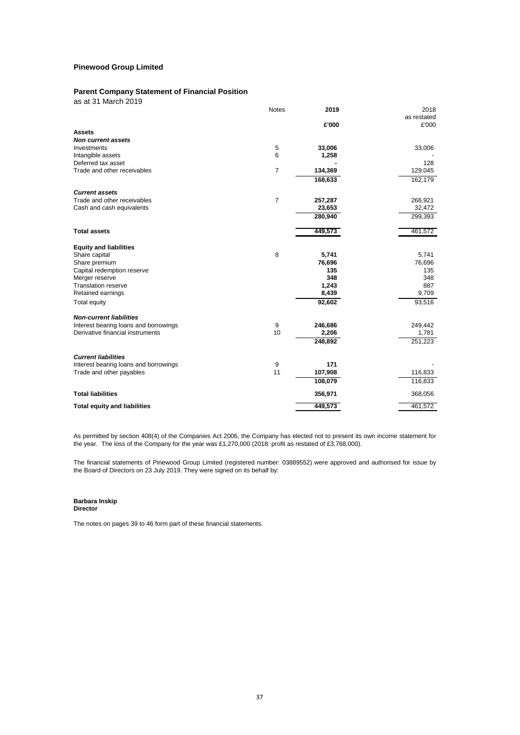**Pinewood Group Limited**

## Parent Company Statement of Financial Position

as at 31 March 2019

| | Notes | 2019 | 2018 as restated |
|---|---|---|---|
| | | **£'000** | £'000 |
| **Assets** | | | |
| ***Non current assets*** | | | |
| Investments | 5 | **33,006** | 33,006 |
| Intangible assets | 6 | **1,258** | - |
| Deferred tax asset | | **-** | 128 |
| Trade and other receivables | 7 | **134,369** | 129,045 |
| | | **168,633** | 162,179 |
| ***Current assets*** | | | |
| Trade and other receivables | 7 | **257,287** | 266,921 |
| Cash and cash equivalents | | **23,653** | 32,472 |
| | | **280,940** | 299,393 |
| **Total assets** | | **449,573** | 461,572 |
| **Equity and liabilities** | | | |
| Share capital | 8 | **5,741** | 5,741 |
| Share premium | | **76,696** | 76,696 |
| Capital redemption reserve | | **135** | 135 |
| Merger reserve | | **348** | 348 |
| Translation reserve | | **1,243** | 887 |
| Retained earnings | | **8,439** | 9,709 |
| Total equity | | **92,602** | 93,516 |
| ***Non-current liabilities*** | | | |
| Interest bearing loans and borrowings | 9 | **246,686** | 249,442 |
| Derivative financial instruments | 10 | **2,206** | 1,781 |
| | | **248,892** | 251,223 |
| ***Current liabilities*** | | | |
| Interest bearing loans and borrowings | 9 | **171** | - |
| Trade and other payables | 11 | **107,908** | 116,833 |
| | | **108,079** | 116,833 |
| **Total liabilities** | | **356,971** | 368,056 |
| **Total equity and liabilities** | | **449,573** | 461,572 |

As permitted by section 408(4) of the Companies Act 2006, the Company has elected not to present its own income statement for the year. The loss of the Company for the year was £1,270,000 (2018: profit as restated of £3,768,000).

The financial statements of Pinewood Group Limited (registered number: 03889552) were approved and authorised for issue by the Board of Directors on 23 July 2019. They were signed on its behalf by:

**Barbara Inskip**
**Director**

The notes on pages 39 to 46 form part of these financial statements.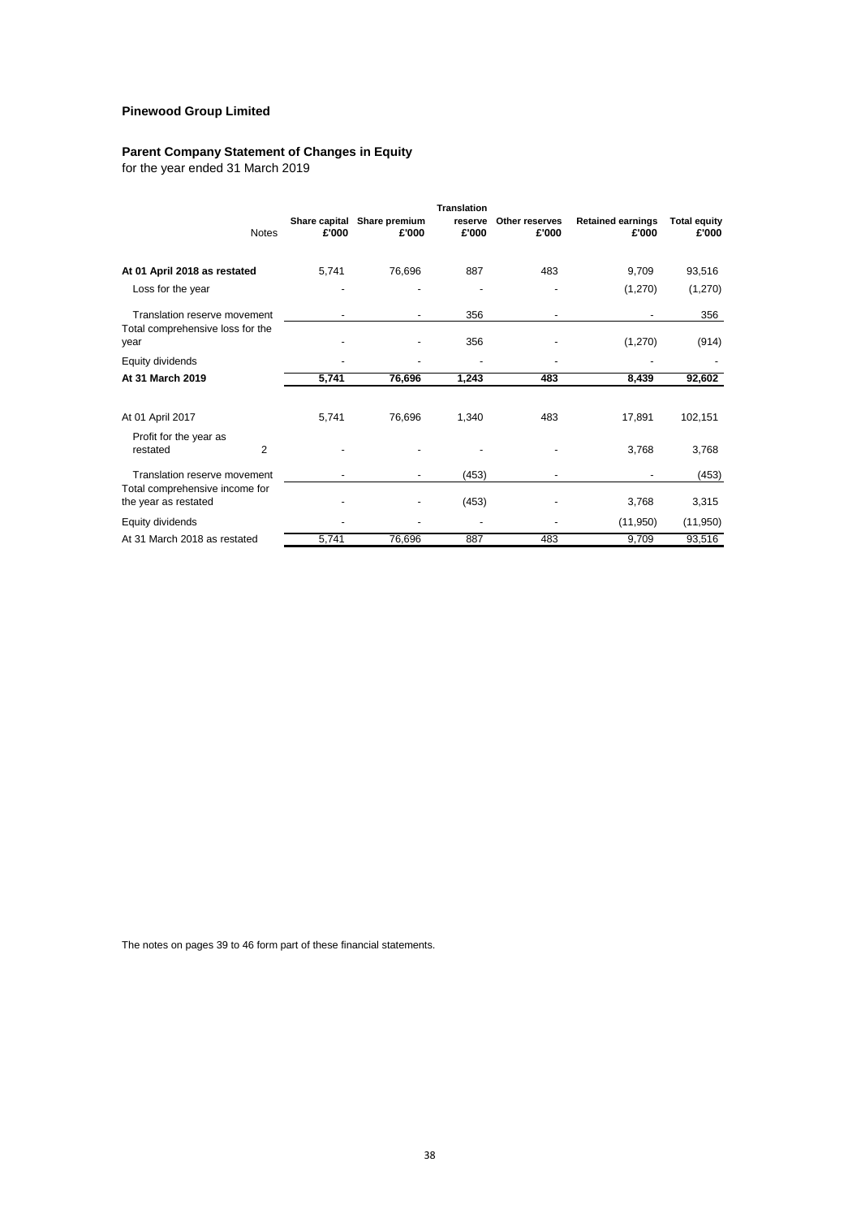**Pinewood Group Limited**

**Parent Company Statement of Changes in Equity**
for the year ended 31 March 2019

| | Notes | Share capital £'000 | Share premium £'000 | Translation reserve £'000 | Other reserves £'000 | Retained earnings £'000 | Total equity £'000 |
|---|---|---|---|---|---|---|---|
| **At 01 April 2018 as restated** | | 5,741 | 76,696 | 887 | 483 | 9,709 | 93,516 |
| Loss for the year | | - | - | - | - | (1,270) | (1,270) |
| Translation reserve movement | | - | - | 356 | - | - | 356 |
| Total comprehensive loss for the year | | - | - | 356 | - | (1,270) | (914) |
| Equity dividends | | - | - | - | - | - | - |
| **At 31 March 2019** | | **5,741** | **76,696** | **1,243** | **483** | **8,439** | **92,602** |
| | | | | | | | |
| At 01 April 2017 | | 5,741 | 76,696 | 1,340 | 483 | 17,891 | 102,151 |
| Profit for the year as restated | 2 | - | - | - | - | 3,768 | 3,768 |
| Translation reserve movement | | - | - | (453) | - | - | (453) |
| Total comprehensive income for the year as restated | | - | - | (453) | - | 3,768 | 3,315 |
| Equity dividends | | - | - | - | - | (11,950) | (11,950) |
| At 31 March 2018 as restated | | 5,741 | 76,696 | 887 | 483 | 9,709 | 93,516 |

The notes on pages 39 to 46 form part of these financial statements.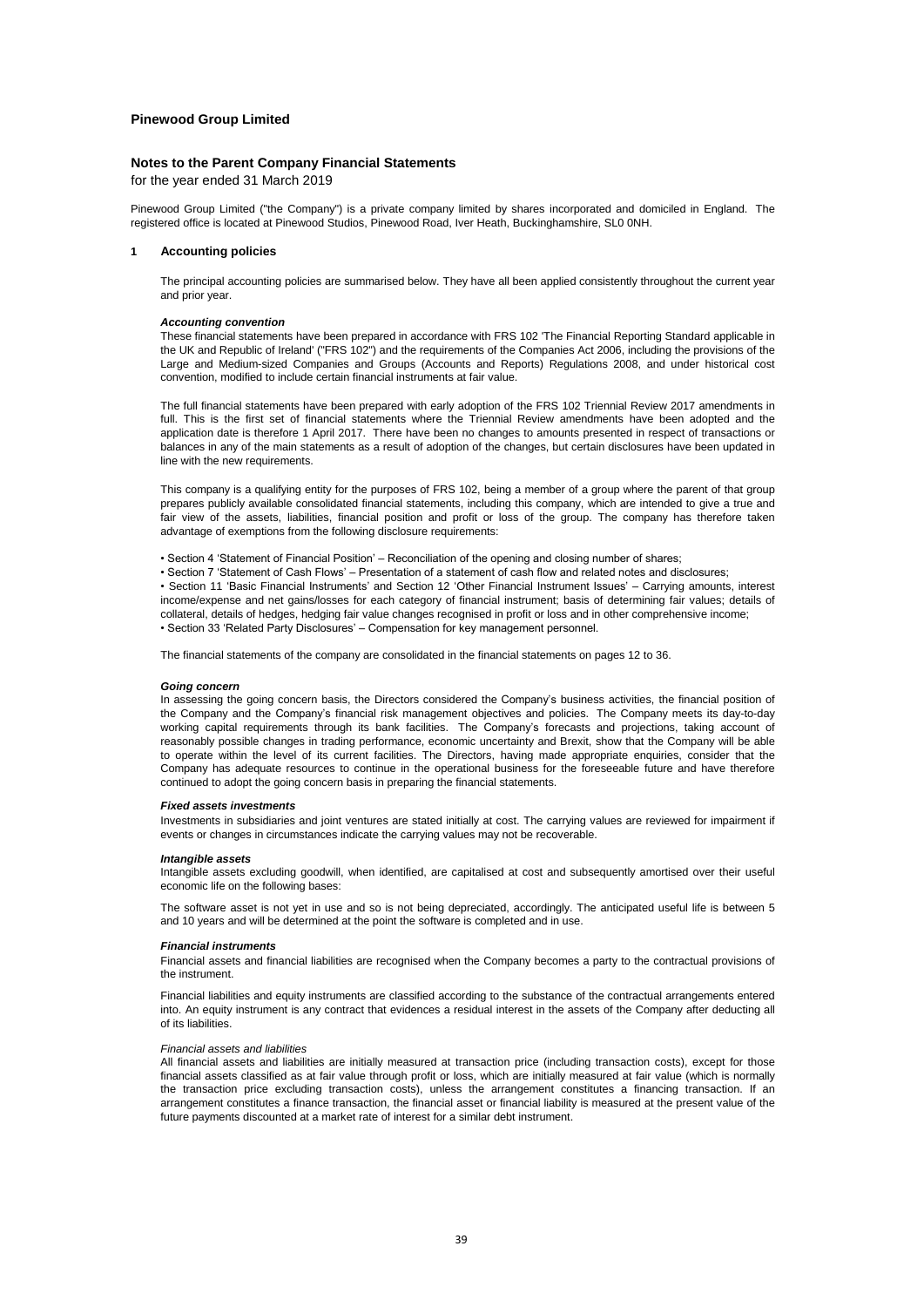**Pinewood Group Limited**

## Notes to the Parent Company Financial Statements

for the year ended 31 March 2019

Pinewood Group Limited ("the Company") is a private company limited by shares incorporated and domiciled in England. The registered office is located at Pinewood Studios, Pinewood Road, Iver Heath, Buckinghamshire, SL0 0NH.

### 1 Accounting policies

The principal accounting policies are summarised below. They have all been applied consistently throughout the current year and prior year.

***Accounting convention***

These financial statements have been prepared in accordance with FRS 102 'The Financial Reporting Standard applicable in the UK and Republic of Ireland' ("FRS 102") and the requirements of the Companies Act 2006, including the provisions of the Large and Medium-sized Companies and Groups (Accounts and Reports) Regulations 2008, and under historical cost convention, modified to include certain financial instruments at fair value.

The full financial statements have been prepared with early adoption of the FRS 102 Triennial Review 2017 amendments in full. This is the first set of financial statements where the Triennial Review amendments have been adopted and the application date is therefore 1 April 2017. There have been no changes to amounts presented in respect of transactions or balances in any of the main statements as a result of adoption of the changes, but certain disclosures have been updated in line with the new requirements.

This company is a qualifying entity for the purposes of FRS 102, being a member of a group where the parent of that group prepares publicly available consolidated financial statements, including this company, which are intended to give a true and fair view of the assets, liabilities, financial position and profit or loss of the group. The company has therefore taken advantage of exemptions from the following disclosure requirements:

- Section 4 'Statement of Financial Position' – Reconciliation of the opening and closing number of shares;
- Section 7 'Statement of Cash Flows' – Presentation of a statement of cash flow and related notes and disclosures;
- Section 11 'Basic Financial Instruments' and Section 12 'Other Financial Instrument Issues' – Carrying amounts, interest income/expense and net gains/losses for each category of financial instrument; basis of determining fair values; details of collateral, details of hedges, hedging fair value changes recognised in profit or loss and in other comprehensive income;
- Section 33 'Related Party Disclosures' – Compensation for key management personnel.

The financial statements of the company are consolidated in the financial statements on pages 12 to 36.

***Going concern***

In assessing the going concern basis, the Directors considered the Company's business activities, the financial position of the Company and the Company's financial risk management objectives and policies. The Company meets its day-to-day working capital requirements through its bank facilities. The Company's forecasts and projections, taking account of reasonably possible changes in trading performance, economic uncertainty and Brexit, show that the Company will be able to operate within the level of its current facilities. The Directors, having made appropriate enquiries, consider that the Company has adequate resources to continue in the operational business for the foreseeable future and have therefore continued to adopt the going concern basis in preparing the financial statements.

***Fixed assets investments***

Investments in subsidiaries and joint ventures are stated initially at cost. The carrying values are reviewed for impairment if events or changes in circumstances indicate the carrying values may not be recoverable.

***Intangible assets***

Intangible assets excluding goodwill, when identified, are capitalised at cost and subsequently amortised over their useful economic life on the following bases:

The software asset is not yet in use and so is not being depreciated, accordingly. The anticipated useful life is between 5 and 10 years and will be determined at the point the software is completed and in use.

***Financial instruments***

Financial assets and financial liabilities are recognised when the Company becomes a party to the contractual provisions of the instrument.

Financial liabilities and equity instruments are classified according to the substance of the contractual arrangements entered into. An equity instrument is any contract that evidences a residual interest in the assets of the Company after deducting all of its liabilities.

*Financial assets and liabilities*

All financial assets and liabilities are initially measured at transaction price (including transaction costs), except for those financial assets classified as at fair value through profit or loss, which are initially measured at fair value (which is normally the transaction price excluding transaction costs), unless the arrangement constitutes a financing transaction. If an arrangement constitutes a finance transaction, the financial asset or financial liability is measured at the present value of the future payments discounted at a market rate of interest for a similar debt instrument.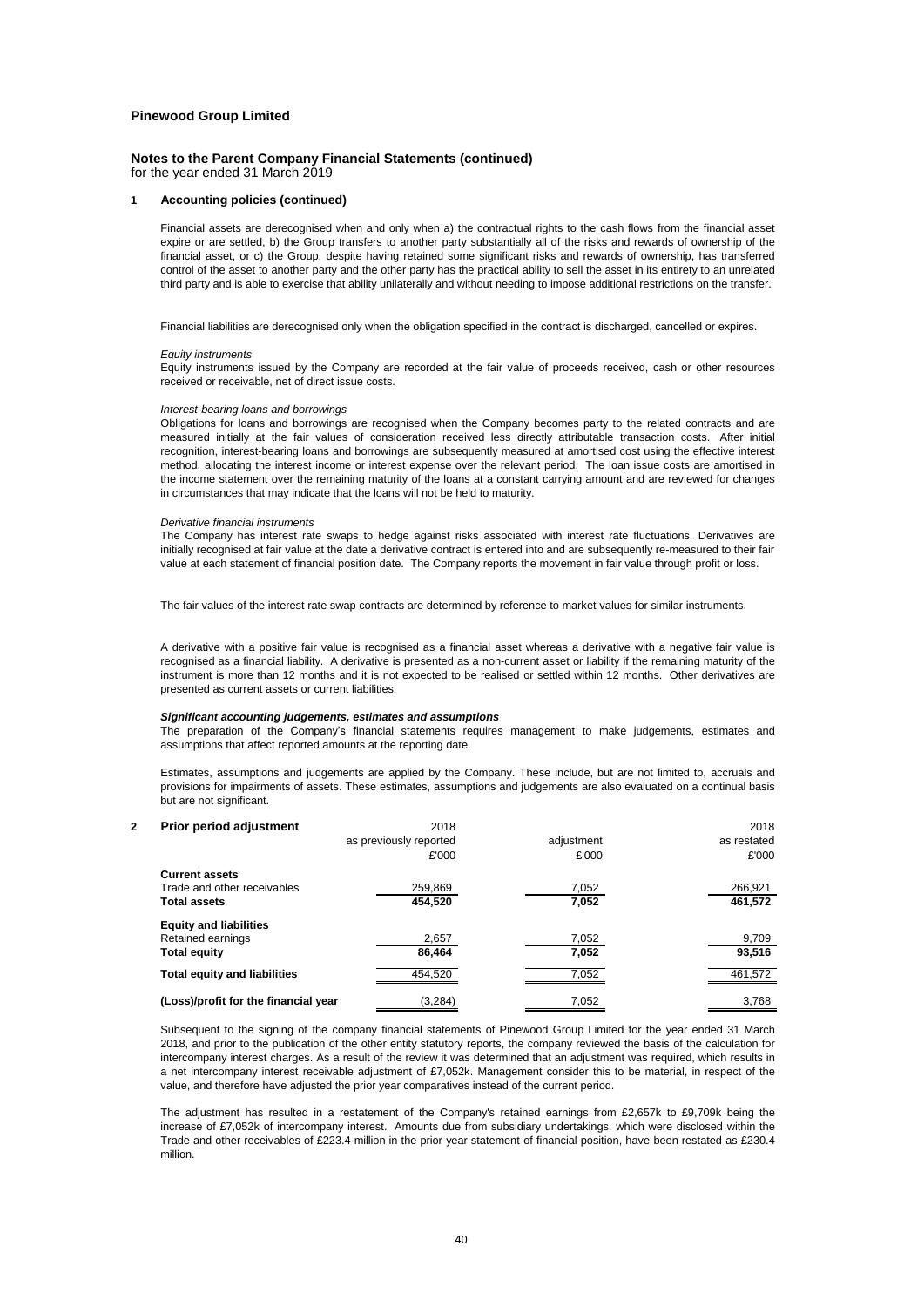**Pinewood Group Limited**

**Notes to the Parent Company Financial Statements (continued)**
for the year ended 31 March 2019

**1 Accounting policies (continued)**

Financial assets are derecognised when and only when a) the contractual rights to the cash flows from the financial asset expire or are settled, b) the Group transfers to another party substantially all of the risks and rewards of ownership of the financial asset, or c) the Group, despite having retained some significant risks and rewards of ownership, has transferred control of the asset to another party and the other party has the practical ability to sell the asset in its entirety to an unrelated third party and is able to exercise that ability unilaterally and without needing to impose additional restrictions on the transfer.

Financial liabilities are derecognised only when the obligation specified in the contract is discharged, cancelled or expires.

*Equity instruments*
Equity instruments issued by the Company are recorded at the fair value of proceeds received, cash or other resources received or receivable, net of direct issue costs.

*Interest-bearing loans and borrowings*
Obligations for loans and borrowings are recognised when the Company becomes party to the related contracts and are measured initially at the fair values of consideration received less directly attributable transaction costs. After initial recognition, interest-bearing loans and borrowings are subsequently measured at amortised cost using the effective interest method, allocating the interest income or interest expense over the relevant period. The loan issue costs are amortised in the income statement over the remaining maturity of the loans at a constant carrying amount and are reviewed for changes in circumstances that may indicate that the loans will not be held to maturity.

*Derivative financial instruments*
The Company has interest rate swaps to hedge against risks associated with interest rate fluctuations. Derivatives are initially recognised at fair value at the date a derivative contract is entered into and are subsequently re-measured to their fair value at each statement of financial position date. The Company reports the movement in fair value through profit or loss.

The fair values of the interest rate swap contracts are determined by reference to market values for similar instruments.

A derivative with a positive fair value is recognised as a financial asset whereas a derivative with a negative fair value is recognised as a financial liability. A derivative is presented as a non-current asset or liability if the remaining maturity of the instrument is more than 12 months and it is not expected to be realised or settled within 12 months. Other derivatives are presented as current assets or current liabilities.

***Significant accounting judgements, estimates and assumptions***
The preparation of the Company's financial statements requires management to make judgements, estimates and assumptions that affect reported amounts at the reporting date.

Estimates, assumptions and judgements are applied by the Company. These include, but are not limited to, accruals and provisions for impairments of assets. These estimates, assumptions and judgements are also evaluated on a continual basis but are not significant.

**2 Prior period adjustment**

| | 2018 as previously reported £'000 | adjustment £'000 | 2018 as restated £'000 |
|---|---|---|---|
| **Current assets** | | | |
| Trade and other receivables | 259,869 | 7,052 | 266,921 |
| **Total assets** | **454,520** | **7,052** | **461,572** |
| **Equity and liabilities** | | | |
| Retained earnings | 2,657 | 7,052 | 9,709 |
| **Total equity** | **86,464** | **7,052** | **93,516** |
| **Total equity and liabilities** | 454,520 | 7,052 | 461,572 |
| **(Loss)/profit for the financial year** | (3,284) | 7,052 | 3,768 |

Subsequent to the signing of the company financial statements of Pinewood Group Limited for the year ended 31 March 2018, and prior to the publication of the other entity statutory reports, the company reviewed the basis of the calculation for intercompany interest charges. As a result of the review it was determined that an adjustment was required, which results in a net intercompany interest receivable adjustment of £7,052k. Management consider this to be material, in respect of the value, and therefore have adjusted the prior year comparatives instead of the current period.

The adjustment has resulted in a restatement of the Company's retained earnings from £2,657k to £9,709k being the increase of £7,052k of intercompany interest. Amounts due from subsidiary undertakings, which were disclosed within the Trade and other receivables of £223.4 million in the prior year statement of financial position, have been restated as £230.4 million.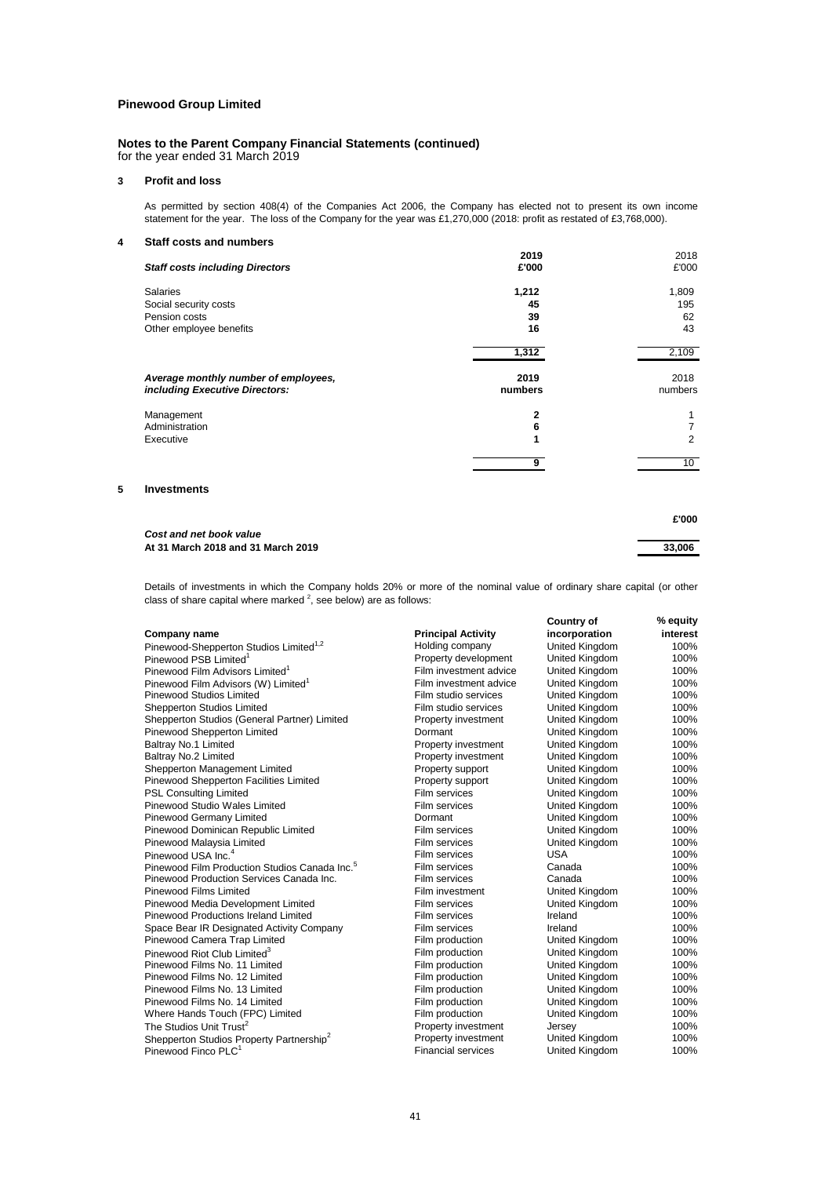**Pinewood Group Limited**

**Notes to the Parent Company Financial Statements (continued)**
for the year ended 31 March 2019

## 3 Profit and loss

As permitted by section 408(4) of the Companies Act 2006, the Company has elected not to present its own income statement for the year. The loss of the Company for the year was £1,270,000 (2018: profit as restated of £3,768,000).

## 4 Staff costs and numbers

| ***Staff costs including Directors*** | **2019 £'000** | 2018 £'000 |
|---|---|---|
| Salaries | **1,212** | 1,809 |
| Social security costs | **45** | 195 |
| Pension costs | **39** | 62 |
| Other employee benefits | **16** | 43 |
| | **1,312** | 2,109 |

| ***Average monthly number of employees, including Executive Directors:*** | **2019 numbers** | 2018 numbers |
|---|---|---|
| Management | **2** | 1 |
| Administration | **6** | 7 |
| Executive | **1** | 2 |
| | **9** | 10 |

## 5 Investments

| | **£'000** |
|---|---|
| ***Cost and net book value*** | |
| **At 31 March 2018 and 31 March 2019** | **33,006** |

Details of investments in which the Company holds 20% or more of the nominal value of ordinary share capital (or other class of share capital where marked [2], see below) are as follows:

| **Company name** | **Principal Activity** | **Country of incorporation** | **% equity interest** |
|---|---|---|---|
| Pinewood-Shepperton Studios Limited[1,2] | Holding company | United Kingdom | 100% |
| Pinewood PSB Limited[1] | Property development | United Kingdom | 100% |
| Pinewood Film Advisors Limited[1] | Film investment advice | United Kingdom | 100% |
| Pinewood Film Advisors (W) Limited[1] | Film investment advice | United Kingdom | 100% |
| Pinewood Studios Limited | Film studio services | United Kingdom | 100% |
| Shepperton Studios Limited | Film studio services | United Kingdom | 100% |
| Shepperton Studios (General Partner) Limited | Property investment | United Kingdom | 100% |
| Pinewood Shepperton Limited | Dormant | United Kingdom | 100% |
| Baltray No.1 Limited | Property investment | United Kingdom | 100% |
| Baltray No.2 Limited | Property investment | United Kingdom | 100% |
| Shepperton Management Limited | Property support | United Kingdom | 100% |
| Pinewood Shepperton Facilities Limited | Property support | United Kingdom | 100% |
| PSL Consulting Limited | Film services | United Kingdom | 100% |
| Pinewood Studio Wales Limited | Film services | United Kingdom | 100% |
| Pinewood Germany Limited | Dormant | United Kingdom | 100% |
| Pinewood Dominican Republic Limited | Film services | United Kingdom | 100% |
| Pinewood Malaysia Limited | Film services | United Kingdom | 100% |
| Pinewood USA Inc.[4] | Film services | USA | 100% |
| Pinewood Film Production Studios Canada Inc.[5] | Film services | Canada | 100% |
| Pinewood Production Services Canada Inc. | Film services | Canada | 100% |
| Pinewood Films Limited | Film investment | United Kingdom | 100% |
| Pinewood Media Development Limited | Film services | United Kingdom | 100% |
| Pinewood Productions Ireland Limited | Film services | Ireland | 100% |
| Space Bear IR Designated Activity Company | Film services | Ireland | 100% |
| Pinewood Camera Trap Limited | Film production | United Kingdom | 100% |
| Pinewood Riot Club Limited[3] | Film production | United Kingdom | 100% |
| Pinewood Films No. 11 Limited | Film production | United Kingdom | 100% |
| Pinewood Films No. 12 Limited | Film production | United Kingdom | 100% |
| Pinewood Films No. 13 Limited | Film production | United Kingdom | 100% |
| Pinewood Films No. 14 Limited | Film production | United Kingdom | 100% |
| Where Hands Touch (FPC) Limited | Film production | United Kingdom | 100% |
| The Studios Unit Trust[2] | Property investment | Jersey | 100% |
| Shepperton Studios Property Partnership[2] | Property investment | United Kingdom | 100% |
| Pinewood Finco PLC[1] | Financial services | United Kingdom | 100% |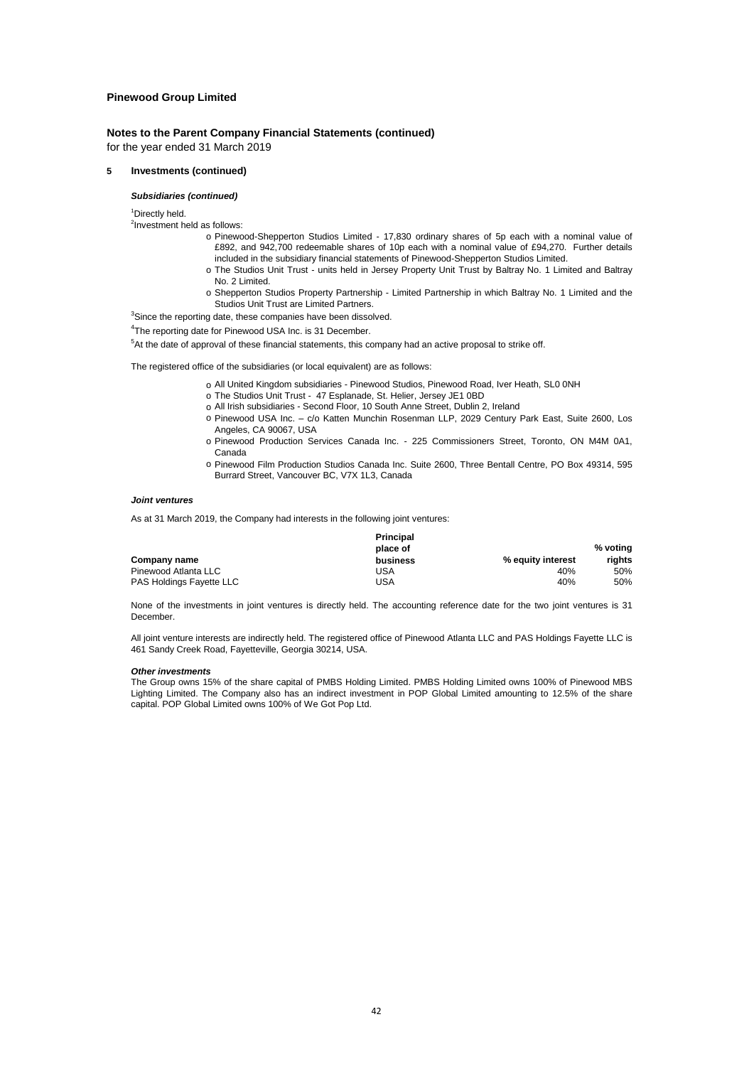**Pinewood Group Limited**

**Notes to the Parent Company Financial Statements (continued)**
for the year ended 31 March 2019

**5 Investments (continued)**

***Subsidiaries (continued)***

[1]Directly held.
[2]Investment held as follows:

- Pinewood-Shepperton Studios Limited - 17,830 ordinary shares of 5p each with a nominal value of £892, and 942,700 redeemable shares of 10p each with a nominal value of £94,270. Further details included in the subsidiary financial statements of Pinewood-Shepperton Studios Limited.
- The Studios Unit Trust - units held in Jersey Property Unit Trust by Baltray No. 1 Limited and Baltray No. 2 Limited.
- Shepperton Studios Property Partnership - Limited Partnership in which Baltray No. 1 Limited and the Studios Unit Trust are Limited Partners.

[3]Since the reporting date, these companies have been dissolved.

[4]The reporting date for Pinewood USA Inc. is 31 December.

[5]At the date of approval of these financial statements, this company had an active proposal to strike off.

The registered office of the subsidiaries (or local equivalent) are as follows:

- All United Kingdom subsidiaries - Pinewood Studios, Pinewood Road, Iver Heath, SL0 0NH
- The Studios Unit Trust - 47 Esplanade, St. Helier, Jersey JE1 0BD
- All Irish subsidiaries - Second Floor, 10 South Anne Street, Dublin 2, Ireland
- Pinewood USA Inc. – c/o Katten Munchin Rosenman LLP, 2029 Century Park East, Suite 2600, Los Angeles, CA 90067, USA
- Pinewood Production Services Canada Inc. - 225 Commissioners Street, Toronto, ON M4M 0A1, Canada
- Pinewood Film Production Studios Canada Inc. Suite 2600, Three Bentall Centre, PO Box 49314, 595 Burrard Street, Vancouver BC, V7X 1L3, Canada

***Joint ventures***

As at 31 March 2019, the Company had interests in the following joint ventures:

| Company name | Principal place of business | % equity interest | % voting rights |
|---|---|---|---|
| Pinewood Atlanta LLC | USA | 40% | 50% |
| PAS Holdings Fayette LLC | USA | 40% | 50% |

None of the investments in joint ventures is directly held. The accounting reference date for the two joint ventures is 31 December.

All joint venture interests are indirectly held. The registered office of Pinewood Atlanta LLC and PAS Holdings Fayette LLC is 461 Sandy Creek Road, Fayetteville, Georgia 30214, USA.

***Other investments***

The Group owns 15% of the share capital of PMBS Holding Limited. PMBS Holding Limited owns 100% of Pinewood MBS Lighting Limited. The Company also has an indirect investment in POP Global Limited amounting to 12.5% of the share capital. POP Global Limited owns 100% of We Got Pop Ltd.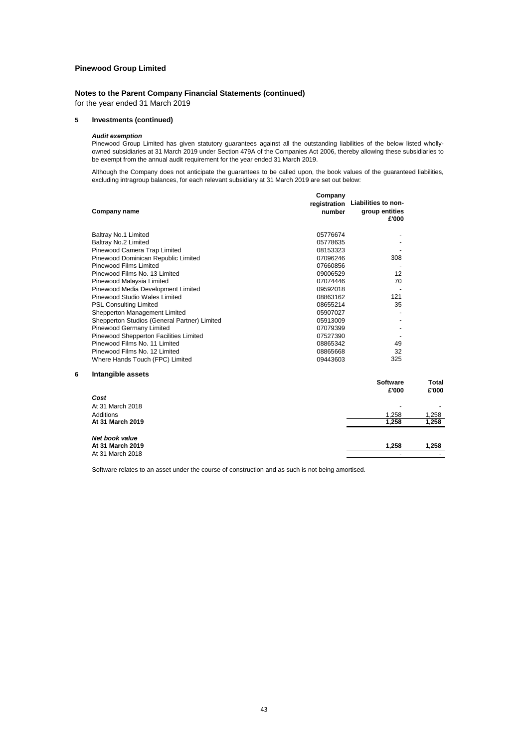**Pinewood Group Limited**

**Notes to the Parent Company Financial Statements (continued)**

for the year ended 31 March 2019

**5 Investments (continued)**

***Audit exemption***

Pinewood Group Limited has given statutory guarantees against all the outstanding liabilities of the below listed wholly-owned subsidiaries at 31 March 2019 under Section 479A of the Companies Act 2006, thereby allowing these subsidiaries to be exempt from the annual audit requirement for the year ended 31 March 2019.

Although the Company does not anticipate the guarantees to be called upon, the book values of the guaranteed liabilities, excluding intragroup balances, for each relevant subsidiary at 31 March 2019 are set out below:

| Company name | Company registration number | Liabilities to non-group entities £'000 |
|---|---|---|
| Baltray No.1 Limited | 05776674 | - |
| Baltray No.2 Limited | 05778635 | - |
| Pinewood Camera Trap Limited | 08153323 | - |
| Pinewood Dominican Republic Limited | 07096246 | 308 |
| Pinewood Films Limited | 07660856 | - |
| Pinewood Films No. 13 Limited | 09006529 | 12 |
| Pinewood Malaysia Limited | 07074446 | 70 |
| Pinewood Media Development Limited | 09592018 | - |
| Pinewood Studio Wales Limited | 08863162 | 121 |
| PSL Consulting Limited | 08655214 | 35 |
| Shepperton Management Limited | 05907027 | - |
| Shepperton Studios (General Partner) Limited | 05913009 | - |
| Pinewood Germany Limited | 07079399 | - |
| Pinewood Shepperton Facilities Limited | 07527390 | - |
| Pinewood Films No. 11 Limited | 08865342 | 49 |
| Pinewood Films No. 12 Limited | 08865668 | 32 |
| Where Hands Touch (FPC) Limited | 09443603 | 325 |

**6 Intangible assets**

| | Software £'000 | Total £'000 |
|---|---|---|
| ***Cost*** | | |
| At 31 March 2018 | - | - |
| Additions | 1,258 | 1,258 |
| **At 31 March 2019** | **1,258** | **1,258** |
| | | |
| ***Net book value*** | | |
| **At 31 March 2019** | **1,258** | **1,258** |
| At 31 March 2018 | - | - |

Software relates to an asset under the course of construction and as such is not being amortised.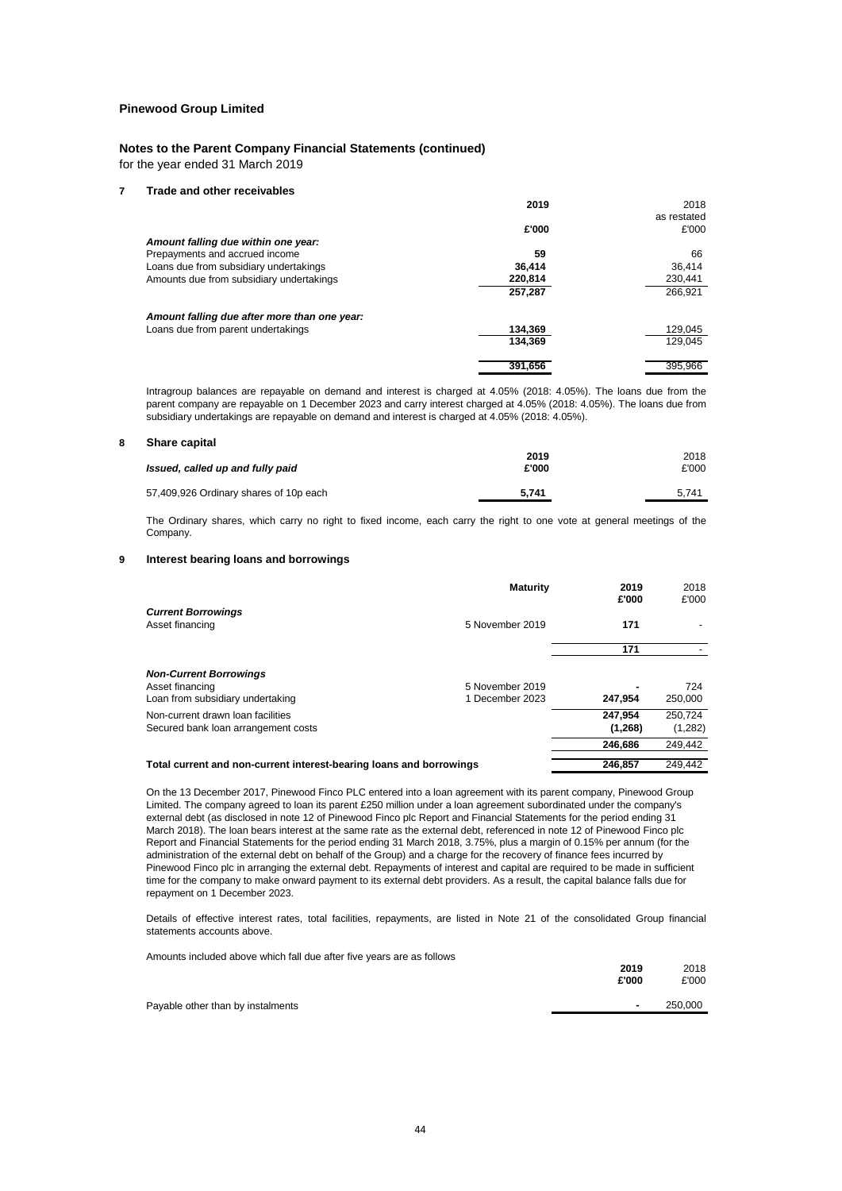**Pinewood Group Limited**

**Notes to the Parent Company Financial Statements (continued)**
for the year ended 31 March 2019

## 7 Trade and other receivables

| | 2019 | 2018 as restated |
|---|---|---|
| | £'000 | £'000 |
| ***Amount falling due within one year:*** | | |
| Prepayments and accrued income | 59 | 66 |
| Loans due from subsidiary undertakings | 36,414 | 36,414 |
| Amounts due from subsidiary undertakings | 220,814 | 230,441 |
| | 257,287 | 266,921 |
| ***Amount falling due after more than one year:*** | | |
| Loans due from parent undertakings | 134,369 | 129,045 |
| | 134,369 | 129,045 |
| | 391,656 | 395,966 |

Intragroup balances are repayable on demand and interest is charged at 4.05% (2018: 4.05%). The loans due from the parent company are repayable on 1 December 2023 and carry interest charged at 4.05% (2018: 4.05%). The loans due from subsidiary undertakings are repayable on demand and interest is charged at 4.05% (2018: 4.05%).

## 8 Share capital

| *Issued, called up and fully paid* | 2019 £'000 | 2018 £'000 |
|---|---|---|
| 57,409,926 Ordinary shares of 10p each | 5,741 | 5,741 |

The Ordinary shares, which carry no right to fixed income, each carry the right to one vote at general meetings of the Company.

## 9 Interest bearing loans and borrowings

| | Maturity | 2019 £'000 | 2018 £'000 |
|---|---|---|---|
| ***Current Borrowings*** | | | |
| Asset financing | 5 November 2019 | 171 | - |
| | | 171 | - |
| ***Non-Current Borrowings*** | | | |
| Asset financing | 5 November 2019 | - | 724 |
| Loan from subsidiary undertaking | 1 December 2023 | 247,954 | 250,000 |
| Non-current drawn loan facilities | | 247,954 | 250,724 |
| Secured bank loan arrangement costs | | (1,268) | (1,282) |
| | | 246,686 | 249,442 |
| **Total current and non-current interest-bearing loans and borrowings** | | 246,857 | 249,442 |

On the 13 December 2017, Pinewood Finco PLC entered into a loan agreement with its parent company, Pinewood Group Limited. The company agreed to loan its parent £250 million under a loan agreement subordinated under the company's external debt (as disclosed in note 12 of Pinewood Finco plc Report and Financial Statements for the period ending 31 March 2018). The loan bears interest at the same rate as the external debt, referenced in note 12 of Pinewood Finco plc Report and Financial Statements for the period ending 31 March 2018, 3.75%, plus a margin of 0.15% per annum (for the administration of the external debt on behalf of the Group) and a charge for the recovery of finance fees incurred by Pinewood Finco plc in arranging the external debt. Repayments of interest and capital are required to be made in sufficient time for the company to make onward payment to its external debt providers. As a result, the capital balance falls due for repayment on 1 December 2023.

Details of effective interest rates, total facilities, repayments, are listed in Note 21 of the consolidated Group financial statements accounts above.

Amounts included above which fall due after five years are as follows

| | 2019 £'000 | 2018 £'000 |
|---|---|---|
| Payable other than by instalments | - | 250,000 |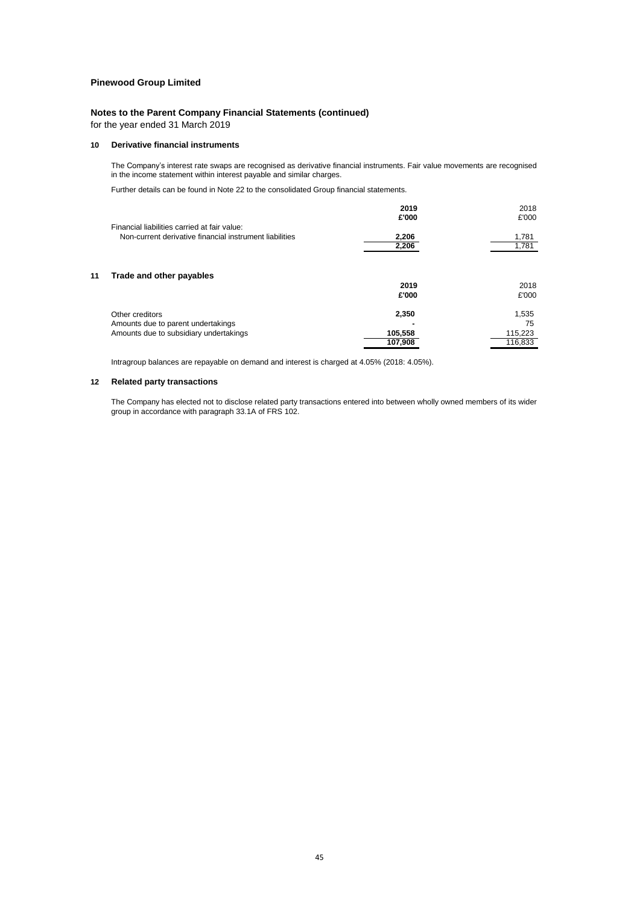**Pinewood Group Limited**

**Notes to the Parent Company Financial Statements (continued)**

for the year ended 31 March 2019

### 10 Derivative financial instruments

The Company's interest rate swaps are recognised as derivative financial instruments. Fair value movements are recognised in the income statement within interest payable and similar charges.

Further details can be found in Note 22 to the consolidated Group financial statements.

| | **2019** | 2018 |
|---|---|---|
| | **£'000** | £'000 |
| Financial liabilities carried at fair value: | | |
| Non-current derivative financial instrument liabilities | **2,206** | 1,781 |
| | **2,206** | 1,781 |

### 11 Trade and other payables

| | **2019** | 2018 |
|---|---|---|
| | **£'000** | £'000 |
| Other creditors | **2,350** | 1,535 |
| Amounts due to parent undertakings | **-** | 75 |
| Amounts due to subsidiary undertakings | **105,558** | 115,223 |
| | **107,908** | 116,833 |

Intragroup balances are repayable on demand and interest is charged at 4.05% (2018: 4.05%).

### 12 Related party transactions

The Company has elected not to disclose related party transactions entered into between wholly owned members of its wider group in accordance with paragraph 33.1A of FRS 102.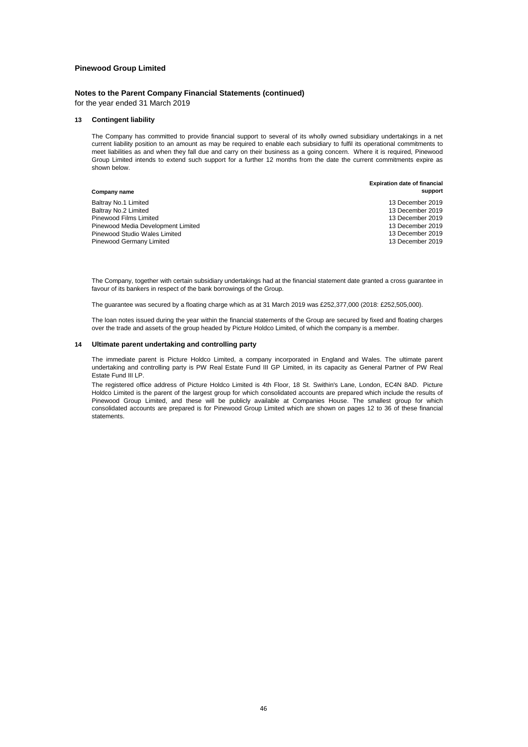**Pinewood Group Limited**

## Notes to the Parent Company Financial Statements (continued)

for the year ended 31 March 2019

### 13 Contingent liability

The Company has committed to provide financial support to several of its wholly owned subsidiary undertakings in a net current liability position to an amount as may be required to enable each subsidiary to fulfil its operational commitments to meet liabilities as and when they fall due and carry on their business as a going concern. Where it is required, Pinewood Group Limited intends to extend such support for a further 12 months from the date the current commitments expire as shown below.

| Company name | Expiration date of financial support |
|---|---|
| Baltray No.1 Limited | 13 December 2019 |
| Baltray No.2 Limited | 13 December 2019 |
| Pinewood Films Limited | 13 December 2019 |
| Pinewood Media Development Limited | 13 December 2019 |
| Pinewood Studio Wales Limited | 13 December 2019 |
| Pinewood Germany Limited | 13 December 2019 |

The Company, together with certain subsidiary undertakings had at the financial statement date granted a cross guarantee in favour of its bankers in respect of the bank borrowings of the Group.

The guarantee was secured by a floating charge which as at 31 March 2019 was £252,377,000 (2018: £252,505,000).

The loan notes issued during the year within the financial statements of the Group are secured by fixed and floating charges over the trade and assets of the group headed by Picture Holdco Limited, of which the company is a member.

### 14 Ultimate parent undertaking and controlling party

The immediate parent is Picture Holdco Limited, a company incorporated in England and Wales. The ultimate parent undertaking and controlling party is PW Real Estate Fund III GP Limited, in its capacity as General Partner of PW Real Estate Fund III LP.

The registered office address of Picture Holdco Limited is 4th Floor, 18 St. Swithin's Lane, London, EC4N 8AD. Picture Holdco Limited is the parent of the largest group for which consolidated accounts are prepared which include the results of Pinewood Group Limited, and these will be publicly available at Companies House. The smallest group for which consolidated accounts are prepared is for Pinewood Group Limited which are shown on pages 12 to 36 of these financial statements.